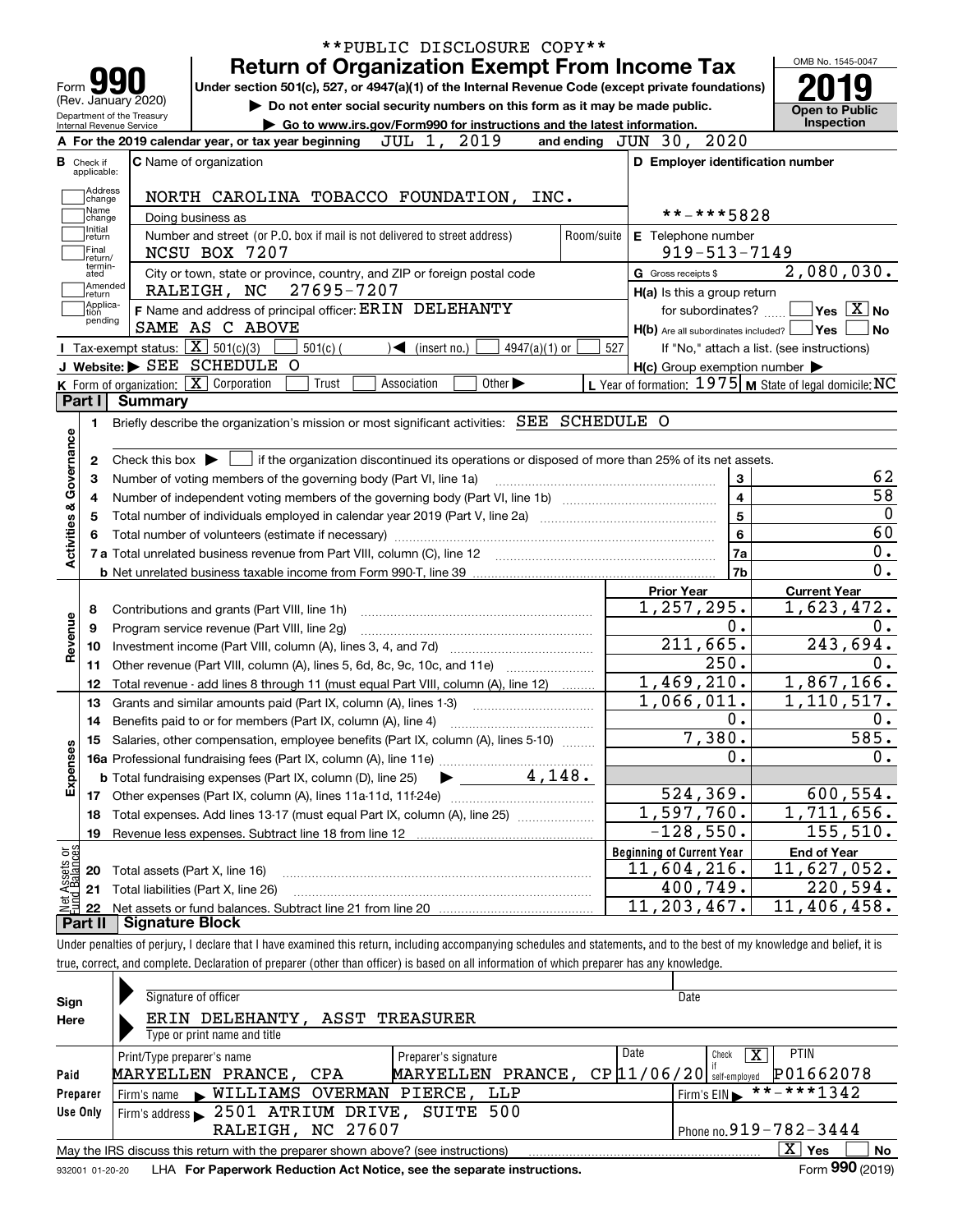**PUBLIC DISCLOSURE COPY**

# Form 990 — Return of Organization Exempt From Income Tax

Form **990** (Rev. January 2020) — Department of the Treasury, Internal Revenue Service

Under section 501(c), 527, or 4947(a)(1) of the Internal Revenue Code (except private foundations)

▶ Do not enter social security numbers on this form as it may be made public.

▶ Go to www.irs.gov/Form990 for instructions and the latest information.

OMB No. 1545-0047 — **2019** — **Open to Public Inspection**

**A** For the 2019 calendar year, or tax year beginning JUL 1, 2019 and ending JUN 30, 2020

**B** Check if applicable: Address change, Name change, Initial return, Final return/terminated, Amended return, Application pending

**C** Name of organization: NORTH CAROLINA TOBACCO FOUNDATION, INC.

Doing business as

Number and street (or P.O. box if mail is not delivered to street address): NCSU BOX 7207 — Room/suite

City or town, state or province, country, and ZIP or foreign postal code: RALEIGH, NC 27695-7207

**D** Employer identification number: **-***5828

**E** Telephone number: 919-513-7149

**G** Gross receipts $ 2,080,030.

**F** Name and address of principal officer: ERIN DELEHANTY, SAME AS C ABOVE

**H(a)** Is this a group return for subordinates? ☐ Yes ☒ No

**H(b)** Are all subordinates included? ☐ Yes ☐ No — If "No," attach a list. (see instructions)

**H(c)** Group exemption number ▶

**I** Tax-exempt status: ☒ 501(c)(3) ☐ 501(c) ( ) ◀ (insert no.) ☐ 4947(a)(1) or ☐ 527

**J** Website: ▶ SEE SCHEDULE O

**K** Form of organization: ☒ Corporation ☐ Trust ☐ Association ☐ Other ▶

**L** Year of formation: 1975 **M** State of legal domicile: NC

## Part I Summary

**Activities & Governance**

1 Briefly describe the organization's mission or most significant activities: SEE SCHEDULE O

2 Check this box ▶ ☐ if the organization discontinued its operations or disposed of more than 25% of its net assets.

| | | Line | Value |
|---|---|---|---|
| 3 | Number of voting members of the governing body (Part VI, line 1a) | 3 | 62 |
| 4 | Number of independent voting members of the governing body (Part VI, line 1b) | 4 | 58 |
| 5 | Total number of individuals employed in calendar year 2019 (Part V, line 2a) | 5 | 0 |
| 6 | Total number of volunteers (estimate if necessary) | 6 | 60 |
| 7a | Total unrelated business revenue from Part VIII, column (C), line 12 | 7a | 0. |
| b | Net unrelated business taxable income from Form 990-T, line 39 | 7b | 0. |

| | | Prior Year | Current Year |
|---|---|---|---|
| **Revenue** | | | |
| 8 | Contributions and grants (Part VIII, line 1h) | 1,257,295. | 1,623,472. |
| 9 | Program service revenue (Part VIII, line 2g) | 0. | 0. |
| 10 | Investment income (Part VIII, column (A), lines 3, 4, and 7d) | 211,665. | 243,694. |
| 11 | Other revenue (Part VIII, column (A), lines 5, 6d, 8c, 9c, 10c, and 11e) | 250. | 0. |
| 12 | Total revenue - add lines 8 through 11 (must equal Part VIII, column (A), line 12) | 1,469,210. | 1,867,166. |
| **Expenses** | | | |
| 13 | Grants and similar amounts paid (Part IX, column (A), lines 1-3) | 1,066,011. | 1,110,517. |
| 14 | Benefits paid to or for members (Part IX, column (A), line 4) | 0. | 0. |
| 15 | Salaries, other compensation, employee benefits (Part IX, column (A), lines 5-10) | 7,380. | 585. |
| 16a | Professional fundraising fees (Part IX, column (A), line 11e) | 0. | 0. |
| b | Total fundraising expenses (Part IX, column (D), line 25) ▶ 4,148. | | |
| 17 | Other expenses (Part IX, column (A), lines 11a-11d, 11f-24e) | 524,369. | 600,554. |
| 18 | Total expenses. Add lines 13-17 (must equal Part IX, column (A), line 25) | 1,597,760. | 1,711,656. |
| 19 | Revenue less expenses. Subtract line 18 from line 12 | -128,550. | 155,510. |

| **Net Assets or Fund Balances** | | Beginning of Current Year | End of Year |
|---|---|---|---|
| 20 | Total assets (Part X, line 16) | 11,604,216. | 11,627,052. |
| 21 | Total liabilities (Part X, line 26) | 400,749. | 220,594. |
| 22 | Net assets or fund balances. Subtract line 21 from line 20 | 11,203,467. | 11,406,458. |

## Part II Signature Block

Under penalties of perjury, I declare that I have examined this return, including accompanying schedules and statements, and to the best of my knowledge and belief, it is true, correct, and complete. Declaration of preparer (other than officer) is based on all information of which preparer has any knowledge.

**Sign Here**

Signature of officer — Date

ERIN DELEHANTY, ASST TREASURER

Type or print name and title

**Paid Preparer Use Only**

| Print/Type preparer's name | Preparer's signature | Date | Check ☒ if self-employed | PTIN |
|---|---|---|---|---|
| MARYELLEN PRANCE, CPA | MARYELLEN PRANCE, CP | 11/06/20 | X | P01662078 |

Firm's name ▶ WILLIAMS OVERMAN PIERCE, LLP — Firm's EIN ▶ **-***1342

Firm's address ▶ 2501 ATRIUM DRIVE, SUITE 500, RALEIGH, NC 27607 — Phone no. 919-782-3444

May the IRS discuss this return with the preparer shown above? (see instructions) ☒ Yes ☐ No

932001 01-20-20 LHA For Paperwork Reduction Act Notice, see the separate instructions. Form **990** (2019)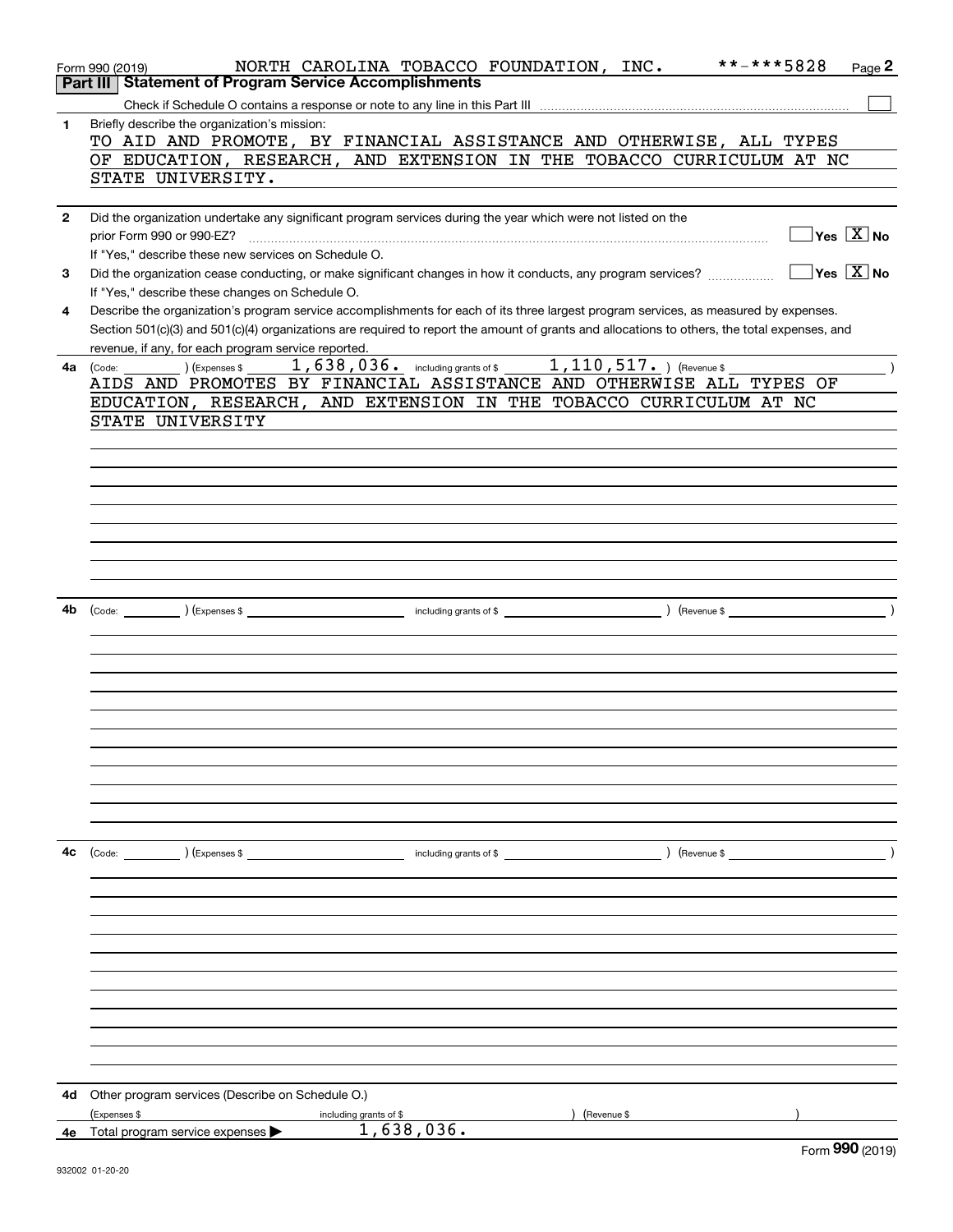Form 990 (2019) NORTH CAROLINA TOBACCO FOUNDATION, INC. **-***5828

## Part III Statement of Program Service Accomplishments

Check if Schedule O contains a response or note to any line in this Part III ☐

**1** Briefly describe the organization's mission:

TO AID AND PROMOTE, BY FINANCIAL ASSISTANCE AND OTHERWISE, ALL TYPES OF EDUCATION, RESEARCH, AND EXTENSION IN THE TOBACCO CURRICULUM AT NC STATE UNIVERSITY.

**2** Did the organization undertake any significant program services during the year which were not listed on the prior Form 990 or 990-EZ? ☐ Yes ☒ No

If "Yes," describe these new services on Schedule O.

**3** Did the organization cease conducting, or make significant changes in how it conducts, any program services? ☐ Yes ☒ No

If "Yes," describe these changes on Schedule O.

**4** Describe the organization's program service accomplishments for each of its three largest program services, as measured by expenses. Section 501(c)(3) and 501(c)(4) organizations are required to report the amount of grants and allocations to others, the total expenses, and revenue, if any, for each program service reported.

**4a** (Code: ) (Expenses $ 1,638,036. including grants of $ 1,110,517. ) (Revenue $ )

AIDS AND PROMOTES BY FINANCIAL ASSISTANCE AND OTHERWISE ALL TYPES OF EDUCATION, RESEARCH, AND EXTENSION IN THE TOBACCO CURRICULUM AT NC STATE UNIVERSITY

**4b** (Code: ) (Expenses $ including grants of $ ) (Revenue $ )

**4c** (Code: ) (Expenses $ including grants of $ ) (Revenue $ )

**4d** Other program services (Describe on Schedule O.)

(Expenses $ including grants of $ ) (Revenue $ )

**4e** Total program service expenses ▶ 1,638,036.

Form 990 (2019)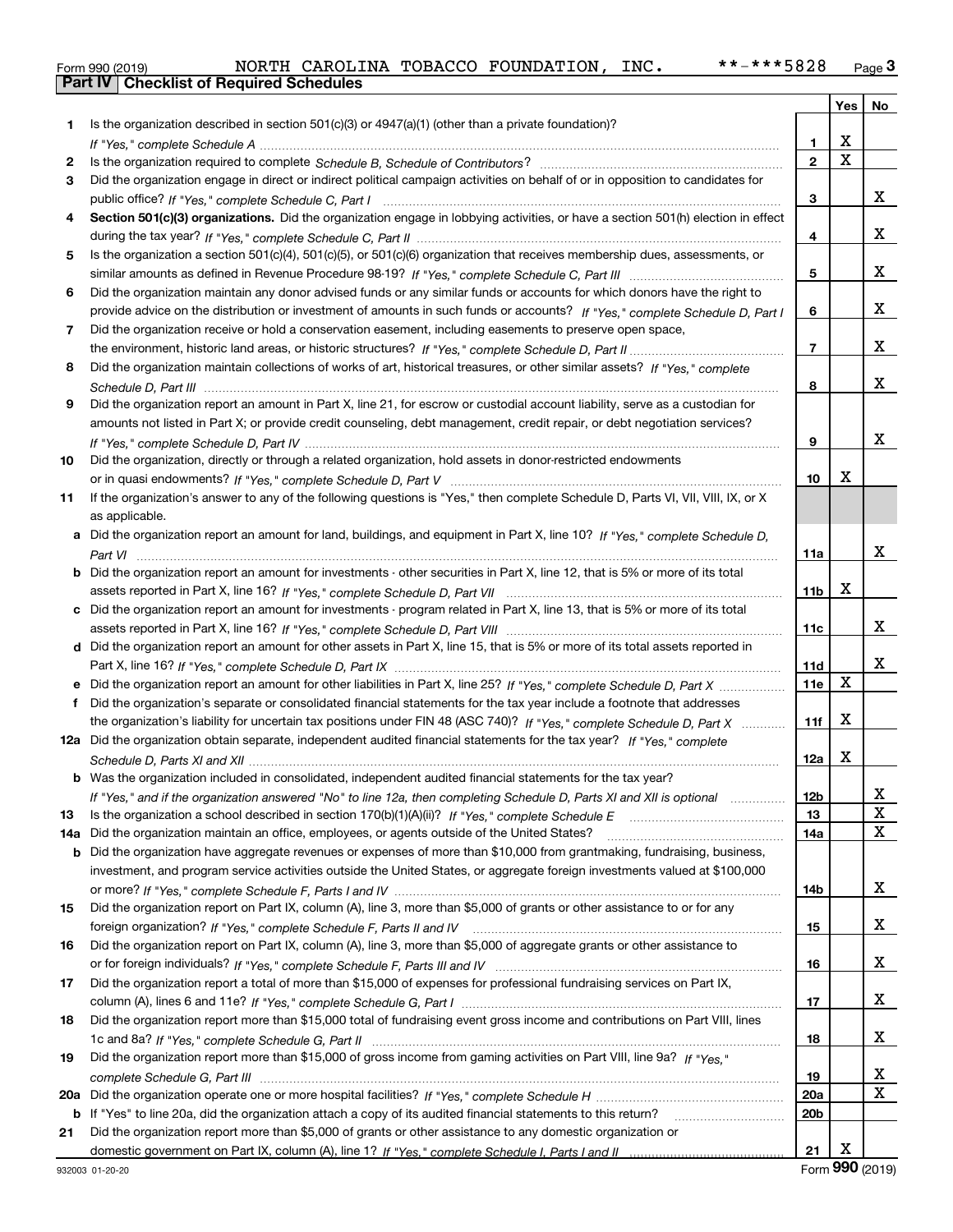Form 990 (2019) NORTH CAROLINA TOBACCO FOUNDATION, INC. **-***5828 Page 3

## Part IV Checklist of Required Schedules

| | | | Yes | No |
|---|---|---|---|---|
| 1 | Is the organization described in section 501(c)(3) or 4947(a)(1) (other than a private foundation)? *If "Yes," complete Schedule A* | 1 | X | |
| 2 | Is the organization required to complete *Schedule B, Schedule of Contributors*? | 2 | X | |
| 3 | Did the organization engage in direct or indirect political campaign activities on behalf of or in opposition to candidates for public office? *If "Yes," complete Schedule C, Part I* | 3 | | X |
| 4 | **Section 501(c)(3) organizations.** Did the organization engage in lobbying activities, or have a section 501(h) election in effect during the tax year? *If "Yes," complete Schedule C, Part II* | 4 | | X |
| 5 | Is the organization a section 501(c)(4), 501(c)(5), or 501(c)(6) organization that receives membership dues, assessments, or similar amounts as defined in Revenue Procedure 98-19? *If "Yes," complete Schedule C, Part III* | 5 | | X |
| 6 | Did the organization maintain any donor advised funds or any similar funds or accounts for which donors have the right to provide advice on the distribution or investment of amounts in such funds or accounts? *If "Yes," complete Schedule D, Part I* | 6 | | X |
| 7 | Did the organization receive or hold a conservation easement, including easements to preserve open space, the environment, historic land areas, or historic structures? *If "Yes," complete Schedule D, Part II* | 7 | | X |
| 8 | Did the organization maintain collections of works of art, historical treasures, or other similar assets? *If "Yes," complete Schedule D, Part III* | 8 | | X |
| 9 | Did the organization report an amount in Part X, line 21, for escrow or custodial account liability, serve as a custodian for amounts not listed in Part X; or provide credit counseling, debt management, credit repair, or debt negotiation services? *If "Yes," complete Schedule D, Part IV* | 9 | | X |
| 10 | Did the organization, directly or through a related organization, hold assets in donor-restricted endowments or in quasi endowments? *If "Yes," complete Schedule D, Part V* | 10 | X | |
| 11 | If the organization's answer to any of the following questions is "Yes," then complete Schedule D, Parts VI, VII, VIII, IX, or X as applicable. | | | |
| a | Did the organization report an amount for land, buildings, and equipment in Part X, line 10? *If "Yes," complete Schedule D, Part VI* | 11a | | X |
| b | Did the organization report an amount for investments - other securities in Part X, line 12, that is 5% or more of its total assets reported in Part X, line 16? *If "Yes," complete Schedule D, Part VII* | 11b | X | |
| c | Did the organization report an amount for investments - program related in Part X, line 13, that is 5% or more of its total assets reported in Part X, line 16? *If "Yes," complete Schedule D, Part VIII* | 11c | | X |
| d | Did the organization report an amount for other assets in Part X, line 15, that is 5% or more of its total assets reported in Part X, line 16? *If "Yes," complete Schedule D, Part IX* | 11d | | X |
| e | Did the organization report an amount for other liabilities in Part X, line 25? *If "Yes," complete Schedule D, Part X* | 11e | X | |
| f | Did the organization's separate or consolidated financial statements for the tax year include a footnote that addresses the organization's liability for uncertain tax positions under FIN 48 (ASC 740)? *If "Yes," complete Schedule D, Part X* | 11f | X | |
| 12a | Did the organization obtain separate, independent audited financial statements for the tax year? *If "Yes," complete Schedule D, Parts XI and XII* | 12a | X | |
| b | Was the organization included in consolidated, independent audited financial statements for the tax year? *If "Yes," and if the organization answered "No" to line 12a, then completing Schedule D, Parts XI and XII is optional* | 12b | | X |
| 13 | Is the organization a school described in section 170(b)(1)(A)(ii)? *If "Yes," complete Schedule E* | 13 | | X |
| 14a | Did the organization maintain an office, employees, or agents outside of the United States? | 14a | | X |
| b | Did the organization have aggregate revenues or expenses of more than $10,000 from grantmaking, fundraising, business, investment, and program service activities outside the United States, or aggregate foreign investments valued at $100,000 or more? *If "Yes," complete Schedule F, Parts I and IV* | 14b | | X |
| 15 | Did the organization report on Part IX, column (A), line 3, more than $5,000 of grants or other assistance to or for any foreign organization? *If "Yes," complete Schedule F, Parts II and IV* | 15 | | X |
| 16 | Did the organization report on Part IX, column (A), line 3, more than $5,000 of aggregate grants or other assistance to or for foreign individuals? *If "Yes," complete Schedule F, Parts III and IV* | 16 | | X |
| 17 | Did the organization report a total of more than $15,000 of expenses for professional fundraising services on Part IX, column (A), lines 6 and 11e? *If "Yes," complete Schedule G, Part I* | 17 | | X |
| 18 | Did the organization report more than $15,000 total of fundraising event gross income and contributions on Part VIII, lines 1c and 8a? *If "Yes," complete Schedule G, Part II* | 18 | | X |
| 19 | Did the organization report more than $15,000 of gross income from gaming activities on Part VIII, line 9a? *If "Yes," complete Schedule G, Part III* | 19 | | X |
| 20a | Did the organization operate one or more hospital facilities? *If "Yes," complete Schedule H* | 20a | | X |
| b | If "Yes" to line 20a, did the organization attach a copy of its audited financial statements to this return? | 20b | | |
| 21 | Did the organization report more than $5,000 of grants or other assistance to any domestic organization or domestic government on Part IX, column (A), line 1? *If "Yes," complete Schedule I, Parts I and II* | 21 | X | |

932003 01-20-20 Form **990** (2019)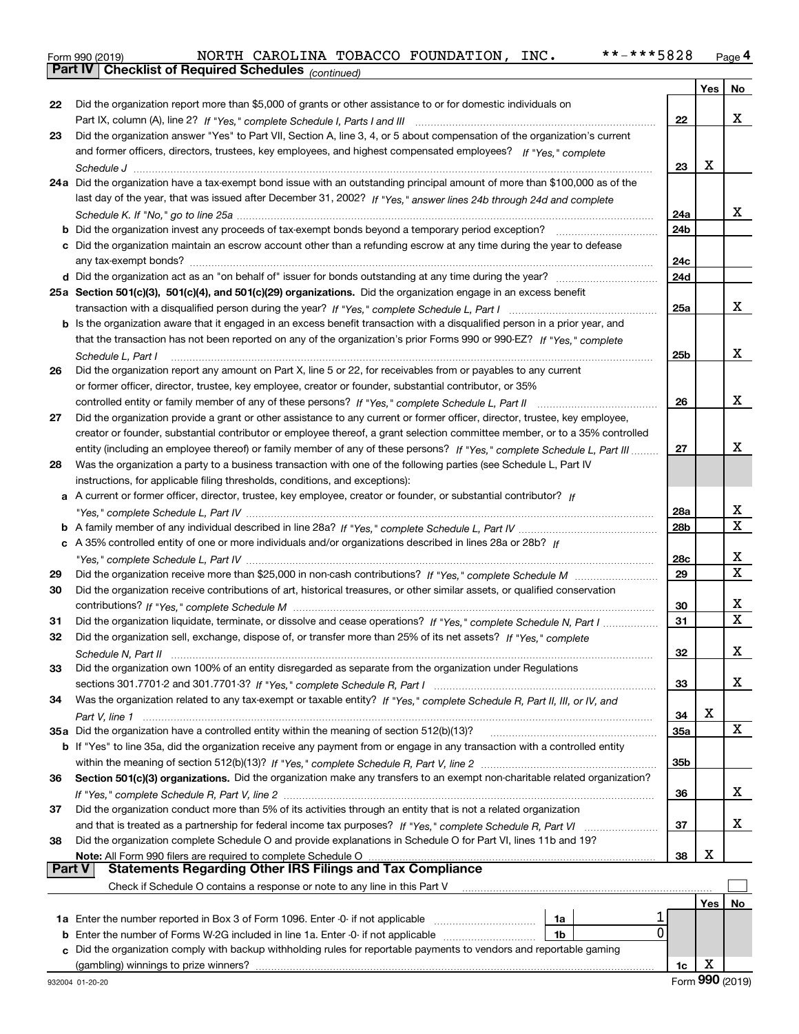Form 990 (2019) NORTH CAROLINA TOBACCO FOUNDATION, INC. **-***5828 Page 4

## Part IV Checklist of Required Schedules *(continued)*

| | | | Yes | No |
|---|---|---|---|---|
| 22 | Did the organization report more than $5,000 of grants or other assistance to or for domestic individuals on Part IX, column (A), line 2? *If "Yes," complete Schedule I, Parts I and III* | 22 | | X |
| 23 | Did the organization answer "Yes" to Part VII, Section A, line 3, 4, or 5 about compensation of the organization's current and former officers, directors, trustees, key employees, and highest compensated employees? *If "Yes," complete Schedule J* | 23 | X | |
| 24a | Did the organization have a tax-exempt bond issue with an outstanding principal amount of more than $100,000 as of the last day of the year, that was issued after December 31, 2002? *If "Yes," answer lines 24b through 24d and complete Schedule K. If "No," go to line 25a* | 24a | | X |
| b | Did the organization invest any proceeds of tax-exempt bonds beyond a temporary period exception? | 24b | | |
| c | Did the organization maintain an escrow account other than a refunding escrow at any time during the year to defease any tax-exempt bonds? | 24c | | |
| d | Did the organization act as an "on behalf of" issuer for bonds outstanding at any time during the year? | 24d | | |
| 25a | **Section 501(c)(3), 501(c)(4), and 501(c)(29) organizations.** Did the organization engage in an excess benefit transaction with a disqualified person during the year? *If "Yes," complete Schedule L, Part I* | 25a | | X |
| b | Is the organization aware that it engaged in an excess benefit transaction with a disqualified person in a prior year, and that the transaction has not been reported on any of the organization's prior Forms 990 or 990-EZ? *If "Yes," complete Schedule L, Part I* | 25b | | X |
| 26 | Did the organization report any amount on Part X, line 5 or 22, for receivables from or payables to any current or former officer, director, trustee, key employee, creator or founder, substantial contributor, or 35% controlled entity or family member of any of these persons? *If "Yes," complete Schedule L, Part II* | 26 | | X |
| 27 | Did the organization provide a grant or other assistance to any current or former officer, director, trustee, key employee, creator or founder, substantial contributor or employee thereof, a grant selection committee member, or to a 35% controlled entity (including an employee thereof) or family member of any of these persons? *If "Yes," complete Schedule L, Part III* | 27 | | X |
| 28 | Was the organization a party to a business transaction with one of the following parties (see Schedule L, Part IV instructions, for applicable filing thresholds, conditions, and exceptions): | | | |
| a | A current or former officer, director, trustee, key employee, creator or founder, or substantial contributor? *If "Yes," complete Schedule L, Part IV* | 28a | | X |
| b | A family member of any individual described in line 28a? *If "Yes," complete Schedule L, Part IV* | 28b | | X |
| c | A 35% controlled entity of one or more individuals and/or organizations described in lines 28a or 28b? *If "Yes," complete Schedule L, Part IV* | 28c | | X |
| 29 | Did the organization receive more than $25,000 in non-cash contributions? *If "Yes," complete Schedule M* | 29 | | X |
| 30 | Did the organization receive contributions of art, historical treasures, or other similar assets, or qualified conservation contributions? *If "Yes," complete Schedule M* | 30 | | X |
| 31 | Did the organization liquidate, terminate, or dissolve and cease operations? *If "Yes," complete Schedule N, Part I* | 31 | | X |
| 32 | Did the organization sell, exchange, dispose of, or transfer more than 25% of its net assets? *If "Yes," complete Schedule N, Part II* | 32 | | X |
| 33 | Did the organization own 100% of an entity disregarded as separate from the organization under Regulations sections 301.7701-2 and 301.7701-3? *If "Yes," complete Schedule R, Part I* | 33 | | X |
| 34 | Was the organization related to any tax-exempt or taxable entity? *If "Yes," complete Schedule R, Part II, III, or IV, and Part V, line 1* | 34 | X | |
| 35a | Did the organization have a controlled entity within the meaning of section 512(b)(13)? | 35a | | X |
| b | If "Yes" to line 35a, did the organization receive any payment from or engage in any transaction with a controlled entity within the meaning of section 512(b)(13)? *If "Yes," complete Schedule R, Part V, line 2* | 35b | | |
| 36 | **Section 501(c)(3) organizations.** Did the organization make any transfers to an exempt non-charitable related organization? *If "Yes," complete Schedule R, Part V, line 2* | 36 | | X |
| 37 | Did the organization conduct more than 5% of its activities through an entity that is not a related organization and that is treated as a partnership for federal income tax purposes? *If "Yes," complete Schedule R, Part VI* | 37 | | X |
| 38 | Did the organization complete Schedule O and provide explanations in Schedule O for Part VI, lines 11b and 19? **Note:** All Form 990 filers are required to complete Schedule O | 38 | X | |

## Part V Statements Regarding Other IRS Filings and Tax Compliance

Check if Schedule O contains a response or note to any line in this Part V ☐

| | | | | | Yes | No |
|---|---|---|---|---|---|---|
| 1a | Enter the number reported in Box 3 of Form 1096. Enter -0- if not applicable | 1a | 1 | | | |
| b | Enter the number of Forms W-2G included in line 1a. Enter -0- if not applicable | 1b | 0 | | | |
| c | Did the organization comply with backup withholding rules for reportable payments to vendors and reportable gaming (gambling) winnings to prize winners? | | | 1c | X | |

932004 01-20-20 Form **990** (2019)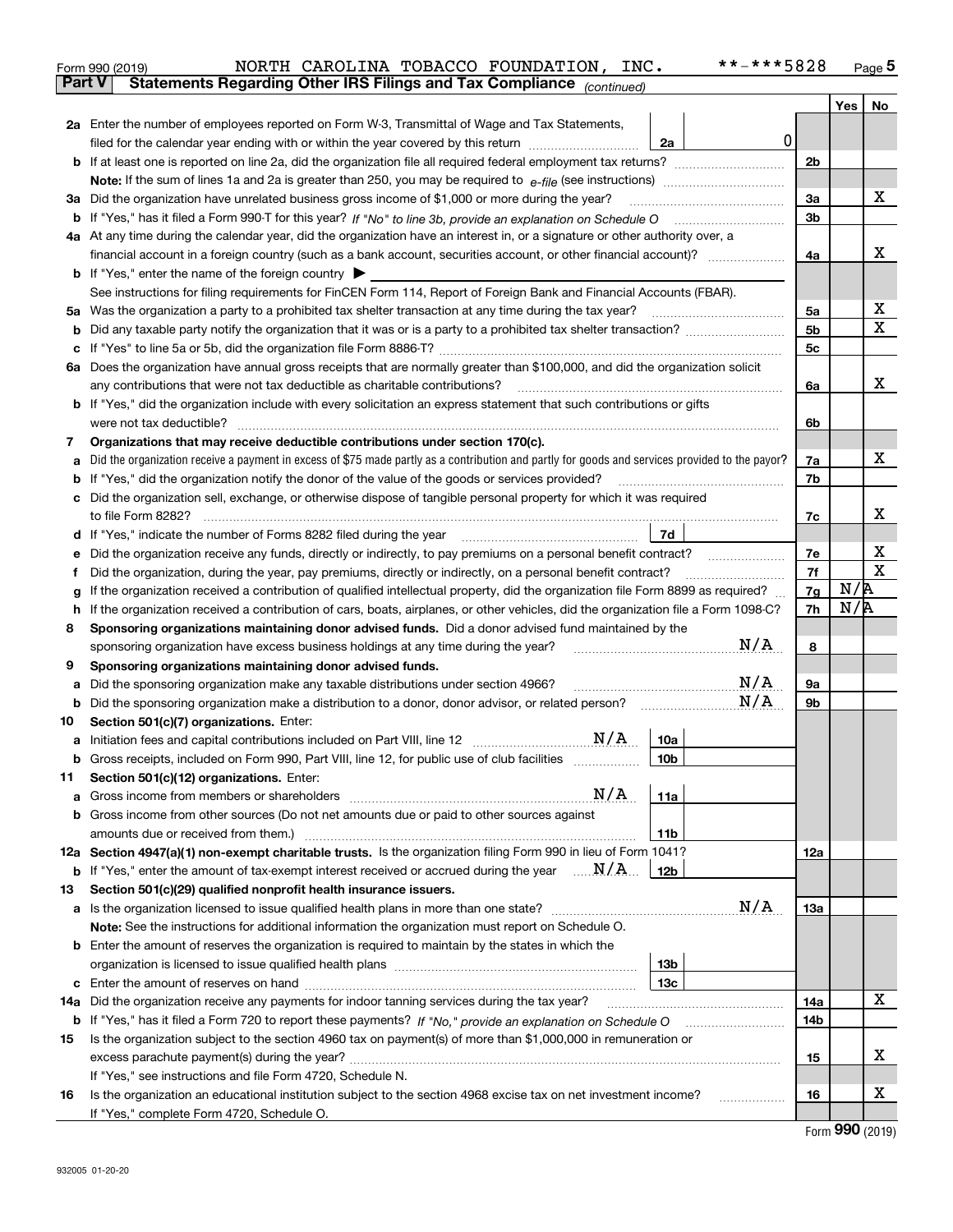Form 990 (2019) NORTH CAROLINA TOBACCO FOUNDATION, INC. **-***5828 Page 5

## Part V Statements Regarding Other IRS Filings and Tax Compliance *(continued)*

| | | | | | Yes | No |
|---|---|---|---|---|---|---|
| **2a** | Enter the number of employees reported on Form W-3, Transmittal of Wage and Tax Statements, filed for the calendar year ending with or within the year covered by this return | 2a | 0 | | | |
| **b** | If at least one is reported on line 2a, did the organization file all required federal employment tax returns? | | | 2b | | |
| | **Note:** If the sum of lines 1a and 2a is greater than 250, you may be required to *e-file* (see instructions) | | | | | |
| **3a** | Did the organization have unrelated business gross income of $1,000 or more during the year? | | | 3a | | X |
| **b** | If "Yes," has it filed a Form 990-T for this year? *If "No" to line 3b, provide an explanation on Schedule O* | | | 3b | | |
| **4a** | At any time during the calendar year, did the organization have an interest in, or a signature or other authority over, a financial account in a foreign country (such as a bank account, securities account, or other financial account)? | | | 4a | | X |
| **b** | If "Yes," enter the name of the foreign country ▶ | | | | | |
| | See instructions for filing requirements for FinCEN Form 114, Report of Foreign Bank and Financial Accounts (FBAR). | | | | | |
| **5a** | Was the organization a party to a prohibited tax shelter transaction at any time during the tax year? | | | 5a | | X |
| **b** | Did any taxable party notify the organization that it was or is a party to a prohibited tax shelter transaction? | | | 5b | | X |
| **c** | If "Yes" to line 5a or 5b, did the organization file Form 8886-T? | | | 5c | | |
| **6a** | Does the organization have annual gross receipts that are normally greater than $100,000, and did the organization solicit any contributions that were not tax deductible as charitable contributions? | | | 6a | | X |
| **b** | If "Yes," did the organization include with every solicitation an express statement that such contributions or gifts were not tax deductible? | | | 6b | | |
| **7** | **Organizations that may receive deductible contributions under section 170(c).** | | | | | |
| **a** | Did the organization receive a payment in excess of $75 made partly as a contribution and partly for goods and services provided to the payor? | | | 7a | | X |
| **b** | If "Yes," did the organization notify the donor of the value of the goods or services provided? | | | 7b | | |
| **c** | Did the organization sell, exchange, or otherwise dispose of tangible personal property for which it was required to file Form 8282? | | | 7c | | X |
| **d** | If "Yes," indicate the number of Forms 8282 filed during the year | 7d | | | | |
| **e** | Did the organization receive any funds, directly or indirectly, to pay premiums on a personal benefit contract? | | | 7e | | X |
| **f** | Did the organization, during the year, pay premiums, directly or indirectly, on a personal benefit contract? | | | 7f | | X |
| **g** | If the organization received a contribution of qualified intellectual property, did the organization file Form 8899 as required? | | | 7g | N/A | |
| **h** | If the organization received a contribution of cars, boats, airplanes, or other vehicles, did the organization file a Form 1098-C? | | | 7h | N/A | |
| **8** | **Sponsoring organizations maintaining donor advised funds.** Did a donor advised fund maintained by the sponsoring organization have excess business holdings at any time during the year? N/A | | | 8 | | |
| **9** | **Sponsoring organizations maintaining donor advised funds.** | | | | | |
| **a** | Did the sponsoring organization make any taxable distributions under section 4966? N/A | | | 9a | | |
| **b** | Did the sponsoring organization make a distribution to a donor, donor advisor, or related person? N/A | | | 9b | | |
| **10** | **Section 501(c)(7) organizations.** Enter: | | | | | |
| **a** | Initiation fees and capital contributions included on Part VIII, line 12 N/A | 10a | | | | |
| **b** | Gross receipts, included on Form 990, Part VIII, line 12, for public use of club facilities | 10b | | | | |
| **11** | **Section 501(c)(12) organizations.** Enter: | | | | | |
| **a** | Gross income from members or shareholders N/A | 11a | | | | |
| **b** | Gross income from other sources (Do not net amounts due or paid to other sources against amounts due or received from them.) | 11b | | | | |
| **12a** | **Section 4947(a)(1) non-exempt charitable trusts.** Is the organization filing Form 990 in lieu of Form 1041? | | | 12a | | |
| **b** | If "Yes," enter the amount of tax-exempt interest received or accrued during the year N/A | 12b | | | | |
| **13** | **Section 501(c)(29) qualified nonprofit health insurance issuers.** | | | | | |
| **a** | Is the organization licensed to issue qualified health plans in more than one state? N/A | | | 13a | | |
| | **Note:** See the instructions for additional information the organization must report on Schedule O. | | | | | |
| **b** | Enter the amount of reserves the organization is required to maintain by the states in which the organization is licensed to issue qualified health plans | 13b | | | | |
| **c** | Enter the amount of reserves on hand | 13c | | | | |
| **14a** | Did the organization receive any payments for indoor tanning services during the tax year? | | | 14a | | X |
| **b** | If "Yes," has it filed a Form 720 to report these payments? *If "No," provide an explanation on Schedule O* | | | 14b | | |
| **15** | Is the organization subject to the section 4960 tax on payment(s) of more than $1,000,000 in remuneration or excess parachute payment(s) during the year? | | | 15 | | X |
| | If "Yes," see instructions and file Form 4720, Schedule N. | | | | | |
| **16** | Is the organization an educational institution subject to the section 4968 excise tax on net investment income? | | | 16 | | X |
| | If "Yes," complete Form 4720, Schedule O. | | | | | |

Form **990** (2019)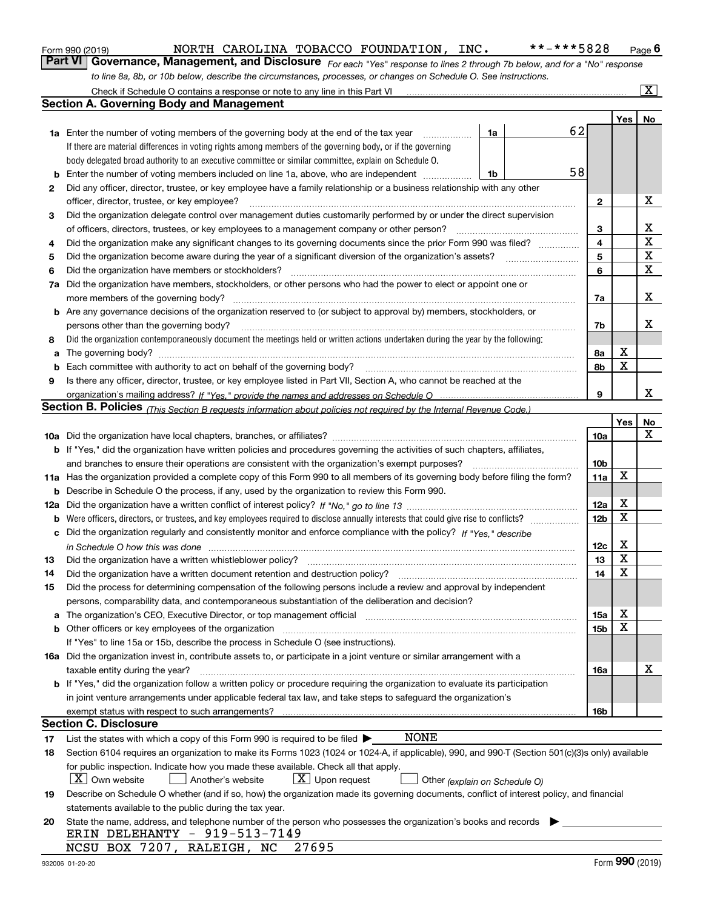Form 990 (2019) NORTH CAROLINA TOBACCO FOUNDATION, INC. **-***5828 Page 6

## Part VI Governance, Management, and Disclosure

*For each "Yes" response to lines 2 through 7b below, and for a "No" response to line 8a, 8b, or 10b below, describe the circumstances, processes, or changes on Schedule O. See instructions.*

Check if Schedule O contains a response or note to any line in this Part VI ☒

### Section A. Governing Body and Management

| | | | | Yes | No |
|---|---|---|---|---|---|
| 1a | Enter the number of voting members of the governing body at the end of the tax year. If there are material differences in voting rights among members of the governing body, or if the governing body delegated broad authority to an executive committee or similar committee, explain on Schedule O. | 1a | 62 | | |
| b | Enter the number of voting members included on line 1a, above, who are independent | 1b | 58 | | |
| 2 | Did any officer, director, trustee, or key employee have a family relationship or a business relationship with any other officer, director, trustee, or key employee? | 2 | | | X |
| 3 | Did the organization delegate control over management duties customarily performed by or under the direct supervision of officers, directors, trustees, or key employees to a management company or other person? | 3 | | | X |
| 4 | Did the organization make any significant changes to its governing documents since the prior Form 990 was filed? | 4 | | | X |
| 5 | Did the organization become aware during the year of a significant diversion of the organization's assets? | 5 | | | X |
| 6 | Did the organization have members or stockholders? | 6 | | | X |
| 7a | Did the organization have members, stockholders, or other persons who had the power to elect or appoint one or more members of the governing body? | 7a | | | X |
| b | Are any governance decisions of the organization reserved to (or subject to approval by) members, stockholders, or persons other than the governing body? | 7b | | | X |
| 8 | Did the organization contemporaneously document the meetings held or written actions undertaken during the year by the following: | | | | |
| a | The governing body? | 8a | | X | |
| b | Each committee with authority to act on behalf of the governing body? | 8b | | X | |
| 9 | Is there any officer, director, trustee, or key employee listed in Part VII, Section A, who cannot be reached at the organization's mailing address? *If "Yes," provide the names and addresses on Schedule O* | 9 | | | X |

### Section B. Policies *(This Section B requests information about policies not required by the Internal Revenue Code.)*

| | | | Yes | No |
|---|---|---|---|---|
| 10a | Did the organization have local chapters, branches, or affiliates? | 10a | | X |
| b | If "Yes," did the organization have written policies and procedures governing the activities of such chapters, affiliates, and branches to ensure their operations are consistent with the organization's exempt purposes? | 10b | | |
| 11a | Has the organization provided a complete copy of this Form 990 to all members of its governing body before filing the form? | 11a | X | |
| b | Describe in Schedule O the process, if any, used by the organization to review this Form 990. | | | |
| 12a | Did the organization have a written conflict of interest policy? *If "No," go to line 13* | 12a | X | |
| b | Were officers, directors, or trustees, and key employees required to disclose annually interests that could give rise to conflicts? | 12b | X | |
| c | Did the organization regularly and consistently monitor and enforce compliance with the policy? *If "Yes," describe in Schedule O how this was done* | 12c | X | |
| 13 | Did the organization have a written whistleblower policy? | 13 | X | |
| 14 | Did the organization have a written document retention and destruction policy? | 14 | X | |
| 15 | Did the process for determining compensation of the following persons include a review and approval by independent persons, comparability data, and contemporaneous substantiation of the deliberation and decision? | | | |
| a | The organization's CEO, Executive Director, or top management official | 15a | X | |
| b | Other officers or key employees of the organization | 15b | X | |
| | If "Yes" to line 15a or 15b, describe the process in Schedule O (see instructions). | | | |
| 16a | Did the organization invest in, contribute assets to, or participate in a joint venture or similar arrangement with a taxable entity during the year? | 16a | | X |
| b | If "Yes," did the organization follow a written policy or procedure requiring the organization to evaluate its participation in joint venture arrangements under applicable federal tax law, and take steps to safeguard the organization's exempt status with respect to such arrangements? | 16b | | |

### Section C. Disclosure

17 List the states with which a copy of this Form 990 is required to be filed ▶ NONE

18 Section 6104 requires an organization to make its Forms 1023 (1024 or 1024-A, if applicable), 990, and 990-T (Section 501(c)(3)s only) available for public inspection. Indicate how you made these available. Check all that apply.

☒ Own website ☐ Another's website ☒ Upon request ☐ Other *(explain on Schedule O)*

19 Describe on Schedule O whether (and if so, how) the organization made its governing documents, conflict of interest policy, and financial statements available to the public during the tax year.

20 State the name, address, and telephone number of the person who possesses the organization's books and records ▶

ERIN DELEHANTY - 919-513-7149
NCSU BOX 7207, RALEIGH, NC 27695

932006 01-20-20 Form 990 (2019)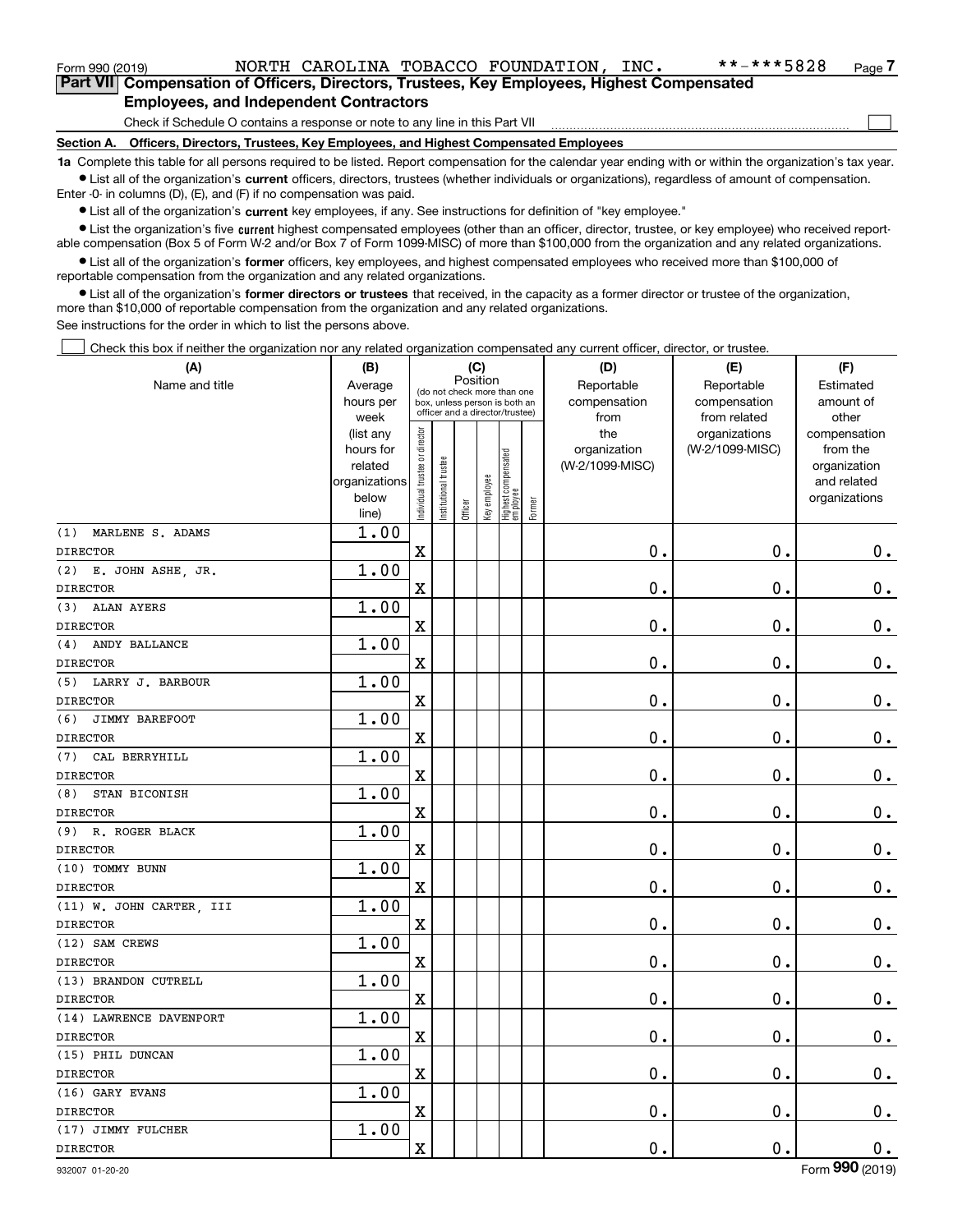Form 990 (2019) NORTH CAROLINA TOBACCO FOUNDATION, INC. **-***5828

## Part VII Compensation of Officers, Directors, Trustees, Key Employees, Highest Compensated Employees, and Independent Contractors

Check if Schedule O contains a response or note to any line in this Part VII

### Section A. Officers, Directors, Trustees, Key Employees, and Highest Compensated Employees

**1a** Complete this table for all persons required to be listed. Report compensation for the calendar year ending with or within the organization's tax year.

- List all of the organization's **current** officers, directors, trustees (whether individuals or organizations), regardless of amount of compensation. Enter -0- in columns (D), (E), and (F) if no compensation was paid.
- List all of the organization's **current** key employees, if any. See instructions for definition of "key employee."
- List the organization's five **current** highest compensated employees (other than an officer, director, trustee, or key employee) who received reportable compensation (Box 5 of Form W-2 and/or Box 7 of Form 1099-MISC) of more than $100,000 from the organization and any related organizations.
- List all of the organization's **former** officers, key employees, and highest compensated employees who received more than $100,000 of reportable compensation from the organization and any related organizations.
- List all of the organization's **former directors or trustees** that received, in the capacity as a former director or trustee of the organization, more than $10,000 of reportable compensation from the organization and any related organizations.

See instructions for the order in which to list the persons above.

Check this box if neither the organization nor any related organization compensated any current officer, director, or trustee.

| (A) Name and title | (B) Average hours per week (list any hours for related organizations below line) | (C) Position: Individual trustee or director | Institutional trustee | Officer | Key employee | Highest compensated employee | Former | (D) Reportable compensation from the organization (W-2/1099-MISC) | (E) Reportable compensation from related organizations (W-2/1099-MISC) | (F) Estimated amount of other compensation from the organization and related organizations |
|---|---|---|---|---|---|---|---|---|---|---|
| (1) MARLENE S. ADAMS<br>DIRECTOR | 1.00 | X | | | | | | 0. | 0. | 0. |
| (2) E. JOHN ASHE, JR.<br>DIRECTOR | 1.00 | X | | | | | | 0. | 0. | 0. |
| (3) ALAN AYERS<br>DIRECTOR | 1.00 | X | | | | | | 0. | 0. | 0. |
| (4) ANDY BALLANCE<br>DIRECTOR | 1.00 | X | | | | | | 0. | 0. | 0. |
| (5) LARRY J. BARBOUR<br>DIRECTOR | 1.00 | X | | | | | | 0. | 0. | 0. |
| (6) JIMMY BAREFOOT<br>DIRECTOR | 1.00 | X | | | | | | 0. | 0. | 0. |
| (7) CAL BERRYHILL<br>DIRECTOR | 1.00 | X | | | | | | 0. | 0. | 0. |
| (8) STAN BICONISH<br>DIRECTOR | 1.00 | X | | | | | | 0. | 0. | 0. |
| (9) R. ROGER BLACK<br>DIRECTOR | 1.00 | X | | | | | | 0. | 0. | 0. |
| (10) TOMMY BUNN<br>DIRECTOR | 1.00 | X | | | | | | 0. | 0. | 0. |
| (11) W. JOHN CARTER, III<br>DIRECTOR | 1.00 | X | | | | | | 0. | 0. | 0. |
| (12) SAM CREWS<br>DIRECTOR | 1.00 | X | | | | | | 0. | 0. | 0. |
| (13) BRANDON CUTRELL<br>DIRECTOR | 1.00 | X | | | | | | 0. | 0. | 0. |
| (14) LAWRENCE DAVENPORT<br>DIRECTOR | 1.00 | X | | | | | | 0. | 0. | 0. |
| (15) PHIL DUNCAN<br>DIRECTOR | 1.00 | X | | | | | | 0. | 0. | 0. |
| (16) GARY EVANS<br>DIRECTOR | 1.00 | X | | | | | | 0. | 0. | 0. |
| (17) JIMMY FULCHER<br>DIRECTOR | 1.00 | X | | | | | | 0. | 0. | 0. |

932007 01-20-20 Form 990 (2019)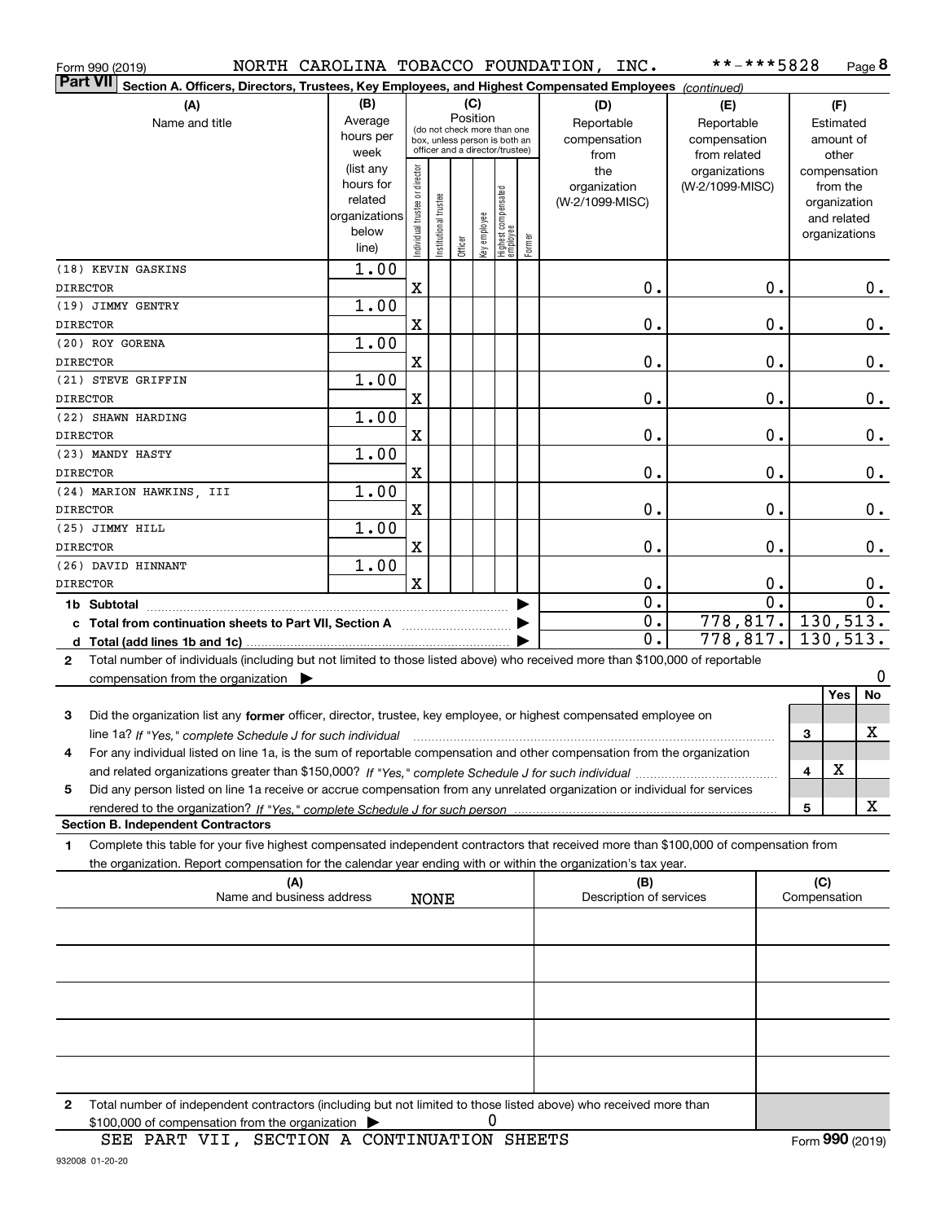Form 990 (2019) NORTH CAROLINA TOBACCO FOUNDATION, INC. **-***5828 Page 8

**Part VII** **Section A. Officers, Directors, Trustees, Key Employees, and Highest Compensated Employees** *(continued)*

| (A) Name and title | (B) Average hours per week (list any hours for related organizations below line) | (C) Position: Individual trustee or director | Institutional trustee | Officer | Key employee | Highest compensated employee | Former | (D) Reportable compensation from the organization (W-2/1099-MISC) | (E) Reportable compensation from related organizations (W-2/1099-MISC) | (F) Estimated amount of other compensation from the organization and related organizations |
|---|---|---|---|---|---|---|---|---|---|---|
| (18) KEVIN GASKINS<br>DIRECTOR | 1.00 | X | | | | | | 0. | 0. | 0. |
| (19) JIMMY GENTRY<br>DIRECTOR | 1.00 | X | | | | | | 0. | 0. | 0. |
| (20) ROY GORENA<br>DIRECTOR | 1.00 | X | | | | | | 0. | 0. | 0. |
| (21) STEVE GRIFFIN<br>DIRECTOR | 1.00 | X | | | | | | 0. | 0. | 0. |
| (22) SHAWN HARDING<br>DIRECTOR | 1.00 | X | | | | | | 0. | 0. | 0. |
| (23) MANDY HASTY<br>DIRECTOR | 1.00 | X | | | | | | 0. | 0. | 0. |
| (24) MARION HAWKINS, III<br>DIRECTOR | 1.00 | X | | | | | | 0. | 0. | 0. |
| (25) JIMMY HILL<br>DIRECTOR | 1.00 | X | | | | | | 0. | 0. | 0. |
| (26) DAVID HINNANT<br>DIRECTOR | 1.00 | X | | | | | | 0. | 0. | 0. |
| **1b Subtotal** | | | | | | | | 0. | 0. | 0. |
| **c Total from continuation sheets to Part VII, Section A** | | | | | | | | 0. | 778,817. | 130,513. |
| **d Total (add lines 1b and 1c)** | | | | | | | | 0. | 778,817. | 130,513. |

2 Total number of individuals (including but not limited to those listed above) who received more than $100,000 of reportable compensation from the organization ▶ 0

| | | Yes | No |
|---|---|---|---|
| 3 Did the organization list any **former** officer, director, trustee, key employee, or highest compensated employee on line 1a? *If "Yes," complete Schedule J for such individual* | 3 | | X |
| 4 For any individual listed on line 1a, is the sum of reportable compensation and other compensation from the organization and related organizations greater than $150,000? *If "Yes," complete Schedule J for such individual* | 4 | X | |
| 5 Did any person listed on line 1a receive or accrue compensation from any unrelated organization or individual for services rendered to the organization? *If "Yes," complete Schedule J for such person* | 5 | | X |

**Section B. Independent Contractors**

1 Complete this table for your five highest compensated independent contractors that received more than $100,000 of compensation from the organization. Report compensation for the calendar year ending with or within the organization's tax year.

| (A) Name and business address | (B) Description of services | (C) Compensation |
|---|---|---|
| NONE | | |
| | | |
| | | |
| | | |
| | | |

2 Total number of independent contractors (including but not limited to those listed above) who received more than $100,000 of compensation from the organization ▶ 0

SEE PART VII, SECTION A CONTINUATION SHEETS

Form **990** (2019)

932008 01-20-20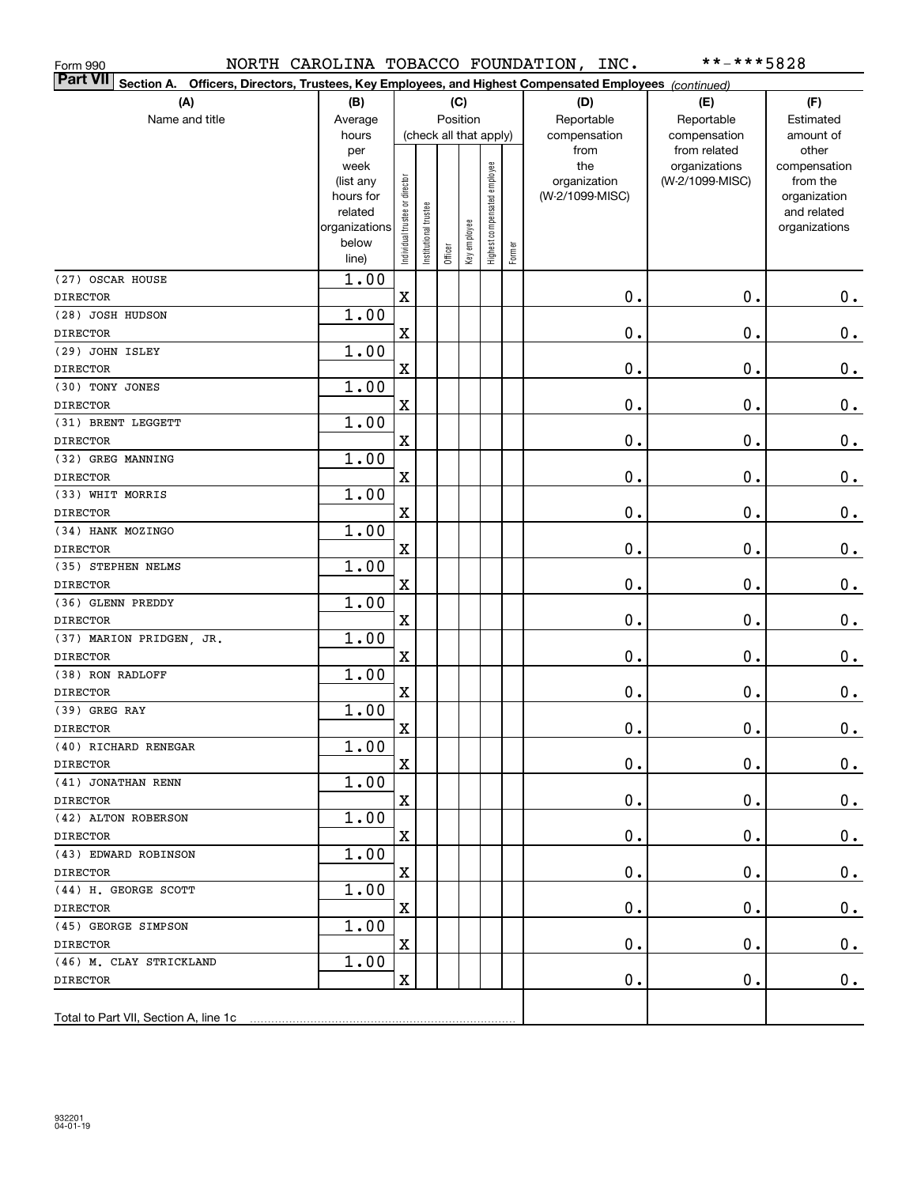Form 990 NORTH CAROLINA TOBACCO FOUNDATION, INC. **-***5828

**Part VII Section A. Officers, Directors, Trustees, Key Employees, and Highest Compensated Employees** *(continued)*

| (A) Name and title | (B) Average hours per week (list any hours for related organizations below line) | (C) Position (check all that apply): Individual trustee or director | Institutional trustee | Officer | Key employee | Highest compensated employee | Former | (D) Reportable compensation from the organization (W-2/1099-MISC) | (E) Reportable compensation from related organizations (W-2/1099-MISC) | (F) Estimated amount of other compensation from the organization and related organizations |
|---|---|---|---|---|---|---|---|---|---|---|
| (27) OSCAR HOUSE<br>DIRECTOR | 1.00 | X | | | | | | 0. | 0. | 0. |
| (28) JOSH HUDSON<br>DIRECTOR | 1.00 | X | | | | | | 0. | 0. | 0. |
| (29) JOHN ISLEY<br>DIRECTOR | 1.00 | X | | | | | | 0. | 0. | 0. |
| (30) TONY JONES<br>DIRECTOR | 1.00 | X | | | | | | 0. | 0. | 0. |
| (31) BRENT LEGGETT<br>DIRECTOR | 1.00 | X | | | | | | 0. | 0. | 0. |
| (32) GREG MANNING<br>DIRECTOR | 1.00 | X | | | | | | 0. | 0. | 0. |
| (33) WHIT MORRIS<br>DIRECTOR | 1.00 | X | | | | | | 0. | 0. | 0. |
| (34) HANK MOZINGO<br>DIRECTOR | 1.00 | X | | | | | | 0. | 0. | 0. |
| (35) STEPHEN NELMS<br>DIRECTOR | 1.00 | X | | | | | | 0. | 0. | 0. |
| (36) GLENN PREDDY<br>DIRECTOR | 1.00 | X | | | | | | 0. | 0. | 0. |
| (37) MARION PRIDGEN, JR.<br>DIRECTOR | 1.00 | X | | | | | | 0. | 0. | 0. |
| (38) RON RADLOFF<br>DIRECTOR | 1.00 | X | | | | | | 0. | 0. | 0. |
| (39) GREG RAY<br>DIRECTOR | 1.00 | X | | | | | | 0. | 0. | 0. |
| (40) RICHARD RENEGAR<br>DIRECTOR | 1.00 | X | | | | | | 0. | 0. | 0. |
| (41) JONATHAN RENN<br>DIRECTOR | 1.00 | X | | | | | | 0. | 0. | 0. |
| (42) ALTON ROBERSON<br>DIRECTOR | 1.00 | X | | | | | | 0. | 0. | 0. |
| (43) EDWARD ROBINSON<br>DIRECTOR | 1.00 | X | | | | | | 0. | 0. | 0. |
| (44) H. GEORGE SCOTT<br>DIRECTOR | 1.00 | X | | | | | | 0. | 0. | 0. |
| (45) GEORGE SIMPSON<br>DIRECTOR | 1.00 | X | | | | | | 0. | 0. | 0. |
| (46) M. CLAY STRICKLAND<br>DIRECTOR | 1.00 | X | | | | | | 0. | 0. | 0. |
| Total to Part VII, Section A, line 1c | | | | | | | | | | |

932201 04-01-19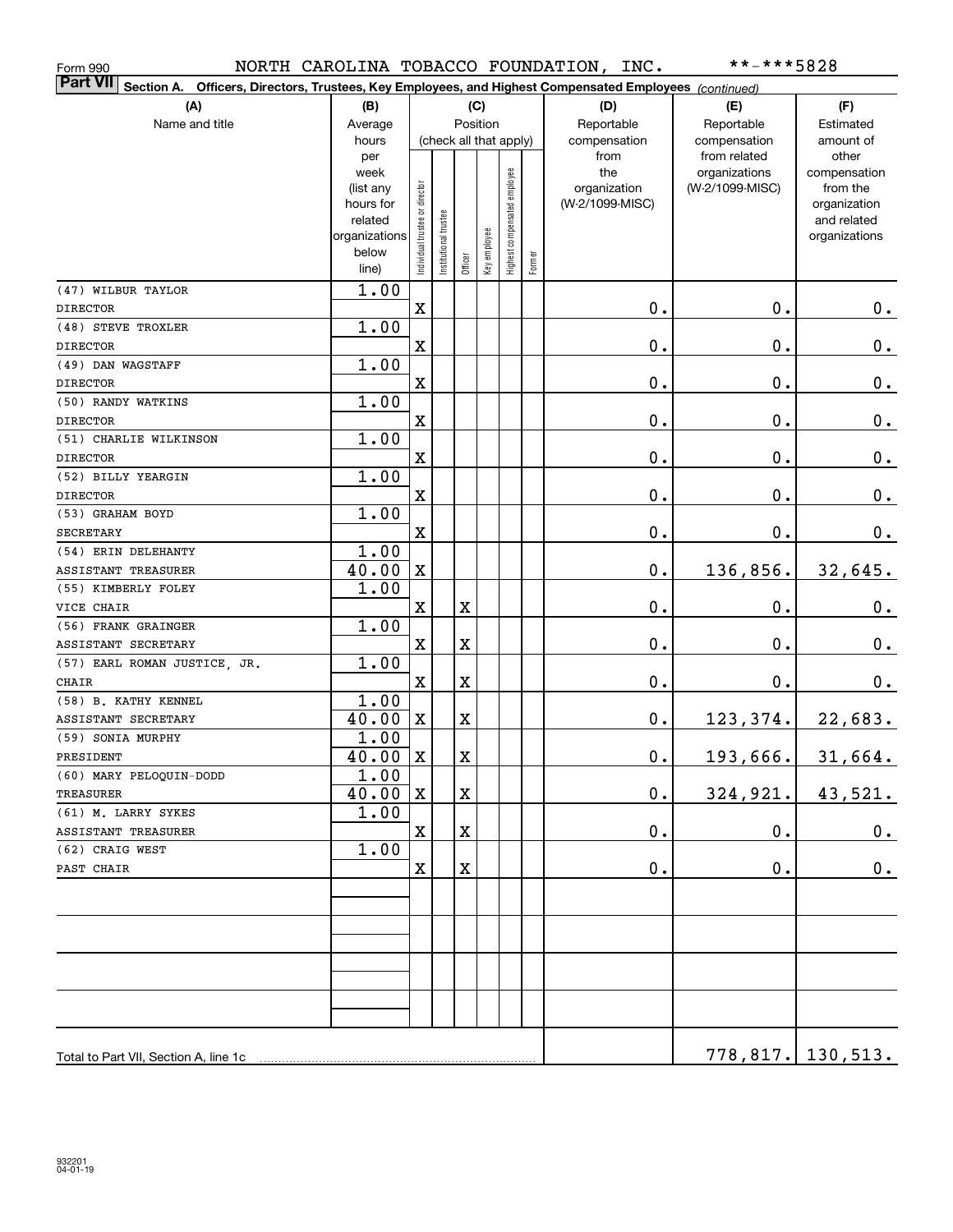Form 990 NORTH CAROLINA TOBACCO FOUNDATION, INC. **-***5828

**Part VII** Section A. Officers, Directors, Trustees, Key Employees, and Highest Compensated Employees *(continued)*

| (A) Name and title | (B) Average hours per week (list any hours for related organizations below line) | (C) Position (check all that apply) | | | | | | (D) Reportable compensation from the organization (W-2/1099-MISC) | (E) Reportable compensation from related organizations (W-2/1099-MISC) | (F) Estimated amount of other compensation from the organization and related organizations |
|---|---|---|---|---|---|---|---|---|---|---|
| | | Individual trustee or director | Institutional trustee | Officer | Key employee | Highest compensated employee | Former | | | |
| (47) WILBUR TAYLOR<br>DIRECTOR | 1.00 | X | | | | | | 0. | 0. | 0. |
| (48) STEVE TROXLER<br>DIRECTOR | 1.00 | X | | | | | | 0. | 0. | 0. |
| (49) DAN WAGSTAFF<br>DIRECTOR | 1.00 | X | | | | | | 0. | 0. | 0. |
| (50) RANDY WATKINS<br>DIRECTOR | 1.00 | X | | | | | | 0. | 0. | 0. |
| (51) CHARLIE WILKINSON<br>DIRECTOR | 1.00 | X | | | | | | 0. | 0. | 0. |
| (52) BILLY YEARGIN<br>DIRECTOR | 1.00 | X | | | | | | 0. | 0. | 0. |
| (53) GRAHAM BOYD<br>SECRETARY | 1.00 | X | | | | | | 0. | 0. | 0. |
| (54) ERIN DELEHANTY<br>ASSISTANT TREASURER | 1.00<br>40.00 | X | | | | | | 0. | 136,856. | 32,645. |
| (55) KIMBERLY FOLEY<br>VICE CHAIR | 1.00 | X | | X | | | | 0. | 0. | 0. |
| (56) FRANK GRAINGER<br>ASSISTANT SECRETARY | 1.00 | X | | X | | | | 0. | 0. | 0. |
| (57) EARL ROMAN JUSTICE, JR.<br>CHAIR | 1.00 | X | | X | | | | 0. | 0. | 0. |
| (58) B. KATHY KENNEL<br>ASSISTANT SECRETARY | 1.00<br>40.00 | X | | X | | | | 0. | 123,374. | 22,683. |
| (59) SONIA MURPHY<br>PRESIDENT | 1.00<br>40.00 | X | | X | | | | 0. | 193,666. | 31,664. |
| (60) MARY PELOQUIN-DODD<br>TREASURER | 1.00<br>40.00 | X | | X | | | | 0. | 324,921. | 43,521. |
| (61) M. LARRY SYKES<br>ASSISTANT TREASURER | 1.00 | X | | X | | | | 0. | 0. | 0. |
| (62) CRAIG WEST<br>PAST CHAIR | 1.00 | X | | X | | | | 0. | 0. | 0. |
| Total to Part VII, Section A, line 1c | | | | | | | | | 778,817. | 130,513. |

932201 04-01-19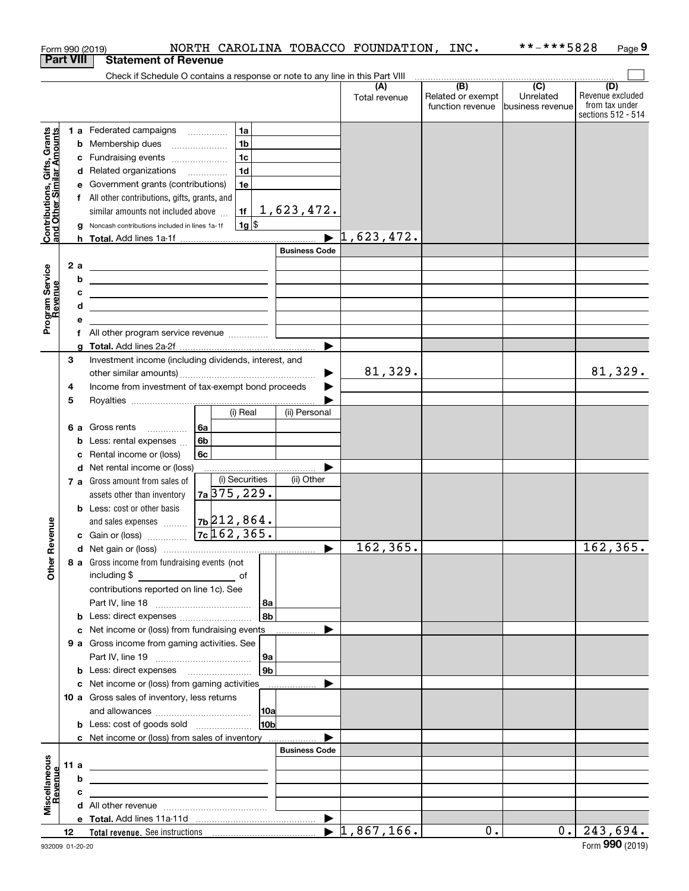Form 990 (2019) NORTH CAROLINA TOBACCO FOUNDATION, INC. **-***5828

## Part VIII Statement of Revenue

Check if Schedule O contains a response or note to any line in this Part VIII

| | | | | (A) Total revenue | (B) Related or exempt function revenue | (C) Unrelated business revenue | (D) Revenue excluded from tax under sections 512 - 514 |
|---|---|---|---|---|---|---|---|
| **Contributions, Gifts, Grants and Other Similar Amounts** | 1 a | Federated campaigns | 1a | | | | |
| | b | Membership dues | 1b | | | | |
| | c | Fundraising events | 1c | | | | |
| | d | Related organizations | 1d | | | | |
| | e | Government grants (contributions) | 1e | | | | |
| | f | All other contributions, gifts, grants, and similar amounts not included above | 1f 1,623,472. | | | | |
| | g | Noncash contributions included in lines 1a-1f | 1g $ | | | | |
| | h | **Total.** Add lines 1a-1f | | 1,623,472. | | | |
| **Program Service Revenue** | | | Business Code | | | | |
| | 2 a | | | | | | |
| | b | | | | | | |
| | c | | | | | | |
| | d | | | | | | |
| | e | | | | | | |
| | f | All other program service revenue | | | | | |
| | g | **Total.** Add lines 2a-2f | | | | | |
| **Other Revenue** | 3 | Investment income (including dividends, interest, and other similar amounts) | | 81,329. | | | 81,329. |
| | 4 | Income from investment of tax-exempt bond proceeds | | | | | |
| | 5 | Royalties | | | | | |
| | | | (i) Real / (ii) Personal | | | | |
| | 6 a | Gross rents | 6a | | | | |
| | b | Less: rental expenses | 6b | | | | |
| | c | Rental income or (loss) | 6c | | | | |
| | d | Net rental income or (loss) | | | | | |
| | | | (i) Securities / (ii) Other | | | | |
| | 7 a | Gross amount from sales of assets other than inventory | 7a 375,229. | | | | |
| | b | Less: cost or other basis and sales expenses | 7b 212,864. | | | | |
| | c | Gain or (loss) | 7c 162,365. | | | | |
| | d | Net gain or (loss) | | 162,365. | | | 162,365. |
| | 8 a | Gross income from fundraising events (not including $ ___ of contributions reported on line 1c). See Part IV, line 18 | 8a | | | | |
| | b | Less: direct expenses | 8b | | | | |
| | c | Net income or (loss) from fundraising events | | | | | |
| | 9 a | Gross income from gaming activities. See Part IV, line 19 | 9a | | | | |
| | b | Less: direct expenses | 9b | | | | |
| | c | Net income or (loss) from gaming activities | | | | | |
| | 10 a | Gross sales of inventory, less returns and allowances | 10a | | | | |
| | b | Less: cost of goods sold | 10b | | | | |
| | c | Net income or (loss) from sales of inventory | | | | | |
| **Miscellaneous Revenue** | | | Business Code | | | | |
| | 11 a | | | | | | |
| | b | | | | | | |
| | c | | | | | | |
| | d | All other revenue | | | | | |
| | e | **Total.** Add lines 11a-11d | | | | | |
| | 12 | **Total revenue.** See instructions | | 1,867,166. | 0. | 0. | 243,694. |

932009 01-20-20 Form **990** (2019)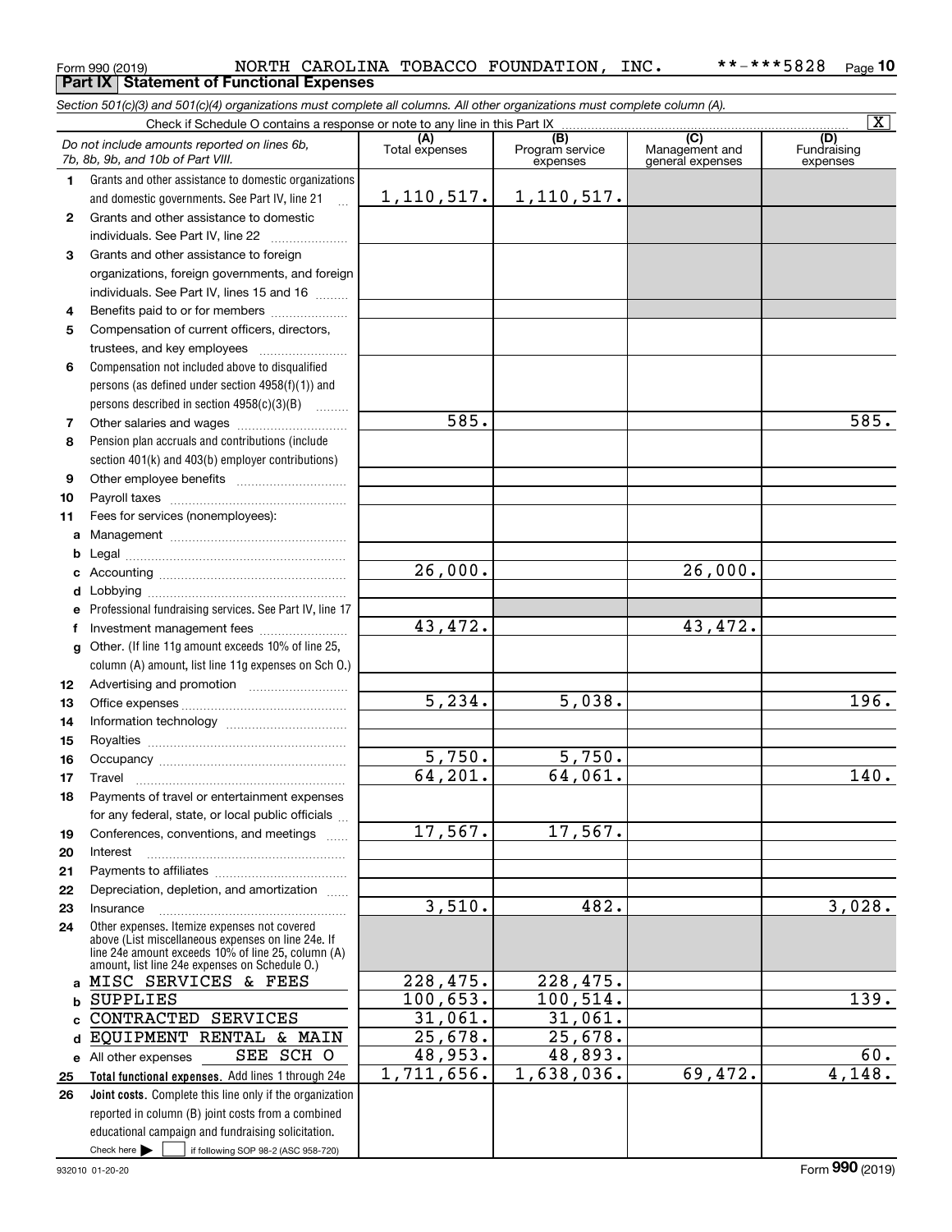Form 990 (2019) NORTH CAROLINA TOBACCO FOUNDATION, INC. **-***5828 Page 10

**Part IX Statement of Functional Expenses**

*Section 501(c)(3) and 501(c)(4) organizations must complete all columns. All other organizations must complete column (A).*

Check if Schedule O contains a response or note to any line in this Part IX [X]

| | *Do not include amounts reported on lines 6b, 7b, 8b, 9b, and 10b of Part VIII.* | (A) Total expenses | (B) Program service expenses | (C) Management and general expenses | (D) Fundraising expenses |
|---|---|---|---|---|---|
| 1 | Grants and other assistance to domestic organizations and domestic governments. See Part IV, line 21 | 1,110,517. | 1,110,517. | | |
| 2 | Grants and other assistance to domestic individuals. See Part IV, line 22 | | | | |
| 3 | Grants and other assistance to foreign organizations, foreign governments, and foreign individuals. See Part IV, lines 15 and 16 | | | | |
| 4 | Benefits paid to or for members | | | | |
| 5 | Compensation of current officers, directors, trustees, and key employees | | | | |
| 6 | Compensation not included above to disqualified persons (as defined under section 4958(f)(1)) and persons described in section 4958(c)(3)(B) | | | | |
| 7 | Other salaries and wages | 585. | | | 585. |
| 8 | Pension plan accruals and contributions (include section 401(k) and 403(b) employer contributions) | | | | |
| 9 | Other employee benefits | | | | |
| 10 | Payroll taxes | | | | |
| 11 | Fees for services (nonemployees): | | | | |
| a | Management | | | | |
| b | Legal | | | | |
| c | Accounting | 26,000. | | 26,000. | |
| d | Lobbying | | | | |
| e | Professional fundraising services. See Part IV, line 17 | | | | |
| f | Investment management fees | 43,472. | | 43,472. | |
| g | Other. (If line 11g amount exceeds 10% of line 25, column (A) amount, list line 11g expenses on Sch O.) | | | | |
| 12 | Advertising and promotion | | | | |
| 13 | Office expenses | 5,234. | 5,038. | | 196. |
| 14 | Information technology | | | | |
| 15 | Royalties | | | | |
| 16 | Occupancy | 5,750. | 5,750. | | |
| 17 | Travel | 64,201. | 64,061. | | 140. |
| 18 | Payments of travel or entertainment expenses for any federal, state, or local public officials | | | | |
| 19 | Conferences, conventions, and meetings | 17,567. | 17,567. | | |
| 20 | Interest | | | | |
| 21 | Payments to affiliates | | | | |
| 22 | Depreciation, depletion, and amortization | | | | |
| 23 | Insurance | 3,510. | 482. | | 3,028. |
| 24 | Other expenses. Itemize expenses not covered above (List miscellaneous expenses on line 24e. If line 24e amount exceeds 10% of line 25, column (A) amount, list line 24e expenses on Schedule O.) | | | | |
| a | MISC SERVICES & FEES | 228,475. | 228,475. | | |
| b | SUPPLIES | 100,653. | 100,514. | | 139. |
| c | CONTRACTED SERVICES | 31,061. | 31,061. | | |
| d | EQUIPMENT RENTAL & MAIN | 25,678. | 25,678. | | |
| e | All other expenses SEE SCH O | 48,953. | 48,893. | | 60. |
| 25 | **Total functional expenses.** Add lines 1 through 24e | 1,711,656. | 1,638,036. | 69,472. | 4,148. |
| 26 | **Joint costs.** Complete this line only if the organization reported in column (B) joint costs from a combined educational campaign and fundraising solicitation. Check here [ ] if following SOP 98-2 (ASC 958-720) | | | | |

932010 01-20-20 Form **990** (2019)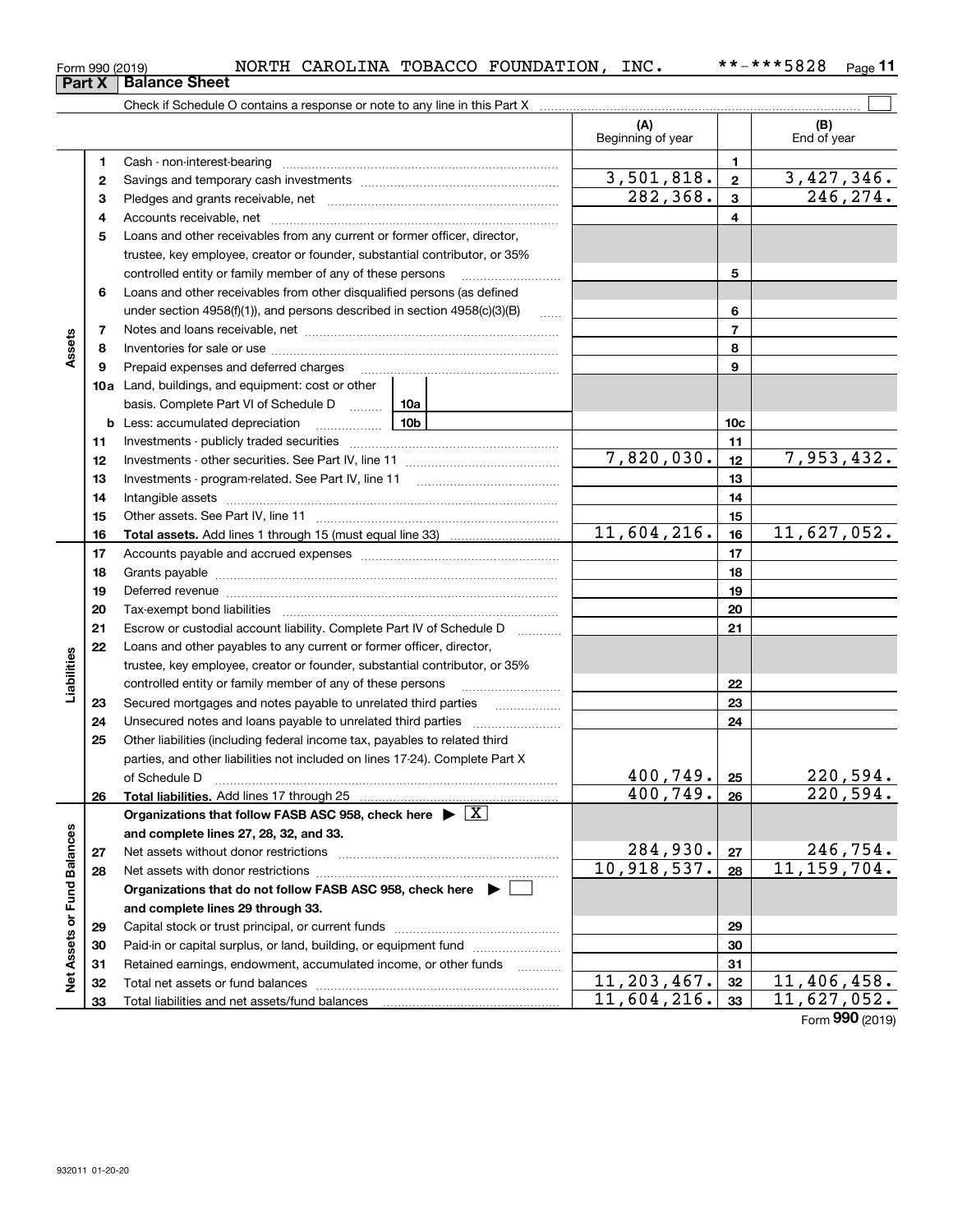Form 990 (2019) NORTH CAROLINA TOBACCO FOUNDATION, INC. **-***5828

## Part X Balance Sheet

Check if Schedule O contains a response or note to any line in this Part X

| | | | (A) Beginning of year | | (B) End of year |
|---|---|---|---|---|---|
| Assets | 1 | Cash - non-interest-bearing | | 1 | |
| | 2 | Savings and temporary cash investments | 3,501,818. | 2 | 3,427,346. |
| | 3 | Pledges and grants receivable, net | 282,368. | 3 | 246,274. |
| | 4 | Accounts receivable, net | | 4 | |
| | 5 | Loans and other receivables from any current or former officer, director, trustee, key employee, creator or founder, substantial contributor, or 35% controlled entity or family member of any of these persons | | 5 | |
| | 6 | Loans and other receivables from other disqualified persons (as defined under section 4958(f)(1)), and persons described in section 4958(c)(3)(B) | | 6 | |
| | 7 | Notes and loans receivable, net | | 7 | |
| | 8 | Inventories for sale or use | | 8 | |
| | 9 | Prepaid expenses and deferred charges | | 9 | |
| | 10a | Land, buildings, and equipment: cost or other basis. Complete Part VI of Schedule D — 10a | | | |
| | b | Less: accumulated depreciation — 10b | | 10c | |
| | 11 | Investments - publicly traded securities | | 11 | |
| | 12 | Investments - other securities. See Part IV, line 11 | 7,820,030. | 12 | 7,953,432. |
| | 13 | Investments - program-related. See Part IV, line 11 | | 13 | |
| | 14 | Intangible assets | | 14 | |
| | 15 | Other assets. See Part IV, line 11 | | 15 | |
| | 16 | **Total assets.** Add lines 1 through 15 (must equal line 33) | 11,604,216. | 16 | 11,627,052. |
| Liabilities | 17 | Accounts payable and accrued expenses | | 17 | |
| | 18 | Grants payable | | 18 | |
| | 19 | Deferred revenue | | 19 | |
| | 20 | Tax-exempt bond liabilities | | 20 | |
| | 21 | Escrow or custodial account liability. Complete Part IV of Schedule D | | 21 | |
| | 22 | Loans and other payables to any current or former officer, director, trustee, key employee, creator or founder, substantial contributor, or 35% controlled entity or family member of any of these persons | | 22 | |
| | 23 | Secured mortgages and notes payable to unrelated third parties | | 23 | |
| | 24 | Unsecured notes and loans payable to unrelated third parties | | 24 | |
| | 25 | Other liabilities (including federal income tax, payables to related third parties, and other liabilities not included on lines 17-24). Complete Part X of Schedule D | 400,749. | 25 | 220,594. |
| | 26 | **Total liabilities.** Add lines 17 through 25 | 400,749. | 26 | 220,594. |
| Net Assets or Fund Balances | | **Organizations that follow FASB ASC 958, check here ▶ [X] and complete lines 27, 28, 32, and 33.** | | | |
| | 27 | Net assets without donor restrictions | 284,930. | 27 | 246,754. |
| | 28 | Net assets with donor restrictions | 10,918,537. | 28 | 11,159,704. |
| | | **Organizations that do not follow FASB ASC 958, check here ▶ [ ] and complete lines 29 through 33.** | | | |
| | 29 | Capital stock or trust principal, or current funds | | 29 | |
| | 30 | Paid-in or capital surplus, or land, building, or equipment fund | | 30 | |
| | 31 | Retained earnings, endowment, accumulated income, or other funds | | 31 | |
| | 32 | Total net assets or fund balances | 11,203,467. | 32 | 11,406,458. |
| | 33 | Total liabilities and net assets/fund balances | 11,604,216. | 33 | 11,627,052. |

Form **990** (2019)

932011 01-20-20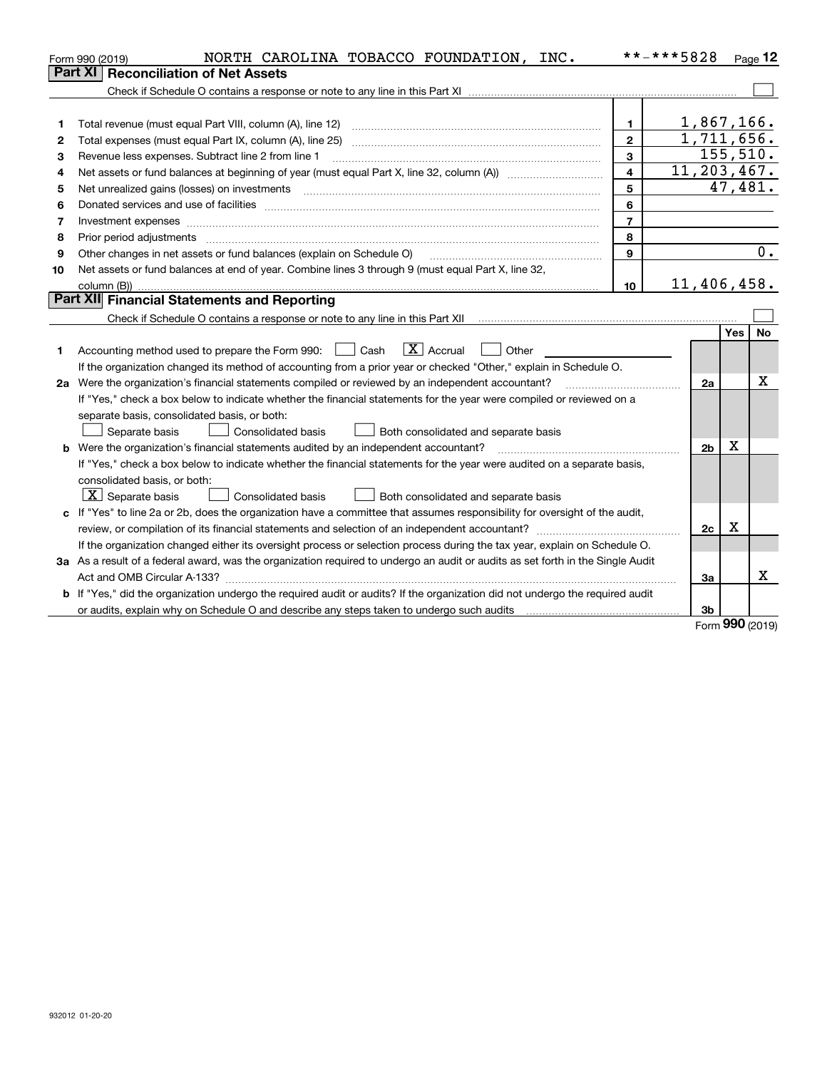Form 990 (2019) NORTH CAROLINA TOBACCO FOUNDATION, INC. **-***5828 Page 12

## Part XI Reconciliation of Net Assets

Check if Schedule O contains a response or note to any line in this Part XI ☐

| | | | |
|---|---|---|---|
| 1 | Total revenue (must equal Part VIII, column (A), line 12) | 1 | 1,867,166. |
| 2 | Total expenses (must equal Part IX, column (A), line 25) | 2 | 1,711,656. |
| 3 | Revenue less expenses. Subtract line 2 from line 1 | 3 | 155,510. |
| 4 | Net assets or fund balances at beginning of year (must equal Part X, line 32, column (A)) | 4 | 11,203,467. |
| 5 | Net unrealized gains (losses) on investments | 5 | 47,481. |
| 6 | Donated services and use of facilities | 6 | |
| 7 | Investment expenses | 7 | |
| 8 | Prior period adjustments | 8 | |
| 9 | Other changes in net assets or fund balances (explain on Schedule O) | 9 | 0. |
| 10 | Net assets or fund balances at end of year. Combine lines 3 through 9 (must equal Part X, line 32, column (B)) | 10 | 11,406,458. |

## Part XII Financial Statements and Reporting

Check if Schedule O contains a response or note to any line in this Part XII ☐

| | | | Yes | No |
|---|---|---|---|---|
| 1 | Accounting method used to prepare the Form 990: ☐ Cash ☒ Accrual ☐ Other<br>If the organization changed its method of accounting from a prior year or checked "Other," explain in Schedule O. | | | |
| 2a | Were the organization's financial statements compiled or reviewed by an independent accountant?<br>If "Yes," check a box below to indicate whether the financial statements for the year were compiled or reviewed on a separate basis, consolidated basis, or both:<br>☐ Separate basis ☐ Consolidated basis ☐ Both consolidated and separate basis | 2a | | X |
| b | Were the organization's financial statements audited by an independent accountant?<br>If "Yes," check a box below to indicate whether the financial statements for the year were audited on a separate basis, consolidated basis, or both:<br>☒ Separate basis ☐ Consolidated basis ☐ Both consolidated and separate basis | 2b | X | |
| c | If "Yes" to line 2a or 2b, does the organization have a committee that assumes responsibility for oversight of the audit, review, or compilation of its financial statements and selection of an independent accountant?<br>If the organization changed either its oversight process or selection process during the tax year, explain on Schedule O. | 2c | X | |
| 3a | As a result of a federal award, was the organization required to undergo an audit or audits as set forth in the Single Audit Act and OMB Circular A-133? | 3a | | X |
| b | If "Yes," did the organization undergo the required audit or audits? If the organization did not undergo the required audit or audits, explain why on Schedule O and describe any steps taken to undergo such audits | 3b | | |

Form 990 (2019)

932012 01-20-20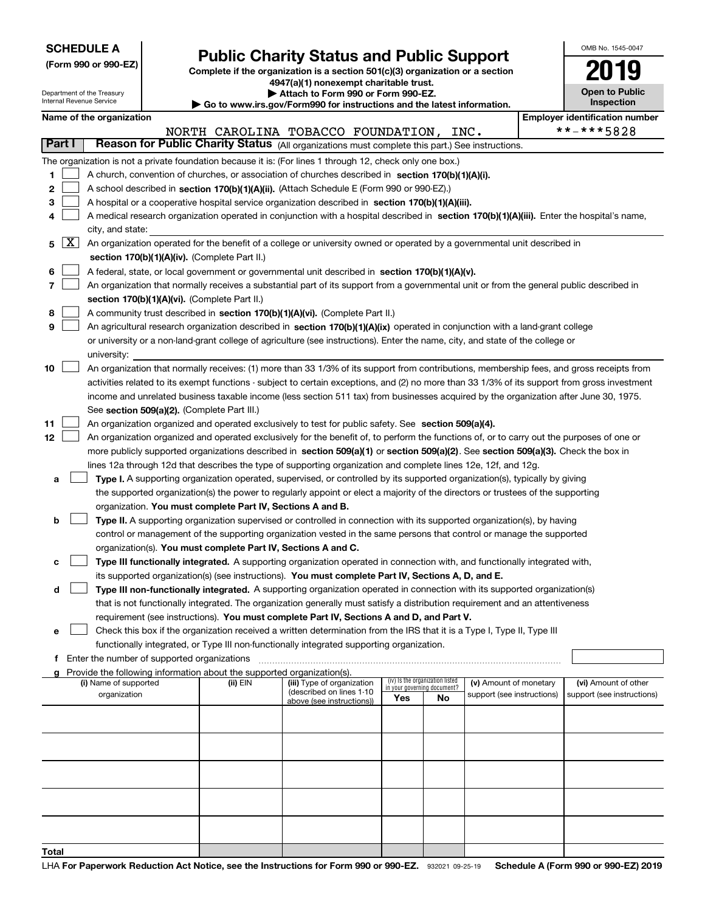**SCHEDULE A**
**(Form 990 or 990-EZ)**

Department of the Treasury
Internal Revenue Service

# Public Charity Status and Public Support

**Complete if the organization is a section 501(c)(3) organization or a section 4947(a)(1) nonexempt charitable trust.**
**▶ Attach to Form 990 or Form 990-EZ.**
**▶ Go to www.irs.gov/Form990 for instructions and the latest information.**

OMB No. 1545-0047

**2019**

**Open to Public Inspection**

**Name of the organization**
NORTH CAROLINA TOBACCO FOUNDATION, INC.

**Employer identification number**
**-***5828

## Part I — Reason for Public Charity Status (All organizations must complete this part.) See instructions.

The organization is not a private foundation because it is: (For lines 1 through 12, check only one box.)

1. [ ] A church, convention of churches, or association of churches described in **section 170(b)(1)(A)(i).**
2. [ ] A school described in **section 170(b)(1)(A)(ii).** (Attach Schedule E (Form 990 or 990-EZ).)
3. [ ] A hospital or a cooperative hospital service organization described in **section 170(b)(1)(A)(iii).**
4. [ ] A medical research organization operated in conjunction with a hospital described in **section 170(b)(1)(A)(iii).** Enter the hospital's name, city, and state:
5. [X] An organization operated for the benefit of a college or university owned or operated by a governmental unit described in **section 170(b)(1)(A)(iv).** (Complete Part II.)
6. [ ] A federal, state, or local government or governmental unit described in **section 170(b)(1)(A)(v).**
7. [ ] An organization that normally receives a substantial part of its support from a governmental unit or from the general public described in **section 170(b)(1)(A)(vi).** (Complete Part II.)
8. [ ] A community trust described in **section 170(b)(1)(A)(vi).** (Complete Part II.)
9. [ ] An agricultural research organization described in **section 170(b)(1)(A)(ix)** operated in conjunction with a land-grant college or university or a non-land-grant college of agriculture (see instructions). Enter the name, city, and state of the college or university:
10. [ ] An organization that normally receives: (1) more than 33 1/3% of its support from contributions, membership fees, and gross receipts from activities related to its exempt functions - subject to certain exceptions, and (2) no more than 33 1/3% of its support from gross investment income and unrelated business taxable income (less section 511 tax) from businesses acquired by the organization after June 30, 1975. See **section 509(a)(2).** (Complete Part III.)
11. [ ] An organization organized and operated exclusively to test for public safety. See **section 509(a)(4).**
12. [ ] An organization organized and operated exclusively for the benefit of, to perform the functions of, or to carry out the purposes of one or more publicly supported organizations described in **section 509(a)(1)** or **section 509(a)(2).** See **section 509(a)(3).** Check the box in lines 12a through 12d that describes the type of supporting organization and complete lines 12e, 12f, and 12g.
   - **a** [ ] **Type I.** A supporting organization operated, supervised, or controlled by its supported organization(s), typically by giving the supported organization(s) the power to regularly appoint or elect a majority of the directors or trustees of the supporting organization. **You must complete Part IV, Sections A and B.**
   - **b** [ ] **Type II.** A supporting organization supervised or controlled in connection with its supported organization(s), by having control or management of the supporting organization vested in the same persons that control or manage the supported organization(s). **You must complete Part IV, Sections A and C.**
   - **c** [ ] **Type III functionally integrated.** A supporting organization operated in connection with, and functionally integrated with, its supported organization(s) (see instructions). **You must complete Part IV, Sections A, D, and E.**
   - **d** [ ] **Type III non-functionally integrated.** A supporting organization operated in connection with its supported organization(s) that is not functionally integrated. The organization generally must satisfy a distribution requirement and an attentiveness requirement (see instructions). **You must complete Part IV, Sections A and D, and Part V.**
   - **e** [ ] Check this box if the organization received a written determination from the IRS that it is a Type I, Type II, Type III functionally integrated, or Type III non-functionally integrated supporting organization.
   - **f** Enter the number of supported organizations
   - **g** Provide the following information about the supported organization(s).

| (i) Name of supported organization | (ii) EIN | (iii) Type of organization (described on lines 1-10 above (see instructions)) | (iv) Is the organization listed in your governing document? Yes | No | (v) Amount of monetary support (see instructions) | (vi) Amount of other support (see instructions) |
|---|---|---|---|---|---|---|
| | | | | | | |
| | | | | | | |
| | | | | | | |
| | | | | | | |
| | | | | | | |
| **Total** | | | | | | |

LHA **For Paperwork Reduction Act Notice, see the Instructions for Form 990 or 990-EZ.** 932021 09-25-19 **Schedule A (Form 990 or 990-EZ) 2019**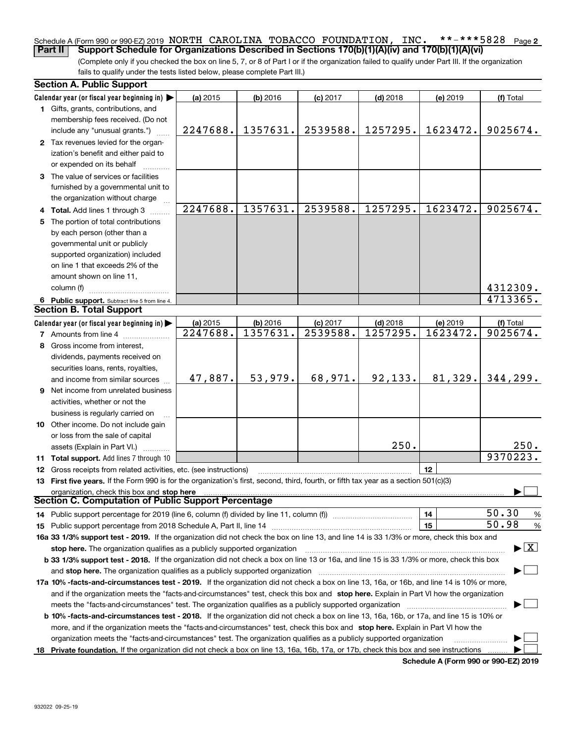Schedule A (Form 990 or 990-EZ) 2019 NORTH CAROLINA TOBACCO FOUNDATION, INC. **-***5828 Page 2

**Part II Support Schedule for Organizations Described in Sections 170(b)(1)(A)(iv) and 170(b)(1)(A)(vi)**

(Complete only if you checked the box on line 5, 7, or 8 of Part I or if the organization failed to qualify under Part III. If the organization fails to qualify under the tests listed below, please complete Part III.)

## Section A. Public Support

| Calendar year (or fiscal year beginning in) ▶ | (a) 2015 | (b) 2016 | (c) 2017 | (d) 2018 | (e) 2019 | (f) Total |
|---|---|---|---|---|---|---|
| 1 Gifts, grants, contributions, and membership fees received. (Do not include any "unusual grants.") | 2247688. | 1357631. | 2539588. | 1257295. | 1623472. | 9025674. |
| 2 Tax revenues levied for the organization's benefit and either paid to or expended on its behalf | | | | | | |
| 3 The value of services or facilities furnished by a governmental unit to the organization without charge | | | | | | |
| 4 Total. Add lines 1 through 3 | 2247688. | 1357631. | 2539588. | 1257295. | 1623472. | 9025674. |
| 5 The portion of total contributions by each person (other than a governmental unit or publicly supported organization) included on line 1 that exceeds 2% of the amount shown on line 11, column (f) | | | | | | 4312309. |
| 6 Public support. Subtract line 5 from line 4. | | | | | | 4713365. |

## Section B. Total Support

| Calendar year (or fiscal year beginning in) ▶ | (a) 2015 | (b) 2016 | (c) 2017 | (d) 2018 | (e) 2019 | (f) Total |
|---|---|---|---|---|---|---|
| 7 Amounts from line 4 | 2247688. | 1357631. | 2539588. | 1257295. | 1623472. | 9025674. |
| 8 Gross income from interest, dividends, payments received on securities loans, rents, royalties, and income from similar sources | 47,887. | 53,979. | 68,971. | 92,133. | 81,329. | 344,299. |
| 9 Net income from unrelated business activities, whether or not the business is regularly carried on | | | | | | |
| 10 Other income. Do not include gain or loss from the sale of capital assets (Explain in Part VI.) | | | | 250. | | 250. |
| 11 Total support. Add lines 7 through 10 | | | | | | 9370223. |

12 Gross receipts from related activities, etc. (see instructions) | 12 |

13 **First five years.** If the Form 990 is for the organization's first, second, third, fourth, or fifth tax year as a section 501(c)(3) organization, check this box and **stop here** ▶ ☐

## Section C. Computation of Public Support Percentage

14 Public support percentage for 2019 (line 6, column (f) divided by line 11, column (f)) | 14 | 50.30 %

15 Public support percentage from 2018 Schedule A, Part II, line 14 | 15 | 50.98 %

**16a 33 1/3% support test - 2019.** If the organization did not check the box on line 13, and line 14 is 33 1/3% or more, check this box and **stop here.** The organization qualifies as a publicly supported organization ▶ ☒

**b 33 1/3% support test - 2018.** If the organization did not check a box on line 13 or 16a, and line 15 is 33 1/3% or more, check this box and **stop here.** The organization qualifies as a publicly supported organization ▶ ☐

**17a 10% -facts-and-circumstances test - 2019.** If the organization did not check a box on line 13, 16a, or 16b, and line 14 is 10% or more, and if the organization meets the "facts-and-circumstances" test, check this box and **stop here.** Explain in Part VI how the organization meets the "facts-and-circumstances" test. The organization qualifies as a publicly supported organization ▶ ☐

**b 10% -facts-and-circumstances test - 2018.** If the organization did not check a box on line 13, 16a, 16b, or 17a, and line 15 is 10% or more, and if the organization meets the "facts-and-circumstances" test, check this box and **stop here.** Explain in Part VI how the organization meets the "facts-and-circumstances" test. The organization qualifies as a publicly supported organization ▶ ☐

**18 Private foundation.** If the organization did not check a box on line 13, 16a, 16b, 17a, or 17b, check this box and see instructions ▶ ☐

**Schedule A (Form 990 or 990-EZ) 2019**

932022 09-25-19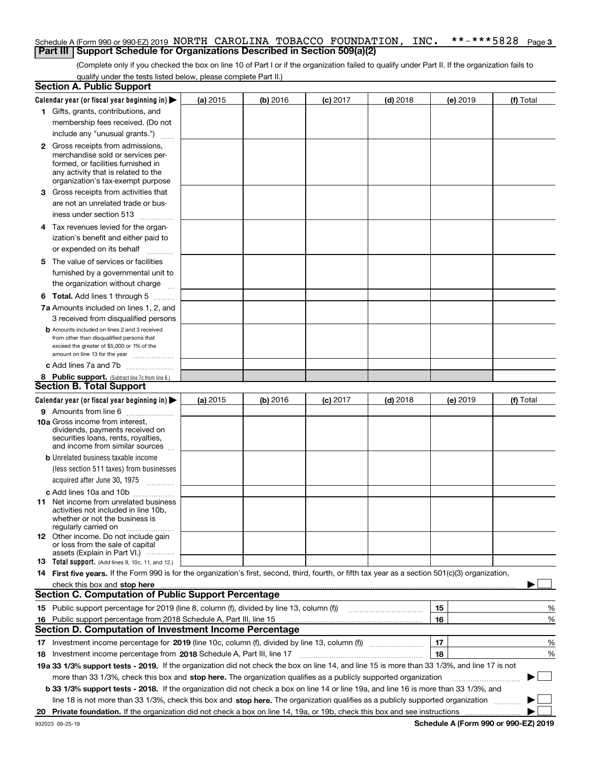Schedule A (Form 990 or 990-EZ) 2019 NORTH CAROLINA TOBACCO FOUNDATION, INC. **-***5828

## Part III Support Schedule for Organizations Described in Section 509(a)(2)

(Complete only if you checked the box on line 10 of Part I or if the organization failed to qualify under Part II. If the organization fails to qualify under the tests listed below, please complete Part II.)

### Section A. Public Support

| Calendar year (or fiscal year beginning in) ▶ | (a) 2015 | (b) 2016 | (c) 2017 | (d) 2018 | (e) 2019 | (f) Total |
|---|---|---|---|---|---|---|
| 1 Gifts, grants, contributions, and membership fees received. (Do not include any "unusual grants.") | | | | | | |
| 2 Gross receipts from admissions, merchandise sold or services performed, or facilities furnished in any activity that is related to the organization's tax-exempt purpose | | | | | | |
| 3 Gross receipts from activities that are not an unrelated trade or business under section 513 | | | | | | |
| 4 Tax revenues levied for the organization's benefit and either paid to or expended on its behalf | | | | | | |
| 5 The value of services or facilities furnished by a governmental unit to the organization without charge | | | | | | |
| 6 **Total.** Add lines 1 through 5 | | | | | | |
| 7a Amounts included on lines 1, 2, and 3 received from disqualified persons | | | | | | |
| b Amounts included on lines 2 and 3 received from other than disqualified persons that exceed the greater of $5,000 or 1% of the amount on line 13 for the year | | | | | | |
| c Add lines 7a and 7b | | | | | | |
| 8 **Public support.** (Subtract line 7c from line 6.) | | | | | | |

### Section B. Total Support

| Calendar year (or fiscal year beginning in) ▶ | (a) 2015 | (b) 2016 | (c) 2017 | (d) 2018 | (e) 2019 | (f) Total |
|---|---|---|---|---|---|---|
| 9 Amounts from line 6 | | | | | | |
| 10a Gross income from interest, dividends, payments received on securities loans, rents, royalties, and income from similar sources | | | | | | |
| b Unrelated business taxable income (less section 511 taxes) from businesses acquired after June 30, 1975 | | | | | | |
| c Add lines 10a and 10b | | | | | | |
| 11 Net income from unrelated business activities not included in line 10b, whether or not the business is regularly carried on | | | | | | |
| 12 Other income. Do not include gain or loss from the sale of capital assets (Explain in Part VI.) | | | | | | |
| 13 **Total support.** (Add lines 9, 10c, 11, and 12.) | | | | | | |

14 **First five years.** If the Form 990 is for the organization's first, second, third, fourth, or fifth tax year as a section 501(c)(3) organization, check this box and **stop here** ▶ ☐

### Section C. Computation of Public Support Percentage

| | | | |
|---|---|---|---|
| 15 | Public support percentage for 2019 (line 8, column (f), divided by line 13, column (f)) | 15 | % |
| 16 | Public support percentage from 2018 Schedule A, Part III, line 15 | 16 | % |

### Section D. Computation of Investment Income Percentage

| | | | |
|---|---|---|---|
| 17 | Investment income percentage for **2019** (line 10c, column (f), divided by line 13, column (f)) | 17 | % |
| 18 | Investment income percentage from **2018** Schedule A, Part III, line 17 | 18 | % |

**19a 33 1/3% support tests - 2019.** If the organization did not check the box on line 14, and line 15 is more than 33 1/3%, and line 17 is not more than 33 1/3%, check this box and **stop here.** The organization qualifies as a publicly supported organization ▶ ☐

**b 33 1/3% support tests - 2018.** If the organization did not check a box on line 14 or line 19a, and line 16 is more than 33 1/3%, and line 18 is not more than 33 1/3%, check this box and **stop here.** The organization qualifies as a publicly supported organization ▶ ☐

**20 Private foundation.** If the organization did not check a box on line 14, 19a, or 19b, check this box and see instructions ▶ ☐

932023 09-25-19 **Schedule A (Form 990 or 990-EZ) 2019**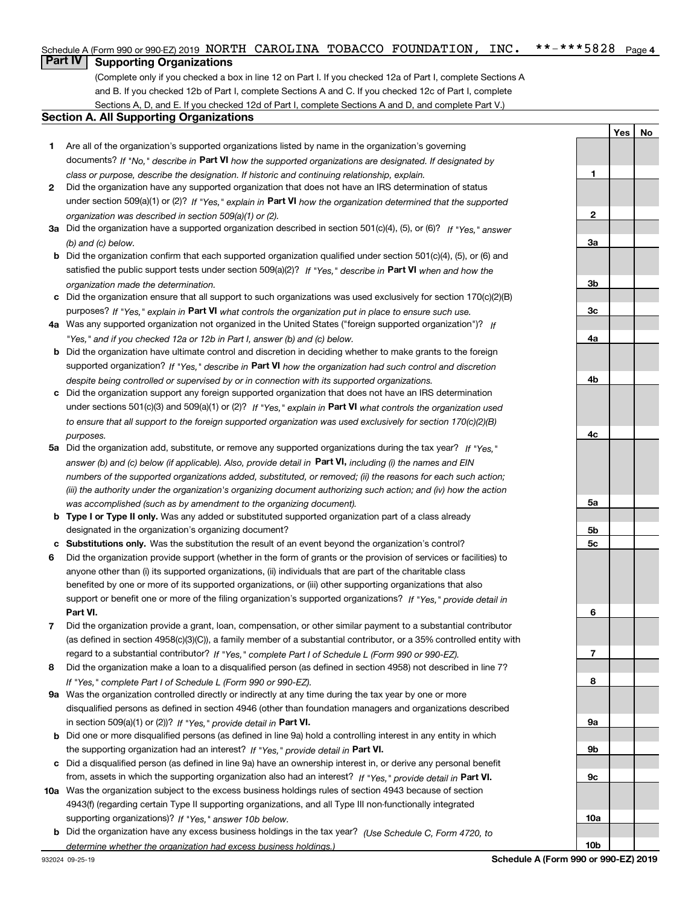Schedule A (Form 990 or 990-EZ) 2019 NORTH CAROLINA TOBACCO FOUNDATION, INC. **-***5828 Page 4

## Part IV Supporting Organizations

(Complete only if you checked a box in line 12 on Part I. If you checked 12a of Part I, complete Sections A and B. If you checked 12b of Part I, complete Sections A and C. If you checked 12c of Part I, complete Sections A, D, and E. If you checked 12d of Part I, complete Sections A and D, and complete Part V.)

### Section A. All Supporting Organizations

| | | Line | Yes | No |
|---|---|---|---|---|
| 1 | Are all of the organization's supported organizations listed by name in the organization's governing documents? *If "No," describe in* **Part VI** *how the supported organizations are designated. If designated by class or purpose, describe the designation. If historic and continuing relationship, explain.* | 1 | | |
| 2 | Did the organization have any supported organization that does not have an IRS determination of status under section 509(a)(1) or (2)? *If "Yes," explain in* **Part VI** *how the organization determined that the supported organization was described in section 509(a)(1) or (2).* | 2 | | |
| 3a | Did the organization have a supported organization described in section 501(c)(4), (5), or (6)? *If "Yes," answer (b) and (c) below.* | 3a | | |
| b | Did the organization confirm that each supported organization qualified under section 501(c)(4), (5), or (6) and satisfied the public support tests under section 509(a)(2)? *If "Yes," describe in* **Part VI** *when and how the organization made the determination.* | 3b | | |
| c | Did the organization ensure that all support to such organizations was used exclusively for section 170(c)(2)(B) purposes? *If "Yes," explain in* **Part VI** *what controls the organization put in place to ensure such use.* | 3c | | |
| 4a | Was any supported organization not organized in the United States ("foreign supported organization")? *If "Yes," and if you checked 12a or 12b in Part I, answer (b) and (c) below.* | 4a | | |
| b | Did the organization have ultimate control and discretion in deciding whether to make grants to the foreign supported organization? *If "Yes," describe in* **Part VI** *how the organization had such control and discretion despite being controlled or supervised by or in connection with its supported organizations.* | 4b | | |
| c | Did the organization support any foreign supported organization that does not have an IRS determination under sections 501(c)(3) and 509(a)(1) or (2)? *If "Yes," explain in* **Part VI** *what controls the organization used to ensure that all support to the foreign supported organization was used exclusively for section 170(c)(2)(B) purposes.* | 4c | | |
| 5a | Did the organization add, substitute, or remove any supported organizations during the tax year? *If "Yes," answer (b) and (c) below (if applicable). Also, provide detail in* **Part VI,** *including (i) the names and EIN numbers of the supported organizations added, substituted, or removed; (ii) the reasons for each such action; (iii) the authority under the organization's organizing document authorizing such action; and (iv) how the action was accomplished (such as by amendment to the organizing document).* | 5a | | |
| b | **Type I or Type II only.** Was any added or substituted supported organization part of a class already designated in the organization's organizing document? | 5b | | |
| c | **Substitutions only.** Was the substitution the result of an event beyond the organization's control? | 5c | | |
| 6 | Did the organization provide support (whether in the form of grants or the provision of services or facilities) to anyone other than (i) its supported organizations, (ii) individuals that are part of the charitable class benefited by one or more of its supported organizations, or (iii) other supporting organizations that also support or benefit one or more of the filing organization's supported organizations? *If "Yes," provide detail in* **Part VI.** | 6 | | |
| 7 | Did the organization provide a grant, loan, compensation, or other similar payment to a substantial contributor (as defined in section 4958(c)(3)(C)), a family member of a substantial contributor, or a 35% controlled entity with regard to a substantial contributor? *If "Yes," complete Part I of Schedule L (Form 990 or 990-EZ).* | 7 | | |
| 8 | Did the organization make a loan to a disqualified person (as defined in section 4958) not described in line 7? *If "Yes," complete Part I of Schedule L (Form 990 or 990-EZ).* | 8 | | |
| 9a | Was the organization controlled directly or indirectly at any time during the tax year by one or more disqualified persons as defined in section 4946 (other than foundation managers and organizations described in section 509(a)(1) or (2))? *If "Yes," provide detail in* **Part VI.** | 9a | | |
| b | Did one or more disqualified persons (as defined in line 9a) hold a controlling interest in any entity in which the supporting organization had an interest? *If "Yes," provide detail in* **Part VI.** | 9b | | |
| c | Did a disqualified person (as defined in line 9a) have an ownership interest in, or derive any personal benefit from, assets in which the supporting organization also had an interest? *If "Yes," provide detail in* **Part VI.** | 9c | | |
| 10a | Was the organization subject to the excess business holdings rules of section 4943 because of section 4943(f) (regarding certain Type II supporting organizations, and all Type III non-functionally integrated supporting organizations)? *If "Yes," answer 10b below.* | 10a | | |
| b | Did the organization have any excess business holdings in the tax year? *(Use Schedule C, Form 4720, to determine whether the organization had excess business holdings.)* | 10b | | |

932024 09-25-19 **Schedule A (Form 990 or 990-EZ) 2019**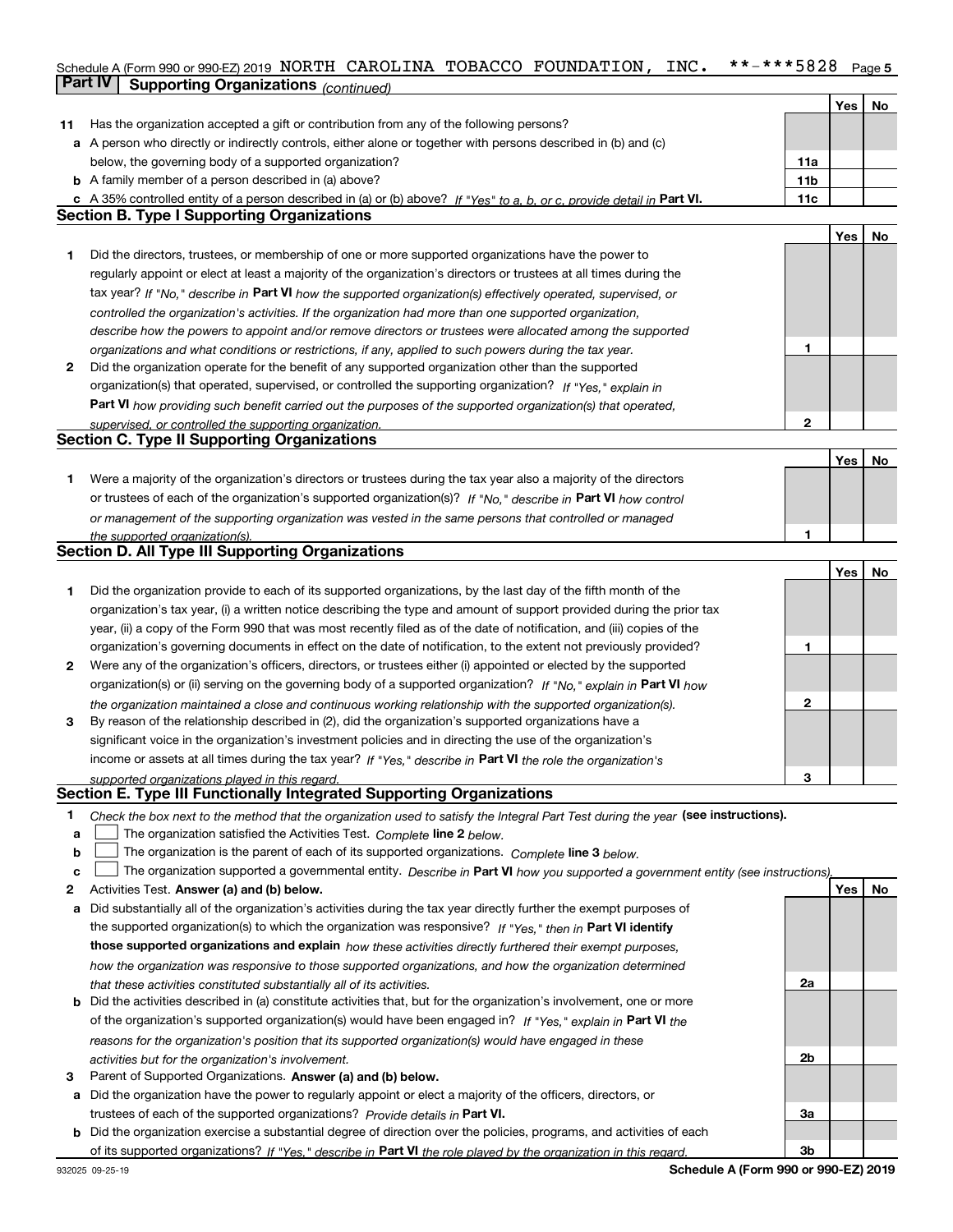Schedule A (Form 990 or 990-EZ) 2019 NORTH CAROLINA TOBACCO FOUNDATION, INC. **-***5828 Page 5

## Part IV Supporting Organizations *(continued)*

| | | | Yes | No |
|---|---|---|---|---|
| **11** | Has the organization accepted a gift or contribution from any of the following persons? | | | |
| **a** | A person who directly or indirectly controls, either alone or together with persons described in (b) and (c) below, the governing body of a supported organization? | **11a** | | |
| **b** | A family member of a person described in (a) above? | **11b** | | |
| **c** | A 35% controlled entity of a person described in (a) or (b) above? *If "Yes" to a, b, or c, provide detail in* **Part VI.** | **11c** | | |

### Section B. Type I Supporting Organizations

| | | | Yes | No |
|---|---|---|---|---|
| **1** | Did the directors, trustees, or membership of one or more supported organizations have the power to regularly appoint or elect at least a majority of the organization's directors or trustees at all times during the tax year? *If "No," describe in* **Part VI** *how the supported organization(s) effectively operated, supervised, or controlled the organization's activities. If the organization had more than one supported organization, describe how the powers to appoint and/or remove directors or trustees were allocated among the supported organizations and what conditions or restrictions, if any, applied to such powers during the tax year.* | **1** | | |
| **2** | Did the organization operate for the benefit of any supported organization other than the supported organization(s) that operated, supervised, or controlled the supporting organization? *If "Yes," explain in* **Part VI** *how providing such benefit carried out the purposes of the supported organization(s) that operated, supervised, or controlled the supporting organization.* | **2** | | |

### Section C. Type II Supporting Organizations

| | | | Yes | No |
|---|---|---|---|---|
| **1** | Were a majority of the organization's directors or trustees during the tax year also a majority of the directors or trustees of each of the organization's supported organization(s)? *If "No," describe in* **Part VI** *how control or management of the supporting organization was vested in the same persons that controlled or managed the supported organization(s).* | **1** | | |

### Section D. All Type III Supporting Organizations

| | | | Yes | No |
|---|---|---|---|---|
| **1** | Did the organization provide to each of its supported organizations, by the last day of the fifth month of the organization's tax year, (i) a written notice describing the type and amount of support provided during the prior tax year, (ii) a copy of the Form 990 that was most recently filed as of the date of notification, and (iii) copies of the organization's governing documents in effect on the date of notification, to the extent not previously provided? | **1** | | |
| **2** | Were any of the organization's officers, directors, or trustees either (i) appointed or elected by the supported organization(s) or (ii) serving on the governing body of a supported organization? *If "No," explain in* **Part VI** *how the organization maintained a close and continuous working relationship with the supported organization(s).* | **2** | | |
| **3** | By reason of the relationship described in (2), did the organization's supported organizations have a significant voice in the organization's investment policies and in directing the use of the organization's income or assets at all times during the tax year? *If "Yes," describe in* **Part VI** *the role the organization's supported organizations played in this regard.* | **3** | | |

### Section E. Type III Functionally Integrated Supporting Organizations

**1** *Check the box next to the method that the organization used to satisfy the Integral Part Test during the year* **(see instructions).**

- **a** ☐ The organization satisfied the Activities Test. *Complete* **line 2** *below.*
- **b** ☐ The organization is the parent of each of its supported organizations. *Complete* **line 3** *below.*
- **c** ☐ The organization supported a governmental entity. *Describe in* **Part VI** *how you supported a government entity (see instructions).*

| | | | Yes | No |
|---|---|---|---|---|
| **2** | Activities Test. **Answer (a) and (b) below.** | | | |
| **a** | Did substantially all of the organization's activities during the tax year directly further the exempt purposes of the supported organization(s) to which the organization was responsive? *If "Yes," then in* **Part VI identify those supported organizations and explain** *how these activities directly furthered their exempt purposes, how the organization was responsive to those supported organizations, and how the organization determined that these activities constituted substantially all of its activities.* | **2a** | | |
| **b** | Did the activities described in (a) constitute activities that, but for the organization's involvement, one or more of the organization's supported organization(s) would have been engaged in? *If "Yes," explain in* **Part VI** *the reasons for the organization's position that its supported organization(s) would have engaged in these activities but for the organization's involvement.* | **2b** | | |
| **3** | Parent of Supported Organizations. **Answer (a) and (b) below.** | | | |
| **a** | Did the organization have the power to regularly appoint or elect a majority of the officers, directors, or trustees of each of the supported organizations? *Provide details in* **Part VI.** | **3a** | | |
| **b** | Did the organization exercise a substantial degree of direction over the policies, programs, and activities of each of its supported organizations? *If "Yes," describe in* **Part VI** *the role played by the organization in this regard.* | **3b** | | |

932025 09-25-19 **Schedule A (Form 990 or 990-EZ) 2019**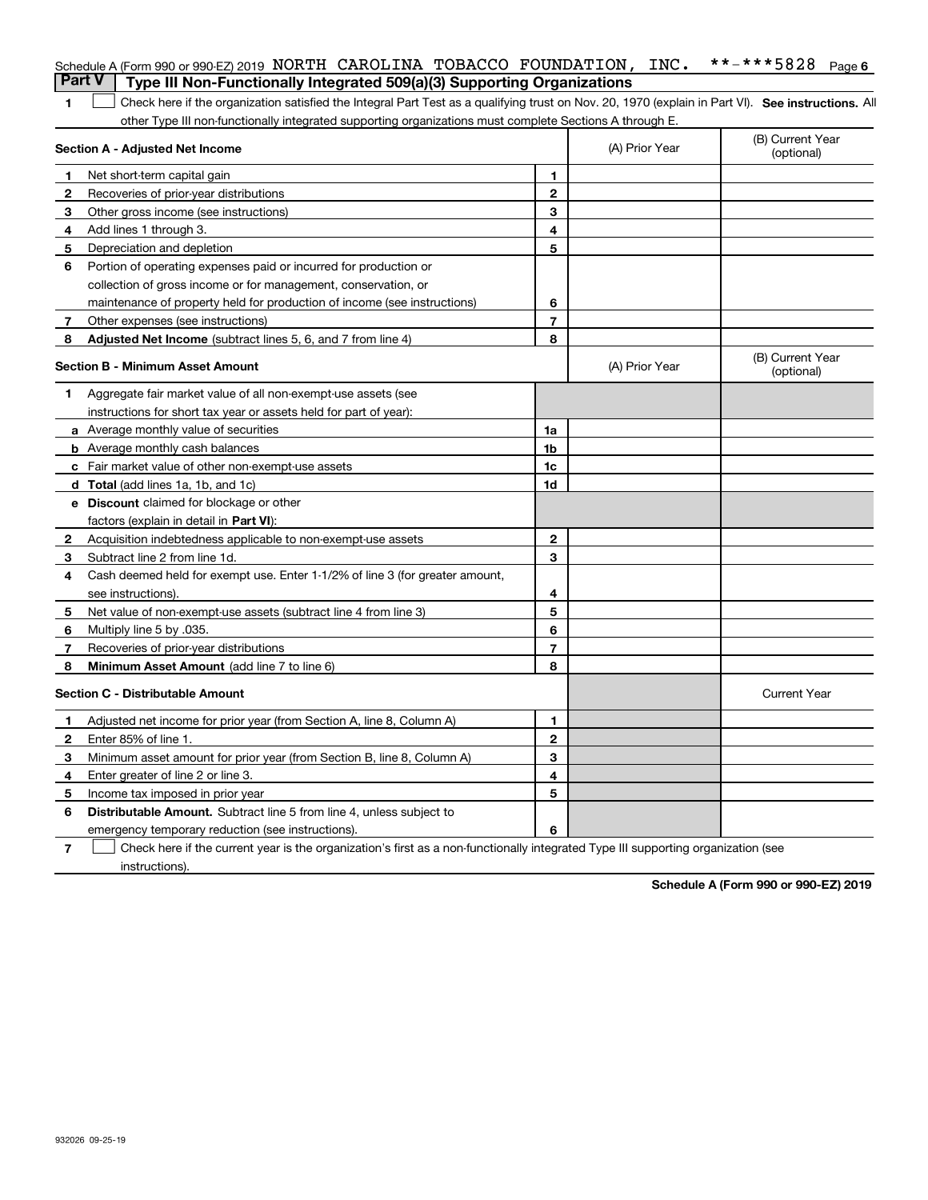Schedule A (Form 990 or 990-EZ) 2019 NORTH CAROLINA TOBACCO FOUNDATION, INC. **-***5828 Page 6

## Part V | Type III Non-Functionally Integrated 509(a)(3) Supporting Organizations

1 ☐ Check here if the organization satisfied the Integral Part Test as a qualifying trust on Nov. 20, 1970 (explain in Part VI). **See instructions.** All other Type III non-functionally integrated supporting organizations must complete Sections A through E.

| **Section A - Adjusted Net Income** | | | (A) Prior Year | (B) Current Year (optional) |
|---|---|---|---|---|
| 1 | Net short-term capital gain | 1 | | |
| 2 | Recoveries of prior-year distributions | 2 | | |
| 3 | Other gross income (see instructions) | 3 | | |
| 4 | Add lines 1 through 3. | 4 | | |
| 5 | Depreciation and depletion | 5 | | |
| 6 | Portion of operating expenses paid or incurred for production or collection of gross income or for management, conservation, or maintenance of property held for production of income (see instructions) | 6 | | |
| 7 | Other expenses (see instructions) | 7 | | |
| 8 | **Adjusted Net Income** (subtract lines 5, 6, and 7 from line 4) | 8 | | |

| **Section B - Minimum Asset Amount** | | | (A) Prior Year | (B) Current Year (optional) |
|---|---|---|---|---|
| 1 | Aggregate fair market value of all non-exempt-use assets (see instructions for short tax year or assets held for part of year): | | | |
| a | Average monthly value of securities | 1a | | |
| b | Average monthly cash balances | 1b | | |
| c | Fair market value of other non-exempt-use assets | 1c | | |
| d | **Total** (add lines 1a, 1b, and 1c) | 1d | | |
| e | **Discount** claimed for blockage or other factors (explain in detail in **Part VI**): | | | |
| 2 | Acquisition indebtedness applicable to non-exempt-use assets | 2 | | |
| 3 | Subtract line 2 from line 1d. | 3 | | |
| 4 | Cash deemed held for exempt use. Enter 1-1/2% of line 3 (for greater amount, see instructions). | 4 | | |
| 5 | Net value of non-exempt-use assets (subtract line 4 from line 3) | 5 | | |
| 6 | Multiply line 5 by .035. | 6 | | |
| 7 | Recoveries of prior-year distributions | 7 | | |
| 8 | **Minimum Asset Amount** (add line 7 to line 6) | 8 | | |

| **Section C - Distributable Amount** | | | | Current Year |
|---|---|---|---|---|
| 1 | Adjusted net income for prior year (from Section A, line 8, Column A) | 1 | | |
| 2 | Enter 85% of line 1. | 2 | | |
| 3 | Minimum asset amount for prior year (from Section B, line 8, Column A) | 3 | | |
| 4 | Enter greater of line 2 or line 3. | 4 | | |
| 5 | Income tax imposed in prior year | 5 | | |
| 6 | **Distributable Amount.** Subtract line 5 from line 4, unless subject to emergency temporary reduction (see instructions). | 6 | | |

7 ☐ Check here if the current year is the organization's first as a non-functionally integrated Type III supporting organization (see instructions).

**Schedule A (Form 990 or 990-EZ) 2019**

932026 09-25-19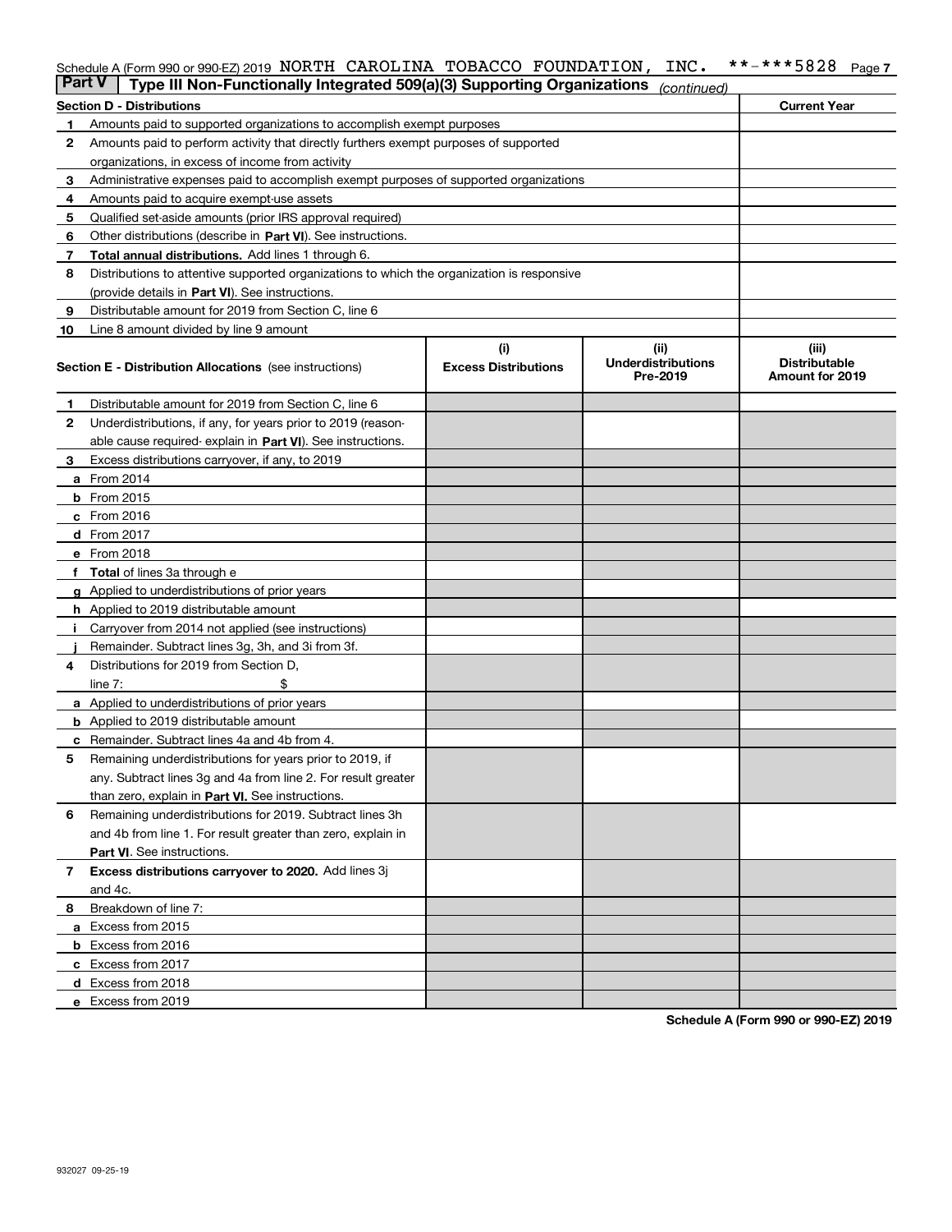Schedule A (Form 990 or 990-EZ) 2019 NORTH CAROLINA TOBACCO FOUNDATION, INC. **-***5828 Page 7

## Part V | Type III Non-Functionally Integrated 509(a)(3) Supporting Organizations *(continued)*

| | Section D - Distributions | Current Year |
|---|---|---|
| 1 | Amounts paid to supported organizations to accomplish exempt purposes | |
| 2 | Amounts paid to perform activity that directly furthers exempt purposes of supported organizations, in excess of income from activity | |
| 3 | Administrative expenses paid to accomplish exempt purposes of supported organizations | |
| 4 | Amounts paid to acquire exempt-use assets | |
| 5 | Qualified set-aside amounts (prior IRS approval required) | |
| 6 | Other distributions (describe in **Part VI**). See instructions. | |
| 7 | **Total annual distributions.** Add lines 1 through 6. | |
| 8 | Distributions to attentive supported organizations to which the organization is responsive (provide details in **Part VI**). See instructions. | |
| 9 | Distributable amount for 2019 from Section C, line 6 | |
| 10 | Line 8 amount divided by line 9 amount | |

| | Section E - Distribution Allocations (see instructions) | (i) Excess Distributions | (ii) Underdistributions Pre-2019 | (iii) Distributable Amount for 2019 |
|---|---|---|---|---|
| 1 | Distributable amount for 2019 from Section C, line 6 | | | |
| 2 | Underdistributions, if any, for years prior to 2019 (reasonable cause required- explain in **Part VI**). See instructions. | | | |
| 3 | Excess distributions carryover, if any, to 2019 | | | |
| a | From 2014 | | | |
| b | From 2015 | | | |
| c | From 2016 | | | |
| d | From 2017 | | | |
| e | From 2018 | | | |
| f | **Total** of lines 3a through e | | | |
| g | Applied to underdistributions of prior years | | | |
| h | Applied to 2019 distributable amount | | | |
| i | Carryover from 2014 not applied (see instructions) | | | |
| j | Remainder. Subtract lines 3g, 3h, and 3i from 3f. | | | |
| 4 | Distributions for 2019 from Section D, line 7: $ | | | |
| a | Applied to underdistributions of prior years | | | |
| b | Applied to 2019 distributable amount | | | |
| c | Remainder. Subtract lines 4a and 4b from 4. | | | |
| 5 | Remaining underdistributions for years prior to 2019, if any. Subtract lines 3g and 4a from line 2. For result greater than zero, explain in **Part VI.** See instructions. | | | |
| 6 | Remaining underdistributions for 2019. Subtract lines 3h and 4b from line 1. For result greater than zero, explain in **Part VI**. See instructions. | | | |
| 7 | **Excess distributions carryover to 2020.** Add lines 3j and 4c. | | | |
| 8 | Breakdown of line 7: | | | |
| a | Excess from 2015 | | | |
| b | Excess from 2016 | | | |
| c | Excess from 2017 | | | |
| d | Excess from 2018 | | | |
| e | Excess from 2019 | | | |

**Schedule A (Form 990 or 990-EZ) 2019**

932027 09-25-19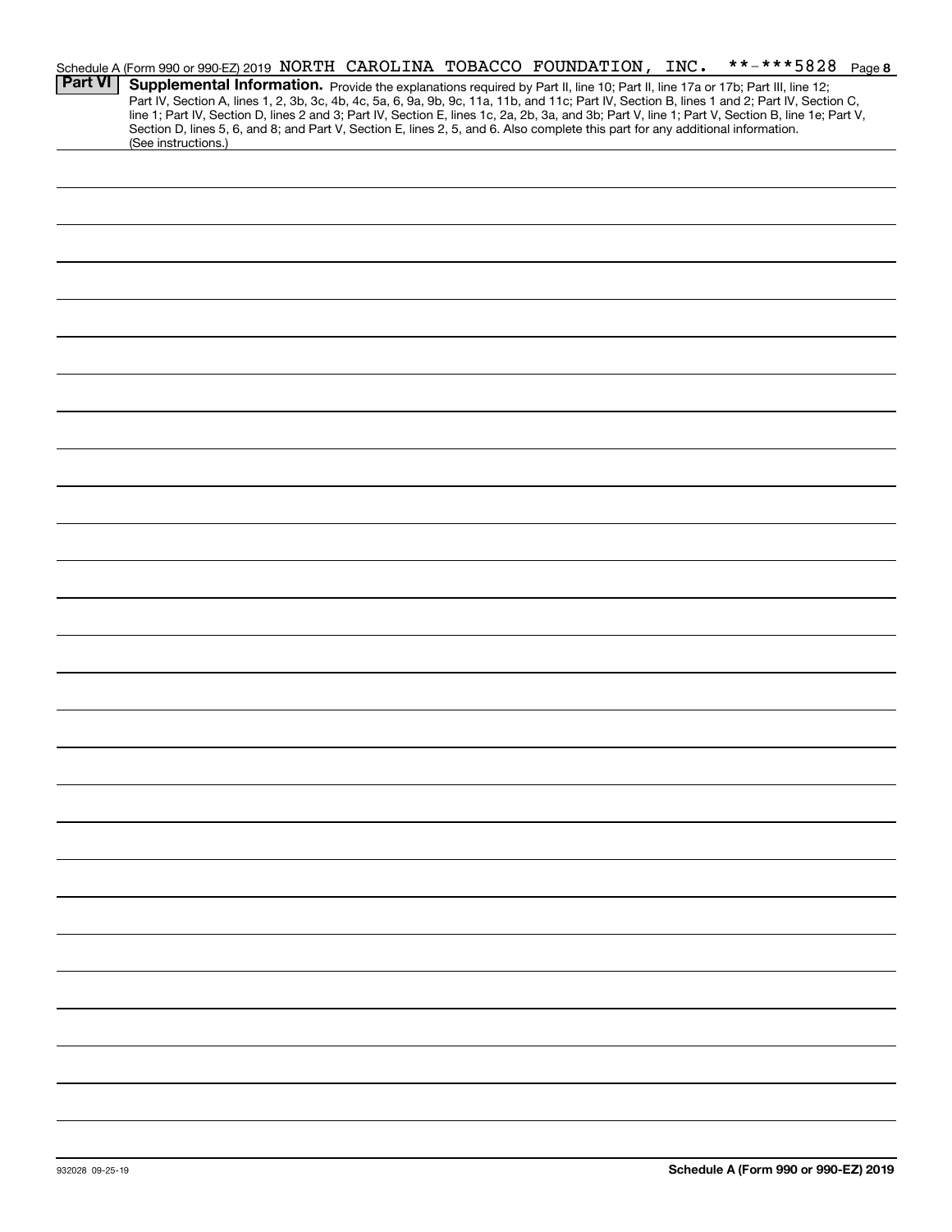Schedule A (Form 990 or 990-EZ) 2019 NORTH CAROLINA TOBACCO FOUNDATION, INC. **-***5828 Page 8

**Part VI** **Supplemental Information.** Provide the explanations required by Part II, line 10; Part II, line 17a or 17b; Part III, line 12; Part IV, Section A, lines 1, 2, 3b, 3c, 4b, 4c, 5a, 6, 9a, 9b, 9c, 11a, 11b, and 11c; Part IV, Section B, lines 1 and 2; Part IV, Section C, line 1; Part IV, Section D, lines 2 and 3; Part IV, Section E, lines 1c, 2a, 2b, 3a, and 3b; Part V, line 1; Part V, Section B, line 1e; Part V, Section D, lines 5, 6, and 8; and Part V, Section E, lines 2, 5, and 6. Also complete this part for any additional information. (See instructions.)

932028 09-25-19

**Schedule A (Form 990 or 990-EZ) 2019**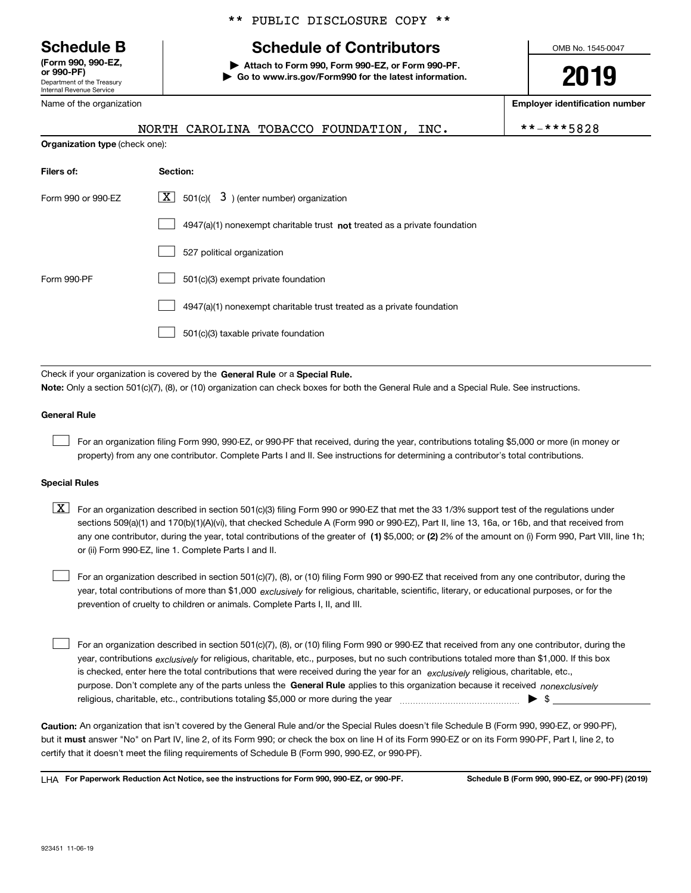\*\* PUBLIC DISCLOSURE COPY \*\*

# Schedule B
**(Form 990, 990-EZ, or 990-PF)**
Department of the Treasury
Internal Revenue Service

# Schedule of Contributors

▶ **Attach to Form 990, Form 990-EZ, or Form 990-PF.**
▶ **Go to www.irs.gov/Form990 for the latest information.**

OMB No. 1545-0047

**2019**

Name of the organization: NORTH CAROLINA TOBACCO FOUNDATION, INC.

**Employer identification number**: **-***5828

**Organization type** (check one):

| Filers of: | Section: |
|---|---|
| Form 990 or 990-EZ | [X] 501(c)( 3 ) (enter number) organization |
| | [ ] 4947(a)(1) nonexempt charitable trust **not** treated as a private foundation |
| | [ ] 527 political organization |
| Form 990-PF | [ ] 501(c)(3) exempt private foundation |
| | [ ] 4947(a)(1) nonexempt charitable trust treated as a private foundation |
| | [ ] 501(c)(3) taxable private foundation |

Check if your organization is covered by the **General Rule** or a **Special Rule.**

**Note:** Only a section 501(c)(7), (8), or (10) organization can check boxes for both the General Rule and a Special Rule. See instructions.

### General Rule

[ ] For an organization filing Form 990, 990-EZ, or 990-PF that received, during the year, contributions totaling $5,000 or more (in money or property) from any one contributor. Complete Parts I and II. See instructions for determining a contributor's total contributions.

### Special Rules

[X] For an organization described in section 501(c)(3) filing Form 990 or 990-EZ that met the 33 1/3% support test of the regulations under sections 509(a)(1) and 170(b)(1)(A)(vi), that checked Schedule A (Form 990 or 990-EZ), Part II, line 13, 16a, or 16b, and that received from any one contributor, during the year, total contributions of the greater of **(1)** $5,000; or **(2)** 2% of the amount on (i) Form 990, Part VIII, line 1h; or (ii) Form 990-EZ, line 1. Complete Parts I and II.

[ ] For an organization described in section 501(c)(7), (8), or (10) filing Form 990 or 990-EZ that received from any one contributor, during the year, total contributions of more than $1,000 *exclusively* for religious, charitable, scientific, literary, or educational purposes, or for the prevention of cruelty to children or animals. Complete Parts I, II, and III.

[ ] For an organization described in section 501(c)(7), (8), or (10) filing Form 990 or 990-EZ that received from any one contributor, during the year, contributions *exclusively* for religious, charitable, etc., purposes, but no such contributions totaled more than $1,000. If this box is checked, enter here the total contributions that were received during the year for an *exclusively* religious, charitable, etc., purpose. Don't complete any of the parts unless the **General Rule** applies to this organization because it received *nonexclusively* religious, charitable, etc., contributions totaling $5,000 or more during the year ▶ $ \_\_\_\_\_\_\_\_

**Caution:** An organization that isn't covered by the General Rule and/or the Special Rules doesn't file Schedule B (Form 990, 990-EZ, or 990-PF), but it **must** answer "No" on Part IV, line 2, of its Form 990; or check the box on line H of its Form 990-EZ or on its Form 990-PF, Part I, line 2, to certify that it doesn't meet the filing requirements of Schedule B (Form 990, 990-EZ, or 990-PF).

LHA **For Paperwork Reduction Act Notice, see the instructions for Form 990, 990-EZ, or 990-PF.** **Schedule B (Form 990, 990-EZ, or 990-PF) (2019)**

923451 11-06-19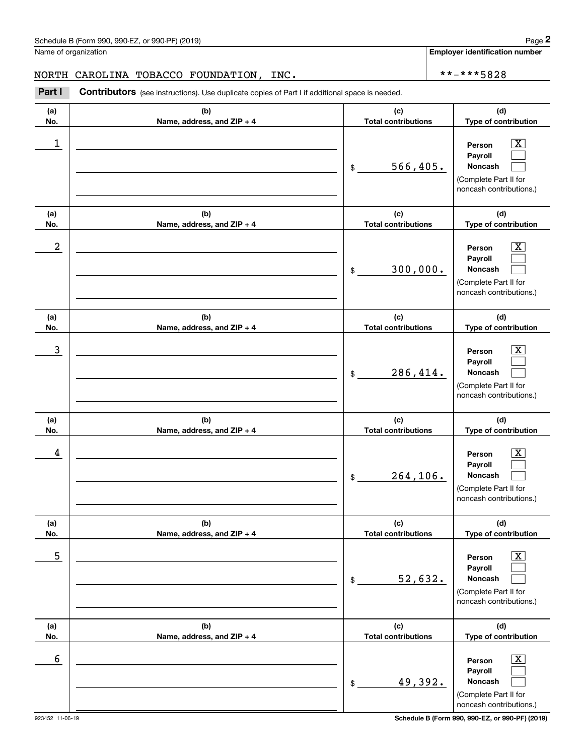Schedule B (Form 990, 990-EZ, or 990-PF) (2019)

Name of organization: NORTH CAROLINA TOBACCO FOUNDATION, INC.

Employer identification number: **-***5828

**Part I** **Contributors** (see instructions). Use duplicate copies of Part I if additional space is needed.

| (a) No. | (b) Name, address, and ZIP + 4 | (c) Total contributions | (d) Type of contribution |
|---|---|---|---|
| 1 | | $ 566,405. | Person [X] Payroll [ ] Noncash [ ] (Complete Part II for noncash contributions.) |
| 2 | | $ 300,000. | Person [X] Payroll [ ] Noncash [ ] (Complete Part II for noncash contributions.) |
| 3 | | $ 286,414. | Person [X] Payroll [ ] Noncash [ ] (Complete Part II for noncash contributions.) |
| 4 | | $ 264,106. | Person [X] Payroll [ ] Noncash [ ] (Complete Part II for noncash contributions.) |
| 5 | | $ 52,632. | Person [X] Payroll [ ] Noncash [ ] (Complete Part II for noncash contributions.) |
| 6 | | $ 49,392. | Person [X] Payroll [ ] Noncash [ ] (Complete Part II for noncash contributions.) |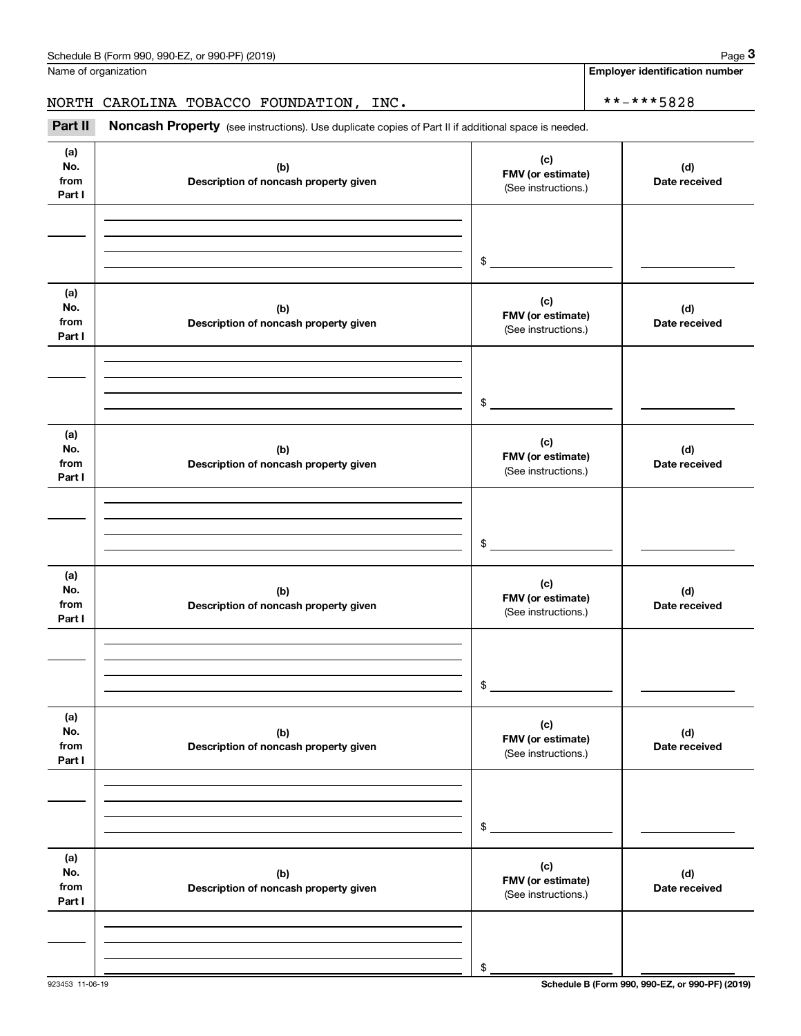Name of organization

NORTH CAROLINA TOBACCO FOUNDATION, INC.

**Employer identification number**

**-***5828

**Part II** **Noncash Property** (see instructions). Use duplicate copies of Part II if additional space is needed.

| (a) No. from Part I | (b) Description of noncash property given | (c) FMV (or estimate) (See instructions.) | (d) Date received |
|---|---|---|---|
| | | $ | |

| (a) No. from Part I | (b) Description of noncash property given | (c) FMV (or estimate) (See instructions.) | (d) Date received |
|---|---|---|---|
| | | $ | |

| (a) No. from Part I | (b) Description of noncash property given | (c) FMV (or estimate) (See instructions.) | (d) Date received |
|---|---|---|---|
| | | $ | |

| (a) No. from Part I | (b) Description of noncash property given | (c) FMV (or estimate) (See instructions.) | (d) Date received |
|---|---|---|---|
| | | $ | |

| (a) No. from Part I | (b) Description of noncash property given | (c) FMV (or estimate) (See instructions.) | (d) Date received |
|---|---|---|---|
| | | $ | |

| (a) No. from Part I | (b) Description of noncash property given | (c) FMV (or estimate) (See instructions.) | (d) Date received |
|---|---|---|---|
| | | $ | |

923453 11-06-19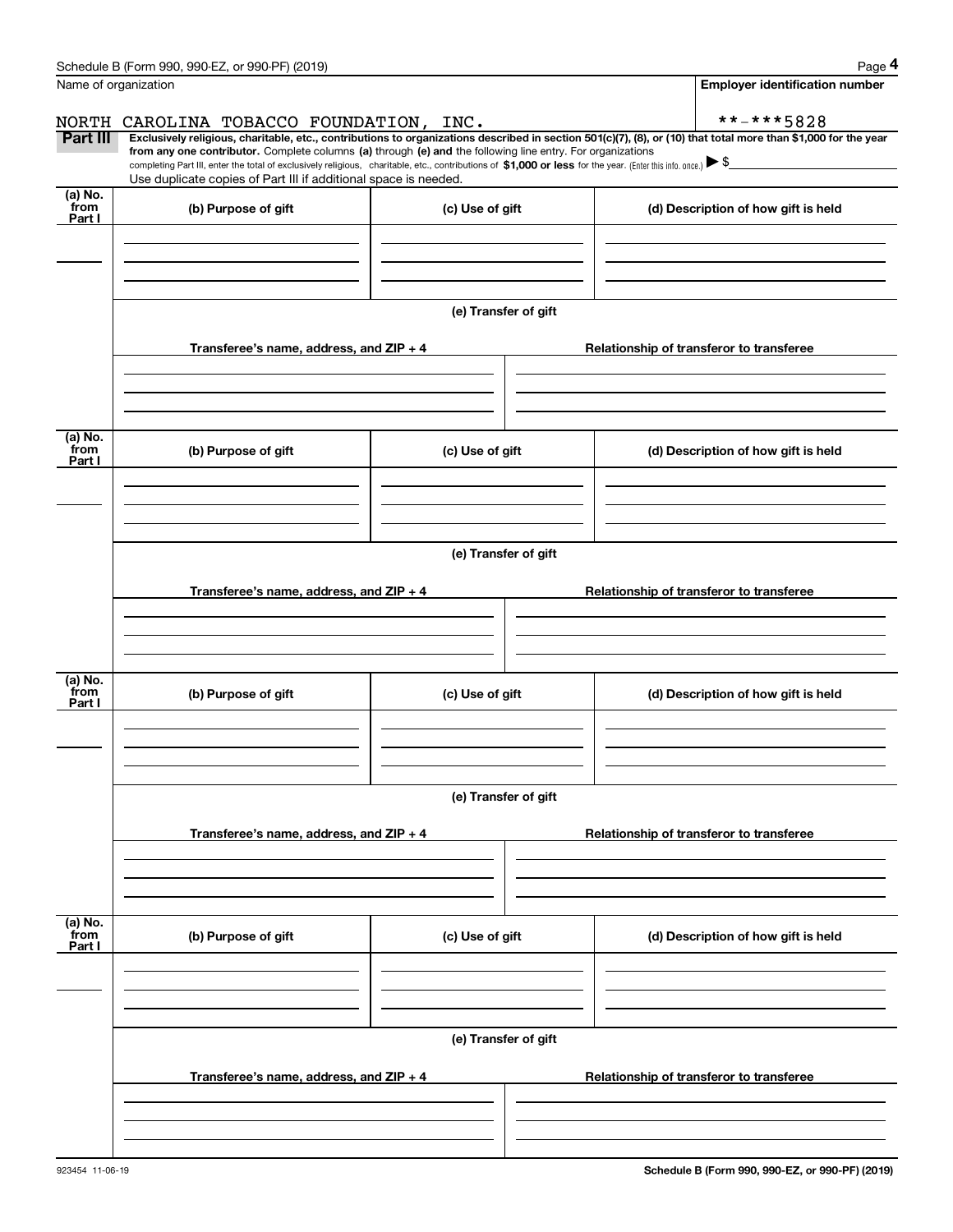Schedule B (Form 990, 990-EZ, or 990-PF) (2019)

Name of organization: NORTH CAROLINA TOBACCO FOUNDATION, INC.

Employer identification number: **-***5828

**Part III** **Exclusively religious, charitable, etc., contributions to organizations described in section 501(c)(7), (8), or (10) that total more than $1,000 for the year from any one contributor.** Complete columns **(a)** through **(e) and** the following line entry. For organizations completing Part III, enter the total of exclusively religious, charitable, etc., contributions of **$1,000 or less** for the year. (Enter this info. once.) ▶ $

Use duplicate copies of Part III if additional space is needed.

| (a) No. from Part I | (b) Purpose of gift | (c) Use of gift | (d) Description of how gift is held |
|---|---|---|---|
| | | | |

**(e) Transfer of gift**

| Transferee's name, address, and ZIP + 4 | Relationship of transferor to transferee |
|---|---|
| | |

| (a) No. from Part I | (b) Purpose of gift | (c) Use of gift | (d) Description of how gift is held |
|---|---|---|---|
| | | | |

**(e) Transfer of gift**

| Transferee's name, address, and ZIP + 4 | Relationship of transferor to transferee |
|---|---|
| | |

| (a) No. from Part I | (b) Purpose of gift | (c) Use of gift | (d) Description of how gift is held |
|---|---|---|---|
| | | | |

**(e) Transfer of gift**

| Transferee's name, address, and ZIP + 4 | Relationship of transferor to transferee |
|---|---|
| | |

| (a) No. from Part I | (b) Purpose of gift | (c) Use of gift | (d) Description of how gift is held |
|---|---|---|---|
| | | | |

**(e) Transfer of gift**

| Transferee's name, address, and ZIP + 4 | Relationship of transferor to transferee |
|---|---|
| | |

923454 11-06-19

**Schedule B (Form 990, 990-EZ, or 990-PF) (2019)**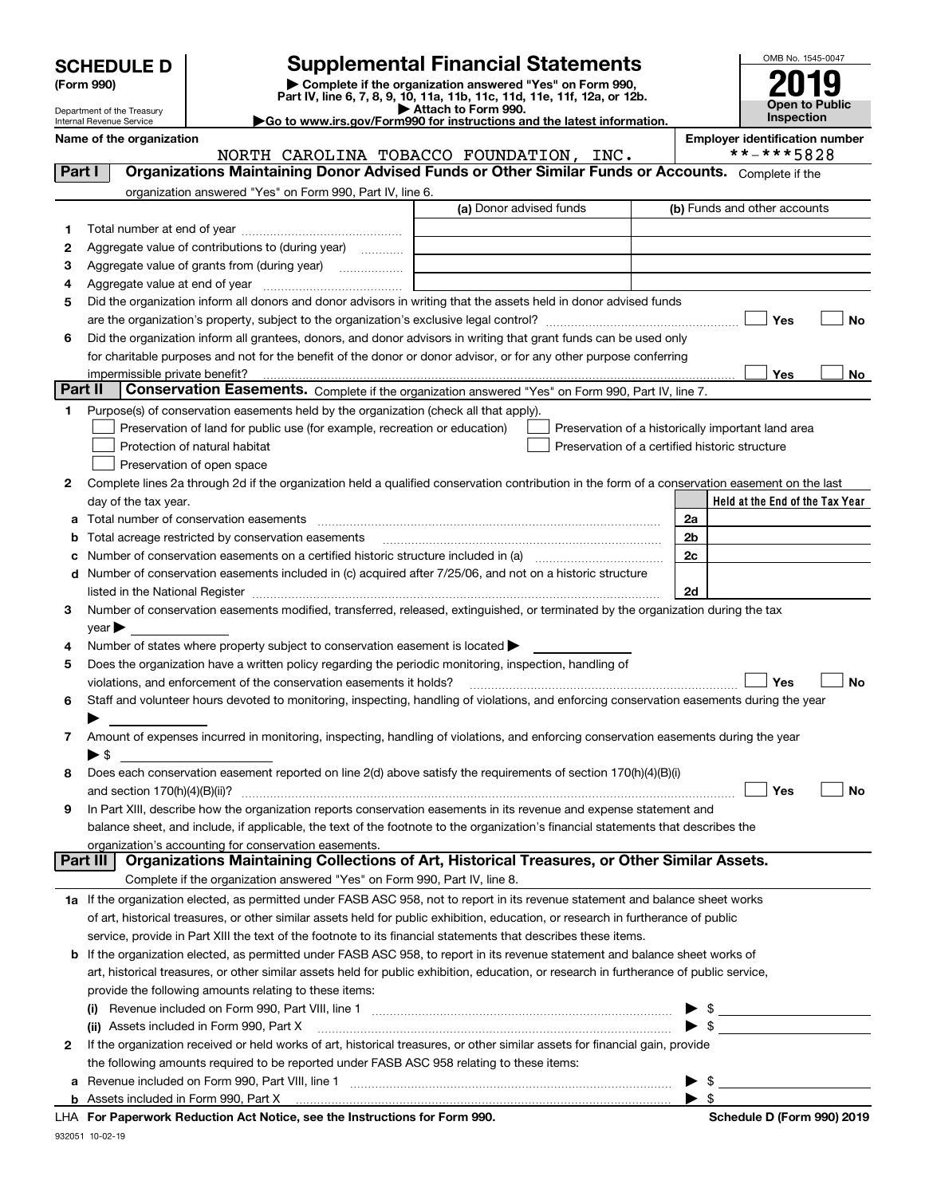**SCHEDULE D**
**(Form 990)**

Department of the Treasury
Internal Revenue Service

# Supplemental Financial Statements

▶ Complete if the organization answered "Yes" on Form 990, Part IV, line 6, 7, 8, 9, 10, 11a, 11b, 11c, 11d, 11e, 11f, 12a, or 12b.
▶ Attach to Form 990.
▶Go to www.irs.gov/Form990 for instructions and the latest information.

OMB No. 1545-0047

**2019**

**Open to Public Inspection**

**Name of the organization**
NORTH CAROLINA TOBACCO FOUNDATION, INC.

**Employer identification number**
**-***5828

## Part I Organizations Maintaining Donor Advised Funds or Other Similar Funds or Accounts.
Complete if the organization answered "Yes" on Form 990, Part IV, line 6.

| | | (a) Donor advised funds | (b) Funds and other accounts |
|---|---|---|---|
| 1 | Total number at end of year | | |
| 2 | Aggregate value of contributions to (during year) | | |
| 3 | Aggregate value of grants from (during year) | | |
| 4 | Aggregate value at end of year | | |

5 Did the organization inform all donors and donor advisors in writing that the assets held in donor advised funds are the organization's property, subject to the organization's exclusive legal control? ☐ Yes ☐ No

6 Did the organization inform all grantees, donors, and donor advisors in writing that grant funds can be used only for charitable purposes and not for the benefit of the donor or donor advisor, or for any other purpose conferring impermissible private benefit? ☐ Yes ☐ No

## Part II Conservation Easements.
Complete if the organization answered "Yes" on Form 990, Part IV, line 7.

1 Purpose(s) of conservation easements held by the organization (check all that apply).
- ☐ Preservation of land for public use (for example, recreation or education)
- ☐ Protection of natural habitat
- ☐ Preservation of open space
- ☐ Preservation of a historically important land area
- ☐ Preservation of a certified historic structure

2 Complete lines 2a through 2d if the organization held a qualified conservation contribution in the form of a conservation easement on the last day of the tax year.

| | | | Held at the End of the Tax Year |
|---|---|---|---|
| a | Total number of conservation easements | 2a | |
| b | Total acreage restricted by conservation easements | 2b | |
| c | Number of conservation easements on a certified historic structure included in (a) | 2c | |
| d | Number of conservation easements included in (c) acquired after 7/25/06, and not on a historic structure listed in the National Register | 2d | |

3 Number of conservation easements modified, transferred, released, extinguished, or terminated by the organization during the tax year ▶

4 Number of states where property subject to conservation easement is located ▶

5 Does the organization have a written policy regarding the periodic monitoring, inspection, handling of violations, and enforcement of the conservation easements it holds? ☐ Yes ☐ No

6 Staff and volunteer hours devoted to monitoring, inspecting, handling of violations, and enforcing conservation easements during the year ▶

7 Amount of expenses incurred in monitoring, inspecting, handling of violations, and enforcing conservation easements during the year ▶ $

8 Does each conservation easement reported on line 2(d) above satisfy the requirements of section 170(h)(4)(B)(i) and section 170(h)(4)(B)(ii)? ☐ Yes ☐ No

9 In Part XIII, describe how the organization reports conservation easements in its revenue and expense statement and balance sheet, and include, if applicable, the text of the footnote to the organization's financial statements that describes the organization's accounting for conservation easements.

## Part III Organizations Maintaining Collections of Art, Historical Treasures, or Other Similar Assets.
Complete if the organization answered "Yes" on Form 990, Part IV, line 8.

1a If the organization elected, as permitted under FASB ASC 958, not to report in its revenue statement and balance sheet works of art, historical treasures, or other similar assets held for public exhibition, education, or research in furtherance of public service, provide in Part XIII the text of the footnote to its financial statements that describes these items.

b If the organization elected, as permitted under FASB ASC 958, to report in its revenue statement and balance sheet works of art, historical treasures, or other similar assets held for public exhibition, education, or research in furtherance of public service, provide the following amounts relating to these items:

(i) Revenue included on Form 990, Part VIII, line 1 ▶ $

(ii) Assets included in Form 990, Part X ▶ $

2 If the organization received or held works of art, historical treasures, or other similar assets for financial gain, provide the following amounts required to be reported under FASB ASC 958 relating to these items:

a Revenue included on Form 990, Part VIII, line 1 ▶ $

b Assets included in Form 990, Part X ▶ $

LHA **For Paperwork Reduction Act Notice, see the Instructions for Form 990.** **Schedule D (Form 990) 2019**

932051 10-02-19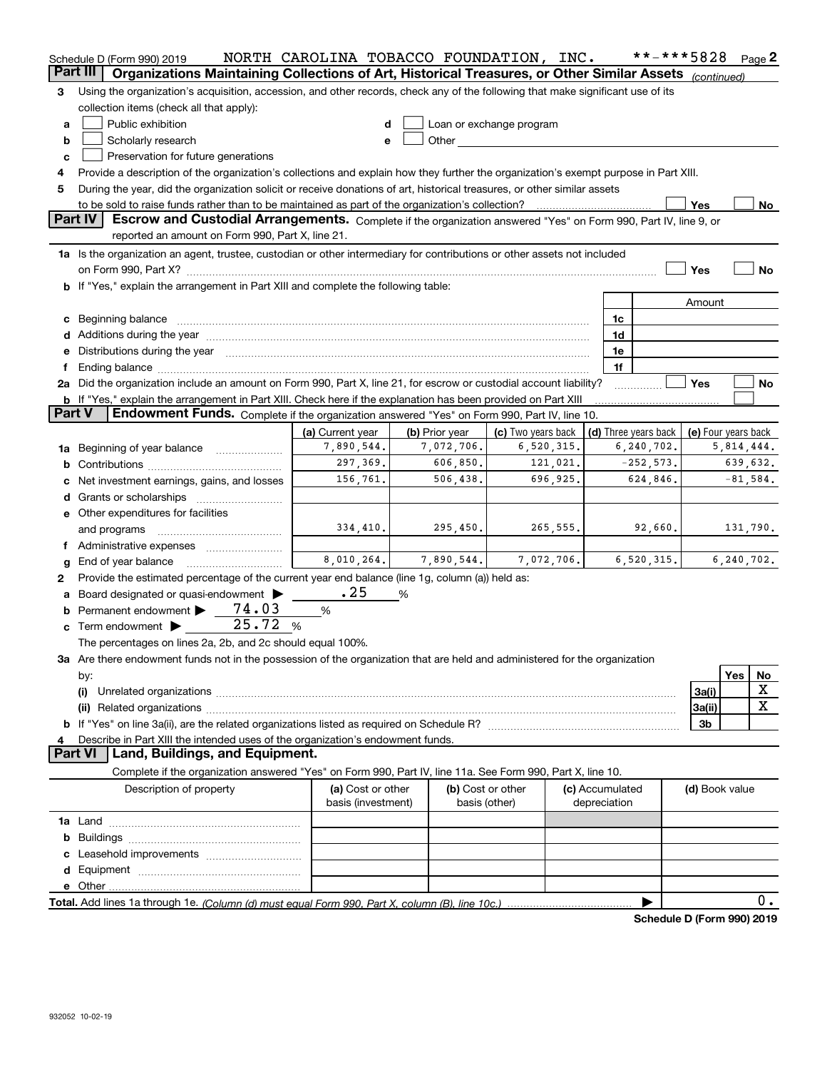Schedule D (Form 990) 2019 NORTH CAROLINA TOBACCO FOUNDATION, INC. **-***5828 Page 2

## Part III Organizations Maintaining Collections of Art, Historical Treasures, or Other Similar Assets *(continued)*

**3** Using the organization's acquisition, accession, and other records, check any of the following that make significant use of its collection items (check all that apply):

- **a** ☐ Public exhibition
- **b** ☐ Scholarly research
- **c** ☐ Preservation for future generations
- **d** ☐ Loan or exchange program
- **e** ☐ Other

**4** Provide a description of the organization's collections and explain how they further the organization's exempt purpose in Part XIII.

**5** During the year, did the organization solicit or receive donations of art, historical treasures, or other similar assets to be sold to raise funds rather than to be maintained as part of the organization's collection? ☐ Yes ☐ No

## Part IV Escrow and Custodial Arrangements.

Complete if the organization answered "Yes" on Form 990, Part IV, line 9, or reported an amount on Form 990, Part X, line 21.

**1a** Is the organization an agent, trustee, custodian or other intermediary for contributions or other assets not included on Form 990, Part X? ☐ Yes ☐ No

**b** If "Yes," explain the arrangement in Part XIII and complete the following table:

| | | Amount |
|---|---|---|
| **c** Beginning balance | 1c | |
| **d** Additions during the year | 1d | |
| **e** Distributions during the year | 1e | |
| **f** Ending balance | 1f | |

**2a** Did the organization include an amount on Form 990, Part X, line 21, for escrow or custodial account liability? ☐ Yes ☐ No

**b** If "Yes," explain the arrangement in Part XIII. Check here if the explanation has been provided on Part XIII ☐

## Part V Endowment Funds.

Complete if the organization answered "Yes" on Form 990, Part IV, line 10.

| | (a) Current year | (b) Prior year | (c) Two years back | (d) Three years back | (e) Four years back |
|---|---|---|---|---|---|
| **1a** Beginning of year balance | 7,890,544. | 7,072,706. | 6,520,315. | 6,240,702. | 5,814,444. |
| **b** Contributions | 297,369. | 606,850. | 121,021. | -252,573. | 639,632. |
| **c** Net investment earnings, gains, and losses | 156,761. | 506,438. | 696,925. | 624,846. | -81,584. |
| **d** Grants or scholarships | | | | | |
| **e** Other expenditures for facilities and programs | 334,410. | 295,450. | 265,555. | 92,660. | 131,790. |
| **f** Administrative expenses | | | | | |
| **g** End of year balance | 8,010,264. | 7,890,544. | 7,072,706. | 6,520,315. | 6,240,702. |

**2** Provide the estimated percentage of the current year end balance (line 1g, column (a)) held as:

- **a** Board designated or quasi-endowment ▶ .25 %
- **b** Permanent endowment ▶ 74.03 %
- **c** Term endowment ▶ 25.72 %

The percentages on lines 2a, 2b, and 2c should equal 100%.

**3a** Are there endowment funds not in the possession of the organization that are held and administered for the organization by:

| | | Yes | No |
|---|---|---|---|
| **(i)** Unrelated organizations | 3a(i) | | X |
| **(ii)** Related organizations | 3a(ii) | | X |
| **b** If "Yes" on line 3a(ii), are the related organizations listed as required on Schedule R? | 3b | | |

**4** Describe in Part XIII the intended uses of the organization's endowment funds.

## Part VI Land, Buildings, and Equipment.

Complete if the organization answered "Yes" on Form 990, Part IV, line 11a. See Form 990, Part X, line 10.

| Description of property | (a) Cost or other basis (investment) | (b) Cost or other basis (other) | (c) Accumulated depreciation | (d) Book value |
|---|---|---|---|---|
| **1a** Land | | | | |
| **b** Buildings | | | | |
| **c** Leasehold improvements | | | | |
| **d** Equipment | | | | |
| **e** Other | | | | |
| **Total.** Add lines 1a through 1e. *(Column (d) must equal Form 990, Part X, column (B), line 10c.)* | | | ▶ | 0. |

Schedule D (Form 990) 2019

932052 10-02-19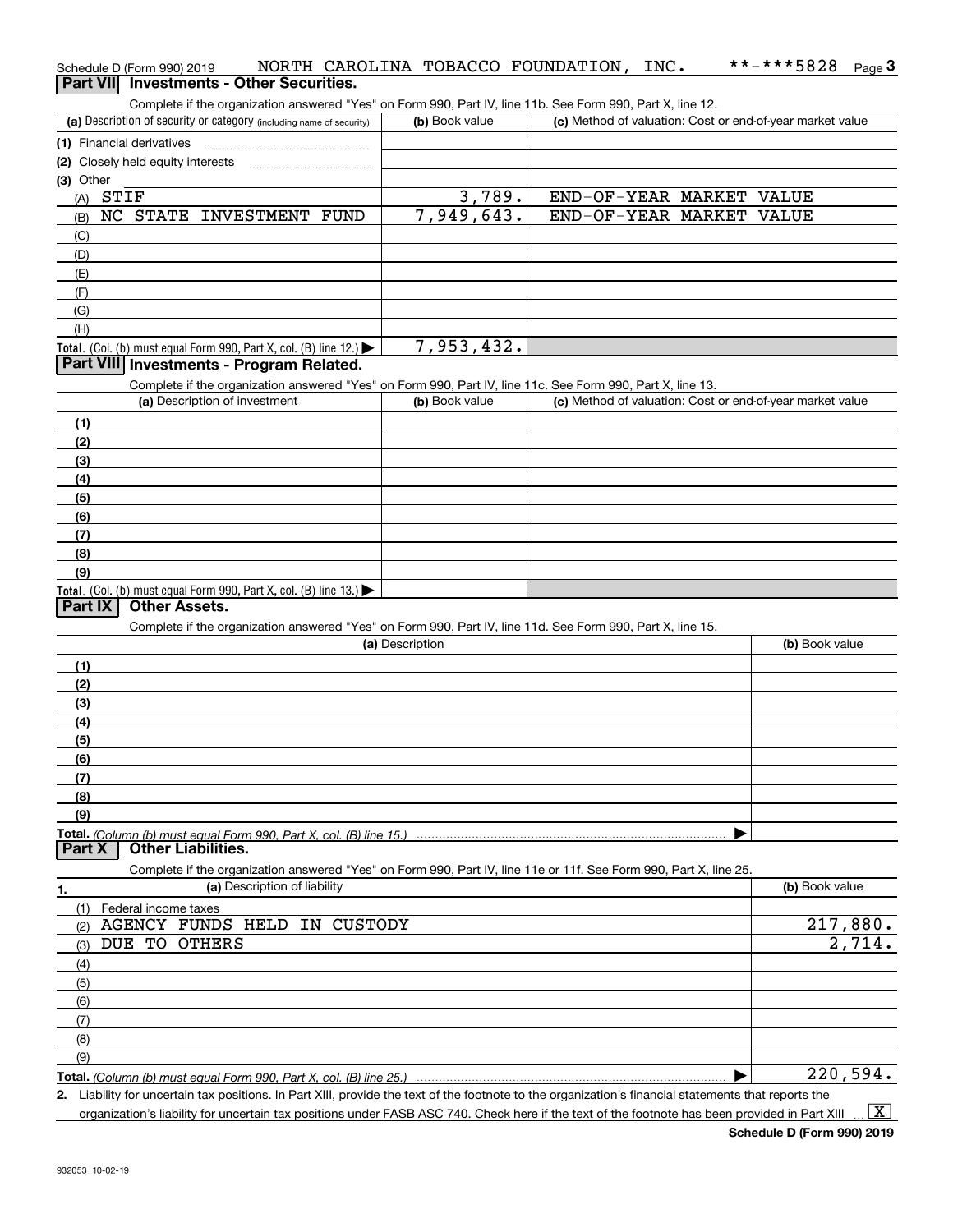Schedule D (Form 990) 2019 NORTH CAROLINA TOBACCO FOUNDATION, INC. **-***5828

## Part VII Investments - Other Securities.

Complete if the organization answered "Yes" on Form 990, Part IV, line 11b. See Form 990, Part X, line 12.

| (a) Description of security or category (including name of security) | (b) Book value | (c) Method of valuation: Cost or end-of-year market value |
|---|---|---|
| (1) Financial derivatives | | |
| (2) Closely held equity interests | | |
| (3) Other | | |
| (A) STIF | 3,789. | END-OF-YEAR MARKET VALUE |
| (B) NC STATE INVESTMENT FUND | 7,949,643. | END-OF-YEAR MARKET VALUE |
| (C) | | |
| (D) | | |
| (E) | | |
| (F) | | |
| (G) | | |
| (H) | | |
| **Total.** (Col. (b) must equal Form 990, Part X, col. (B) line 12.) ▶ | 7,953,432. | |

## Part VIII Investments - Program Related.

Complete if the organization answered "Yes" on Form 990, Part IV, line 11c. See Form 990, Part X, line 13.

| (a) Description of investment | (b) Book value | (c) Method of valuation: Cost or end-of-year market value |
|---|---|---|
| (1) | | |
| (2) | | |
| (3) | | |
| (4) | | |
| (5) | | |
| (6) | | |
| (7) | | |
| (8) | | |
| (9) | | |
| **Total.** (Col. (b) must equal Form 990, Part X, col. (B) line 13.) ▶ | | |

## Part IX Other Assets.

Complete if the organization answered "Yes" on Form 990, Part IV, line 11d. See Form 990, Part X, line 15.

| (a) Description | (b) Book value |
|---|---|
| (1) | |
| (2) | |
| (3) | |
| (4) | |
| (5) | |
| (6) | |
| (7) | |
| (8) | |
| (9) | |
| **Total.** *(Column (b) must equal Form 990, Part X, col. (B) line 15.)* ▶ | |

## Part X Other Liabilities.

Complete if the organization answered "Yes" on Form 990, Part IV, line 11e or 11f. See Form 990, Part X, line 25.

| 1. (a) Description of liability | (b) Book value |
|---|---|
| (1) Federal income taxes | |
| (2) AGENCY FUNDS HELD IN CUSTODY | 217,880. |
| (3) DUE TO OTHERS | 2,714. |
| (4) | |
| (5) | |
| (6) | |
| (7) | |
| (8) | |
| (9) | |
| **Total.** *(Column (b) must equal Form 990, Part X, col. (B) line 25.)* ▶ | 220,594. |

2. Liability for uncertain tax positions. In Part XIII, provide the text of the footnote to the organization's financial statements that reports the organization's liability for uncertain tax positions under FASB ASC 740. Check here if the text of the footnote has been provided in Part XIII ... [X]

Schedule D (Form 990) 2019

932053 10-02-19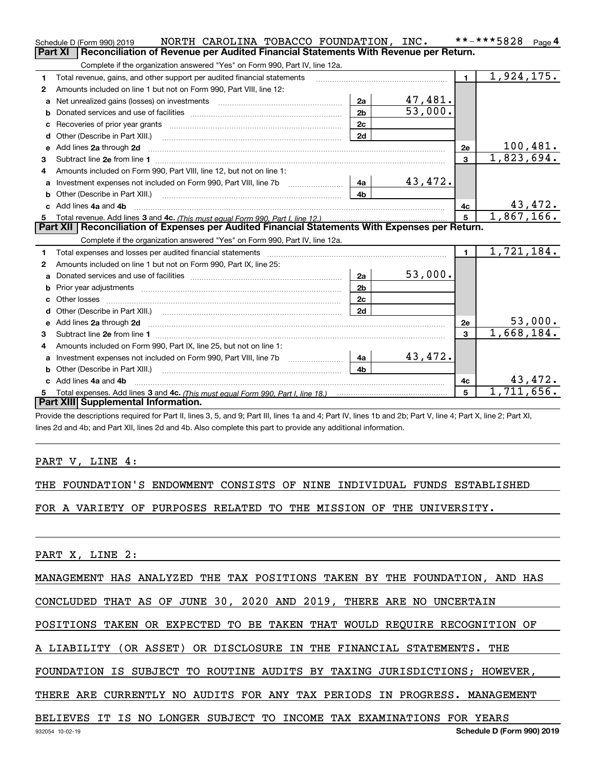Schedule D (Form 990) 2019 NORTH CAROLINA TOBACCO FOUNDATION, INC. **-***5828 Page 4

## Part XI Reconciliation of Revenue per Audited Financial Statements With Revenue per Return.

Complete if the organization answered "Yes" on Form 990, Part IV, line 12a.

| | | | | | |
|---|---|---|---|---|---|
| 1 | Total revenue, gains, and other support per audited financial statements | | | 1 | 1,924,175. |
| 2 | Amounts included on line 1 but not on Form 990, Part VIII, line 12: | | | | |
| a | Net unrealized gains (losses) on investments | 2a | 47,481. | | |
| b | Donated services and use of facilities | 2b | 53,000. | | |
| c | Recoveries of prior year grants | 2c | | | |
| d | Other (Describe in Part XIII.) | 2d | | | |
| e | Add lines 2a through 2d | | | 2e | 100,481. |
| 3 | Subtract line 2e from line 1 | | | 3 | 1,823,694. |
| 4 | Amounts included on Form 990, Part VIII, line 12, but not on line 1: | | | | |
| a | Investment expenses not included on Form 990, Part VIII, line 7b | 4a | 43,472. | | |
| b | Other (Describe in Part XIII.) | 4b | | | |
| c | Add lines 4a and 4b | | | 4c | 43,472. |
| 5 | Total revenue. Add lines 3 and 4c. *(This must equal Form 990, Part I, line 12.)* | | | 5 | 1,867,166. |

## Part XII Reconciliation of Expenses per Audited Financial Statements With Expenses per Return.

Complete if the organization answered "Yes" on Form 990, Part IV, line 12a.

| | | | | | |
|---|---|---|---|---|---|
| 1 | Total expenses and losses per audited financial statements | | | 1 | 1,721,184. |
| 2 | Amounts included on line 1 but not on Form 990, Part IX, line 25: | | | | |
| a | Donated services and use of facilities | 2a | 53,000. | | |
| b | Prior year adjustments | 2b | | | |
| c | Other losses | 2c | | | |
| d | Other (Describe in Part XIII.) | 2d | | | |
| e | Add lines 2a through 2d | | | 2e | 53,000. |
| 3 | Subtract line 2e from line 1 | | | 3 | 1,668,184. |
| 4 | Amounts included on Form 990, Part IX, line 25, but not on line 1: | | | | |
| a | Investment expenses not included on Form 990, Part VIII, line 7b | 4a | 43,472. | | |
| b | Other (Describe in Part XIII.) | 4b | | | |
| c | Add lines 4a and 4b | | | 4c | 43,472. |
| 5 | Total expenses. Add lines 3 and 4c. *(This must equal Form 990, Part I, line 18.)* | | | 5 | 1,711,656. |

## Part XIII Supplemental Information.

Provide the descriptions required for Part II, lines 3, 5, and 9; Part III, lines 1a and 4; Part IV, lines 1b and 2b; Part V, line 4; Part X, line 2; Part XI, lines 2d and 4b; and Part XII, lines 2d and 4b. Also complete this part to provide any additional information.

PART V, LINE 4:

THE FOUNDATION'S ENDOWMENT CONSISTS OF NINE INDIVIDUAL FUNDS ESTABLISHED FOR A VARIETY OF PURPOSES RELATED TO THE MISSION OF THE UNIVERSITY.

PART X, LINE 2:

MANAGEMENT HAS ANALYZED THE TAX POSITIONS TAKEN BY THE FOUNDATION, AND HAS CONCLUDED THAT AS OF JUNE 30, 2020 AND 2019, THERE ARE NO UNCERTAIN POSITIONS TAKEN OR EXPECTED TO BE TAKEN THAT WOULD REQUIRE RECOGNITION OF A LIABILITY (OR ASSET) OR DISCLOSURE IN THE FINANCIAL STATEMENTS. THE FOUNDATION IS SUBJECT TO ROUTINE AUDITS BY TAXING JURISDICTIONS; HOWEVER, THERE ARE CURRENTLY NO AUDITS FOR ANY TAX PERIODS IN PROGRESS. MANAGEMENT BELIEVES IT IS NO LONGER SUBJECT TO INCOME TAX EXAMINATIONS FOR YEARS

932054 10-02-19 Schedule D (Form 990) 2019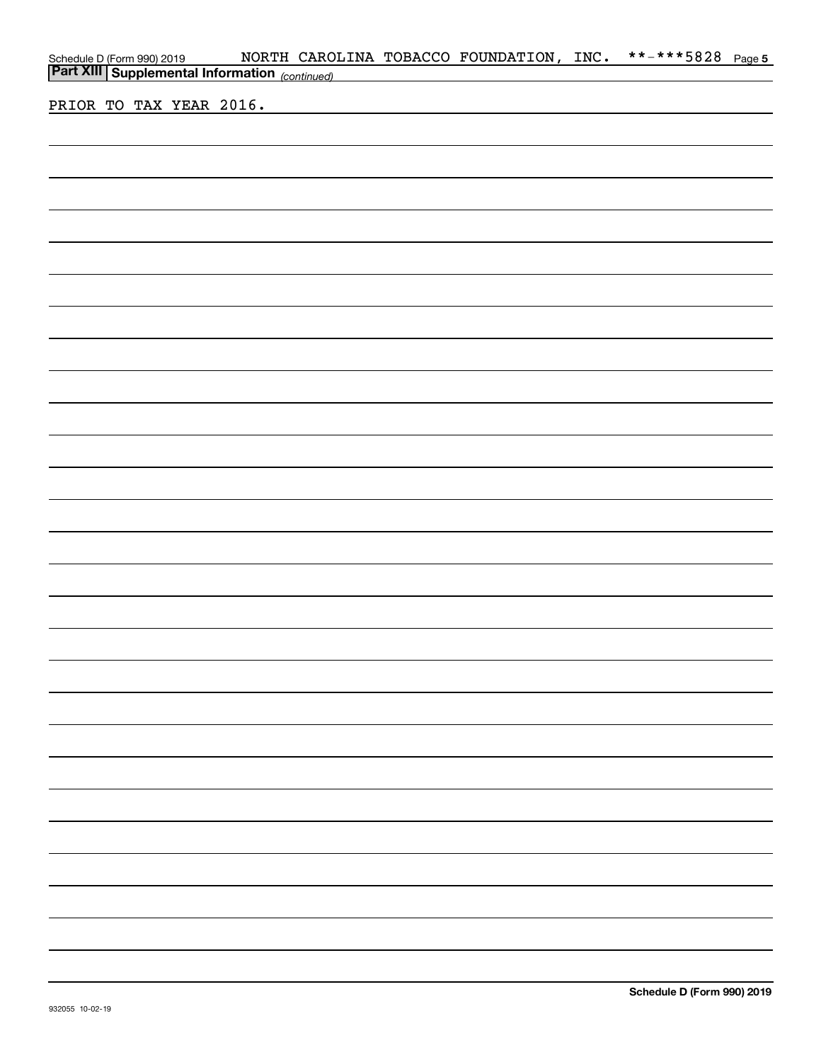## Part XIII Supplemental Information *(continued)*

PRIOR TO TAX YEAR 2016.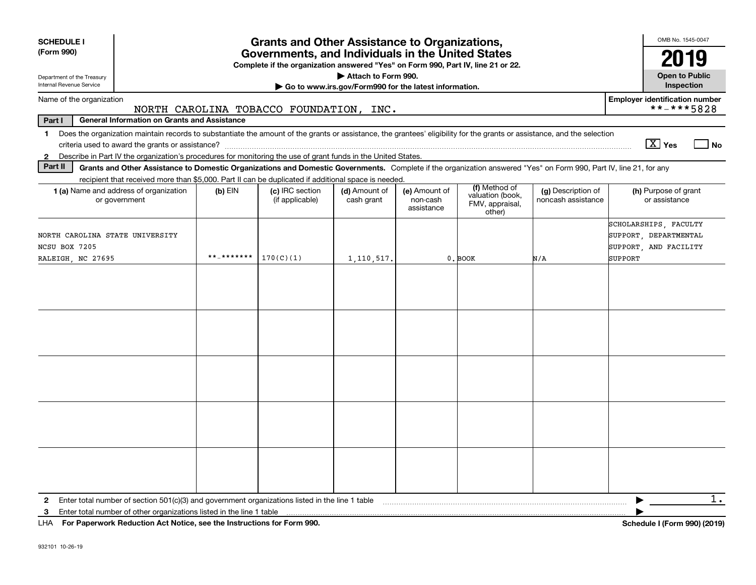**SCHEDULE I**
**(Form 990)**

Department of the Treasury
Internal Revenue Service

# Grants and Other Assistance to Organizations, Governments, and Individuals in the United States

**Complete if the organization answered "Yes" on Form 990, Part IV, line 21 or 22.**

**▶ Attach to Form 990.**

**▶ Go to www.irs.gov/Form990 for the latest information.**

OMB No. 1545-0047

**2019**

**Open to Public Inspection**

Name of the organization: NORTH CAROLINA TOBACCO FOUNDATION, INC.

Employer identification number: **-***5828

**Part I — General Information on Grants and Assistance**

1 Does the organization maintain records to substantiate the amount of the grants or assistance, the grantees' eligibility for the grants or assistance, and the selection criteria used to award the grants or assistance? [X] Yes [ ] No

2 Describe in Part IV the organization's procedures for monitoring the use of grant funds in the United States.

**Part II — Grants and Other Assistance to Domestic Organizations and Domestic Governments.** Complete if the organization answered "Yes" on Form 990, Part IV, line 21, for any recipient that received more than $5,000. Part II can be duplicated if additional space is needed.

| 1 (a) Name and address of organization or government | (b) EIN | (c) IRC section (if applicable) | (d) Amount of cash grant | (e) Amount of non-cash assistance | (f) Method of valuation (book, FMV, appraisal, other) | (g) Description of noncash assistance | (h) Purpose of grant or assistance |
|---|---|---|---|---|---|---|---|
| NORTH CAROLINA STATE UNIVERSITY<br>NCSU BOX 7205<br>RALEIGH, NC 27695 | **-******* | 170(C)(1) | 1,110,517. | 0. | BOOK | N/A | SCHOLARSHIPS, FACULTY SUPPORT, DEPARTMENTAL SUPPORT, AND FACILITY SUPPORT |
| | | | | | | | |
| | | | | | | | |
| | | | | | | | |
| | | | | | | | |
| | | | | | | | |

2 Enter total number of section 501(c)(3) and government organizations listed in the line 1 table ▶ 1.

3 Enter total number of other organizations listed in the line 1 table ▶

LHA **For Paperwork Reduction Act Notice, see the Instructions for Form 990.** **Schedule I (Form 990) (2019)**

932101 10-26-19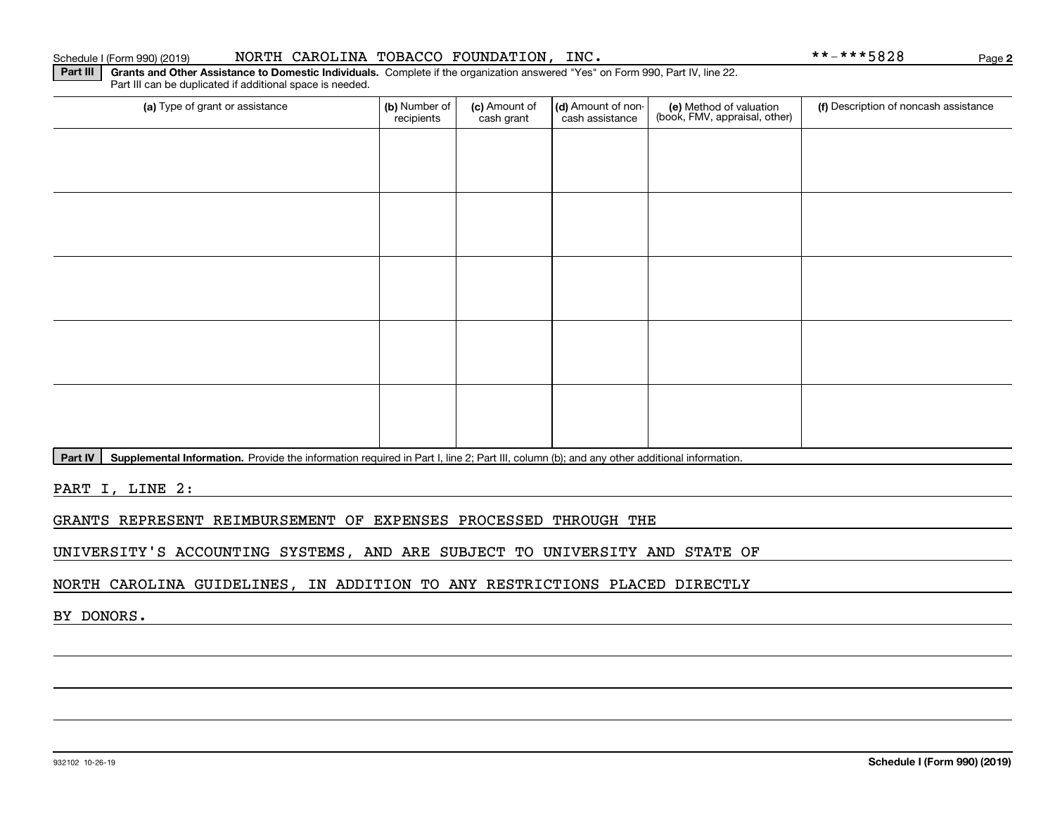Schedule I (Form 990) (2019) NORTH CAROLINA TOBACCO FOUNDATION, INC. **-***5828

**Part III** **Grants and Other Assistance to Domestic Individuals.** Complete if the organization answered "Yes" on Form 990, Part IV, line 22. Part III can be duplicated if additional space is needed.

| (a) Type of grant or assistance | (b) Number of recipients | (c) Amount of cash grant | (d) Amount of non-cash assistance | (e) Method of valuation (book, FMV, appraisal, other) | (f) Description of noncash assistance |
|---|---|---|---|---|---|
| | | | | | |
| | | | | | |
| | | | | | |
| | | | | | |
| | | | | | |

**Part IV** **Supplemental Information.** Provide the information required in Part I, line 2; Part III, column (b); and any other additional information.

PART I, LINE 2:

GRANTS REPRESENT REIMBURSEMENT OF EXPENSES PROCESSED THROUGH THE UNIVERSITY'S ACCOUNTING SYSTEMS, AND ARE SUBJECT TO UNIVERSITY AND STATE OF NORTH CAROLINA GUIDELINES, IN ADDITION TO ANY RESTRICTIONS PLACED DIRECTLY BY DONORS.

932102 10-26-19 **Schedule I (Form 990) (2019)**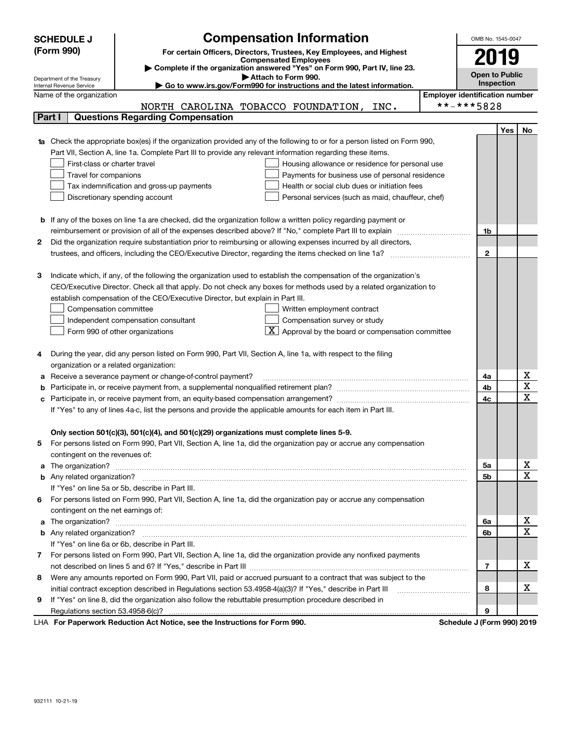**SCHEDULE J (Form 990)**

Department of the Treasury
Internal Revenue Service

# Compensation Information

**For certain Officers, Directors, Trustees, Key Employees, and Highest Compensated Employees**

▶ **Complete if the organization answered "Yes" on Form 990, Part IV, line 23.**

▶ **Attach to Form 990.**

▶ **Go to www.irs.gov/Form990 for instructions and the latest information.**

OMB No. 1545-0047

**2019**

**Open to Public Inspection**

Name of the organization: NORTH CAROLINA TOBACCO FOUNDATION, INC.

Employer identification number: **-***5828

## Part I Questions Regarding Compensation

| | | | Yes | No |
|---|---|---|---|---|
| **1a** | Check the appropriate box(es) if the organization provided any of the following to or for a person listed on Form 990, Part VII, Section A, line 1a. Complete Part III to provide any relevant information regarding these items.<br>☐ First-class or charter travel ☐ Housing allowance or residence for personal use<br>☐ Travel for companions ☐ Payments for business use of personal residence<br>☐ Tax indemnification and gross-up payments ☐ Health or social club dues or initiation fees<br>☐ Discretionary spending account ☐ Personal services (such as maid, chauffeur, chef) | | | |
| **b** | If any of the boxes on line 1a are checked, did the organization follow a written policy regarding payment or reimbursement or provision of all of the expenses described above? If "No," complete Part III to explain | 1b | | |
| **2** | Did the organization require substantiation prior to reimbursing or allowing expenses incurred by all directors, trustees, and officers, including the CEO/Executive Director, regarding the items checked on line 1a? | 2 | | |
| **3** | Indicate which, if any, of the following the organization used to establish the compensation of the organization's CEO/Executive Director. Check all that apply. Do not check any boxes for methods used by a related organization to establish compensation of the CEO/Executive Director, but explain in Part III.<br>☐ Compensation committee ☐ Written employment contract<br>☐ Independent compensation consultant ☐ Compensation survey or study<br>☐ Form 990 of other organizations ☒ Approval by the board or compensation committee | | | |
| **4** | During the year, did any person listed on Form 990, Part VII, Section A, line 1a, with respect to the filing organization or a related organization: | | | |
| **a** | Receive a severance payment or change-of-control payment? | 4a | | X |
| **b** | Participate in, or receive payment from, a supplemental nonqualified retirement plan? | 4b | | X |
| **c** | Participate in, or receive payment from, an equity-based compensation arrangement? | 4c | | X |
| | If "Yes" to any of lines 4a-c, list the persons and provide the applicable amounts for each item in Part III. | | | |
| | **Only section 501(c)(3), 501(c)(4), and 501(c)(29) organizations must complete lines 5-9.** | | | |
| **5** | For persons listed on Form 990, Part VII, Section A, line 1a, did the organization pay or accrue any compensation contingent on the revenues of: | | | |
| **a** | The organization? | 5a | | X |
| **b** | Any related organization? | 5b | | X |
| | If "Yes" on line 5a or 5b, describe in Part III. | | | |
| **6** | For persons listed on Form 990, Part VII, Section A, line 1a, did the organization pay or accrue any compensation contingent on the net earnings of: | | | |
| **a** | The organization? | 6a | | X |
| **b** | Any related organization? | 6b | | X |
| | If "Yes" on line 6a or 6b, describe in Part III. | | | |
| **7** | For persons listed on Form 990, Part VII, Section A, line 1a, did the organization provide any nonfixed payments not described on lines 5 and 6? If "Yes," describe in Part III | 7 | | X |
| **8** | Were any amounts reported on Form 990, Part VII, paid or accrued pursuant to a contract that was subject to the initial contract exception described in Regulations section 53.4958-4(a)(3)? If "Yes," describe in Part III | 8 | | X |
| **9** | If "Yes" on line 8, did the organization also follow the rebuttable presumption procedure described in Regulations section 53.4958-6(c)? | 9 | | |

LHA **For Paperwork Reduction Act Notice, see the Instructions for Form 990.** **Schedule J (Form 990) 2019**

932111 10-21-19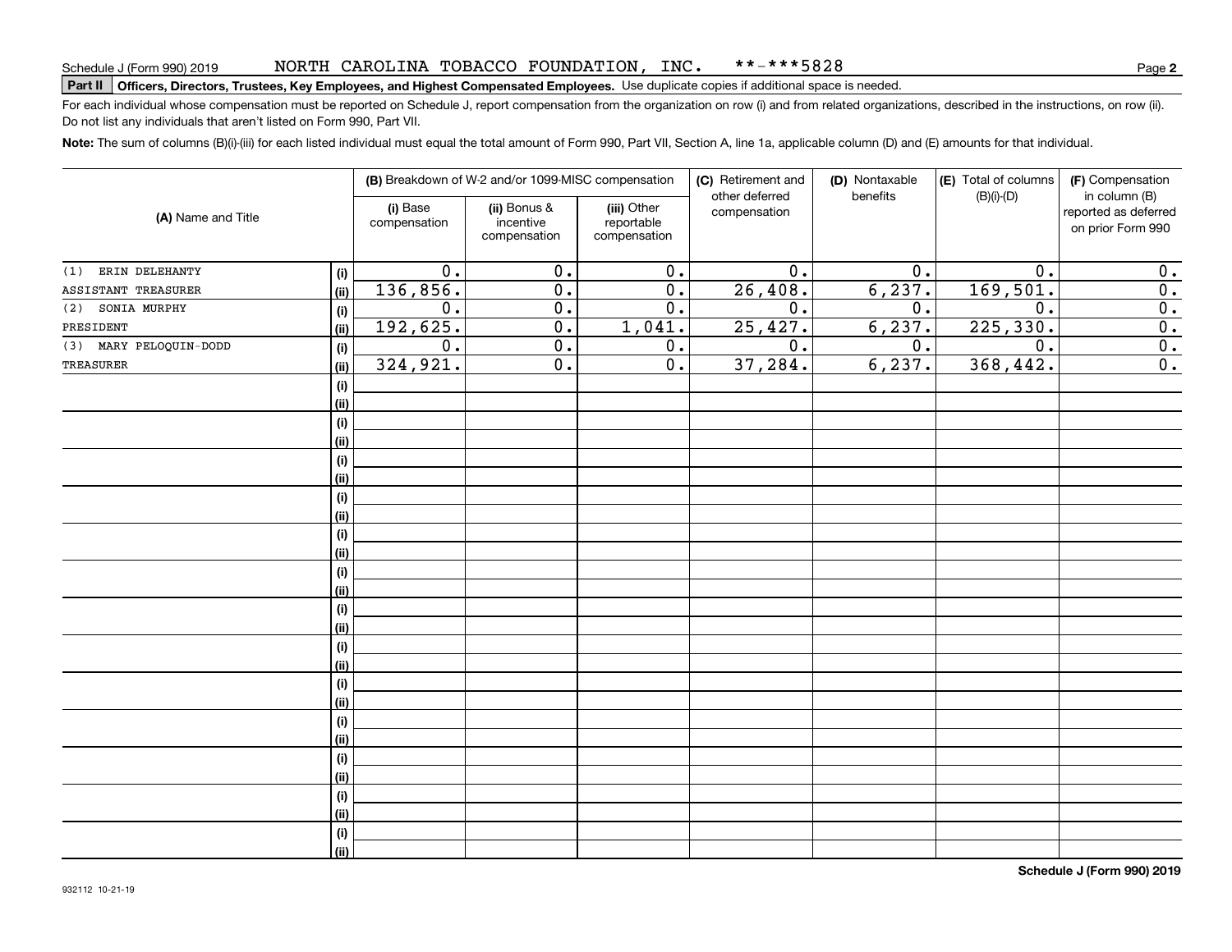Schedule J (Form 990) 2019 NORTH CAROLINA TOBACCO FOUNDATION, INC. **-***5828 Page **2**

**Part II** **Officers, Directors, Trustees, Key Employees, and Highest Compensated Employees.** Use duplicate copies if additional space is needed.

For each individual whose compensation must be reported on Schedule J, report compensation from the organization on row (i) and from related organizations, described in the instructions, on row (ii). Do not list any individuals that aren't listed on Form 990, Part VII.

**Note:** The sum of columns (B)(i)-(iii) for each listed individual must equal the total amount of Form 990, Part VII, Section A, line 1a, applicable column (D) and (E) amounts for that individual.

| (A) Name and Title | | (B) Breakdown of W-2 and/or 1099-MISC compensation | | | (C) Retirement and other deferred compensation | (D) Nontaxable benefits | (E) Total of columns (B)(i)-(D) | (F) Compensation in column (B) reported as deferred on prior Form 990 |
|---|---|---|---|---|---|---|---|---|
| | | (i) Base compensation | (ii) Bonus & incentive compensation | (iii) Other reportable compensation | | | | |
| (1) ERIN DELEHANTY | (i) | 0. | 0. | 0. | 0. | 0. | 0. | 0. |
| ASSISTANT TREASURER | (ii) | 136,856. | 0. | 0. | 26,408. | 6,237. | 169,501. | 0. |
| (2) SONIA MURPHY | (i) | 0. | 0. | 0. | 0. | 0. | 0. | 0. |
| PRESIDENT | (ii) | 192,625. | 0. | 1,041. | 25,427. | 6,237. | 225,330. | 0. |
| (3) MARY PELOQUIN-DODD | (i) | 0. | 0. | 0. | 0. | 0. | 0. | 0. |
| TREASURER | (ii) | 324,921. | 0. | 0. | 37,284. | 6,237. | 368,442. | 0. |

Schedule J (Form 990) 2019

932112 10-21-19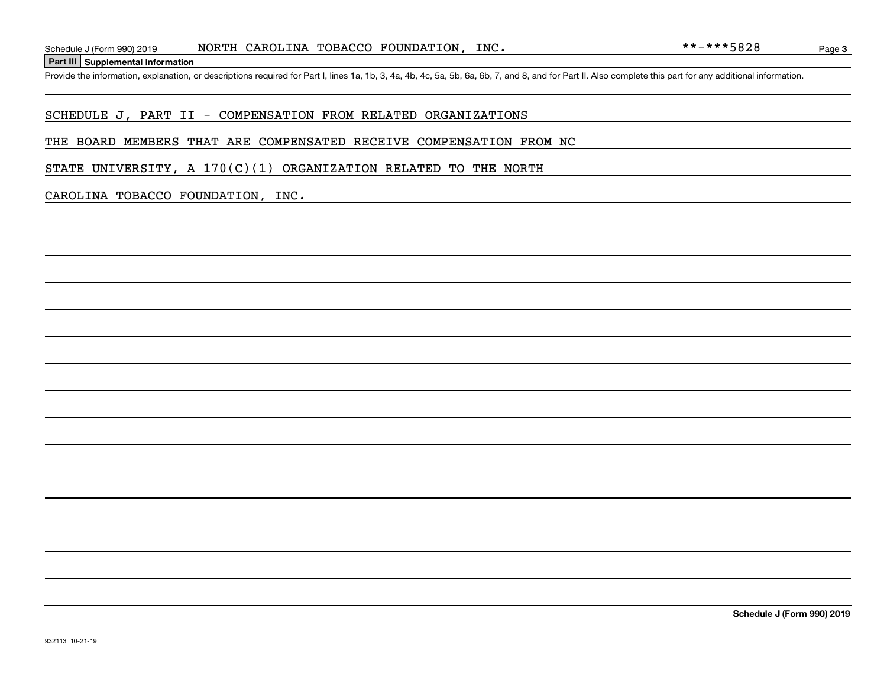## Part III Supplemental Information

Provide the information, explanation, or descriptions required for Part I, lines 1a, 1b, 3, 4a, 4b, 4c, 5a, 5b, 6a, 6b, 7, and 8, and for Part II. Also complete this part for any additional information.

SCHEDULE J, PART II - COMPENSATION FROM RELATED ORGANIZATIONS

THE BOARD MEMBERS THAT ARE COMPENSATED RECEIVE COMPENSATION FROM NC STATE UNIVERSITY, A 170(C)(1) ORGANIZATION RELATED TO THE NORTH CAROLINA TOBACCO FOUNDATION, INC.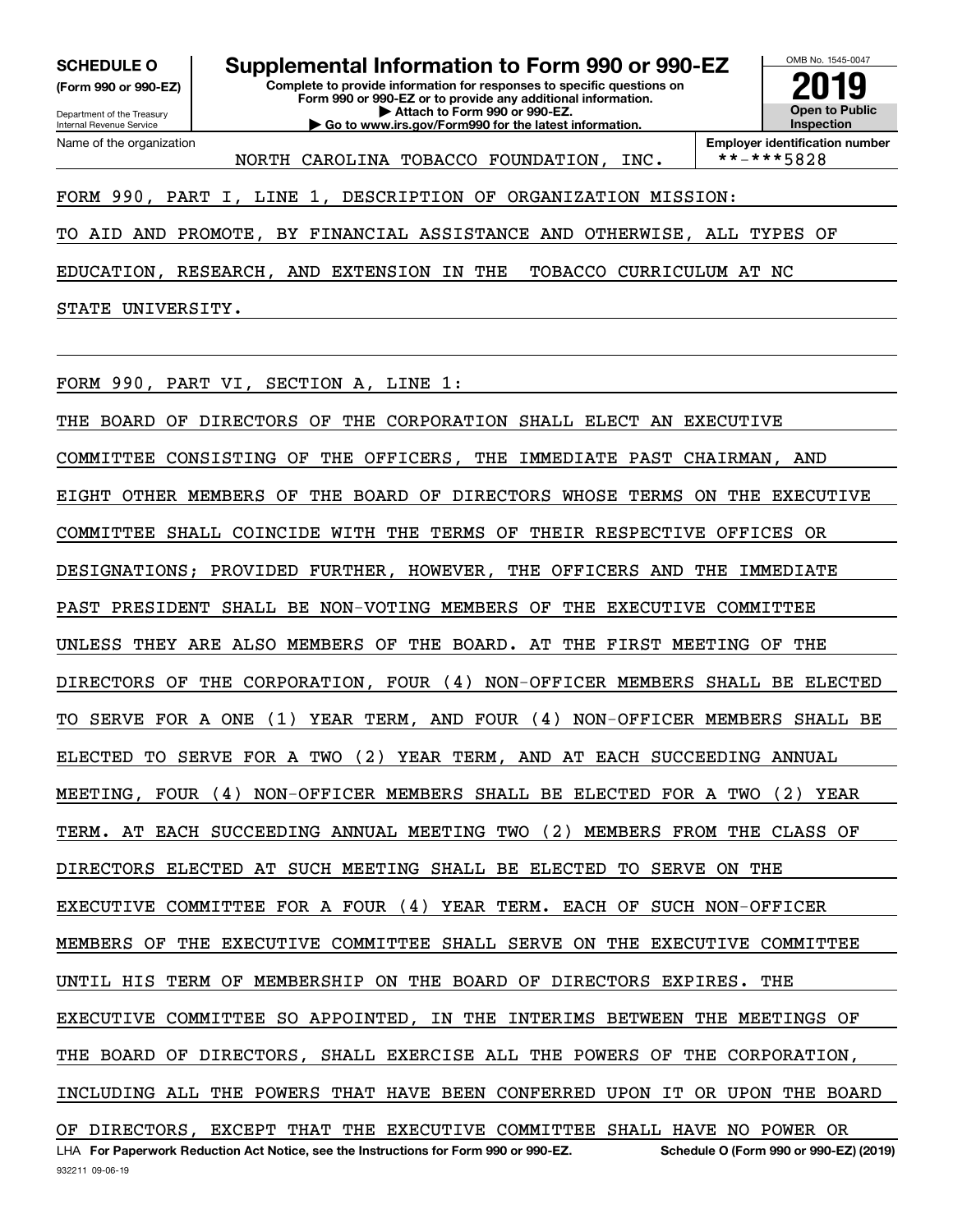**SCHEDULE O**
**(Form 990 or 990-EZ)**

Department of the Treasury
Internal Revenue Service

# Supplemental Information to Form 990 or 990-EZ

**Complete to provide information for responses to specific questions on Form 990 or 990-EZ or to provide any additional information.**
**▶ Attach to Form 990 or 990-EZ.**
**▶ Go to www.irs.gov/Form990 for the latest information.**

OMB No. 1545-0047
**2019**
**Open to Public Inspection**

Name of the organization: NORTH CAROLINA TOBACCO FOUNDATION, INC.
**Employer identification number**: **-***5828

FORM 990, PART I, LINE 1, DESCRIPTION OF ORGANIZATION MISSION:

TO AID AND PROMOTE, BY FINANCIAL ASSISTANCE AND OTHERWISE, ALL TYPES OF EDUCATION, RESEARCH, AND EXTENSION IN THE TOBACCO CURRICULUM AT NC STATE UNIVERSITY.

FORM 990, PART VI, SECTION A, LINE 1:

THE BOARD OF DIRECTORS OF THE CORPORATION SHALL ELECT AN EXECUTIVE COMMITTEE CONSISTING OF THE OFFICERS, THE IMMEDIATE PAST CHAIRMAN, AND EIGHT OTHER MEMBERS OF THE BOARD OF DIRECTORS WHOSE TERMS ON THE EXECUTIVE COMMITTEE SHALL COINCIDE WITH THE TERMS OF THEIR RESPECTIVE OFFICES OR DESIGNATIONS; PROVIDED FURTHER, HOWEVER, THE OFFICERS AND THE IMMEDIATE PAST PRESIDENT SHALL BE NON-VOTING MEMBERS OF THE EXECUTIVE COMMITTEE UNLESS THEY ARE ALSO MEMBERS OF THE BOARD. AT THE FIRST MEETING OF THE DIRECTORS OF THE CORPORATION, FOUR (4) NON-OFFICER MEMBERS SHALL BE ELECTED TO SERVE FOR A ONE (1) YEAR TERM, AND FOUR (4) NON-OFFICER MEMBERS SHALL BE ELECTED TO SERVE FOR A TWO (2) YEAR TERM, AND AT EACH SUCCEEDING ANNUAL MEETING, FOUR (4) NON-OFFICER MEMBERS SHALL BE ELECTED FOR A TWO (2) YEAR TERM. AT EACH SUCCEEDING ANNUAL MEETING TWO (2) MEMBERS FROM THE CLASS OF DIRECTORS ELECTED AT SUCH MEETING SHALL BE ELECTED TO SERVE ON THE EXECUTIVE COMMITTEE FOR A FOUR (4) YEAR TERM. EACH OF SUCH NON-OFFICER MEMBERS OF THE EXECUTIVE COMMITTEE SHALL SERVE ON THE EXECUTIVE COMMITTEE UNTIL HIS TERM OF MEMBERSHIP ON THE BOARD OF DIRECTORS EXPIRES. THE EXECUTIVE COMMITTEE SO APPOINTED, IN THE INTERIMS BETWEEN THE MEETINGS OF THE BOARD OF DIRECTORS, SHALL EXERCISE ALL THE POWERS OF THE CORPORATION, INCLUDING ALL THE POWERS THAT HAVE BEEN CONFERRED UPON IT OR UPON THE BOARD OF DIRECTORS, EXCEPT THAT THE EXECUTIVE COMMITTEE SHALL HAVE NO POWER OR

LHA **For Paperwork Reduction Act Notice, see the Instructions for Form 990 or 990-EZ.** **Schedule O (Form 990 or 990-EZ) (2019)**

932211 09-06-19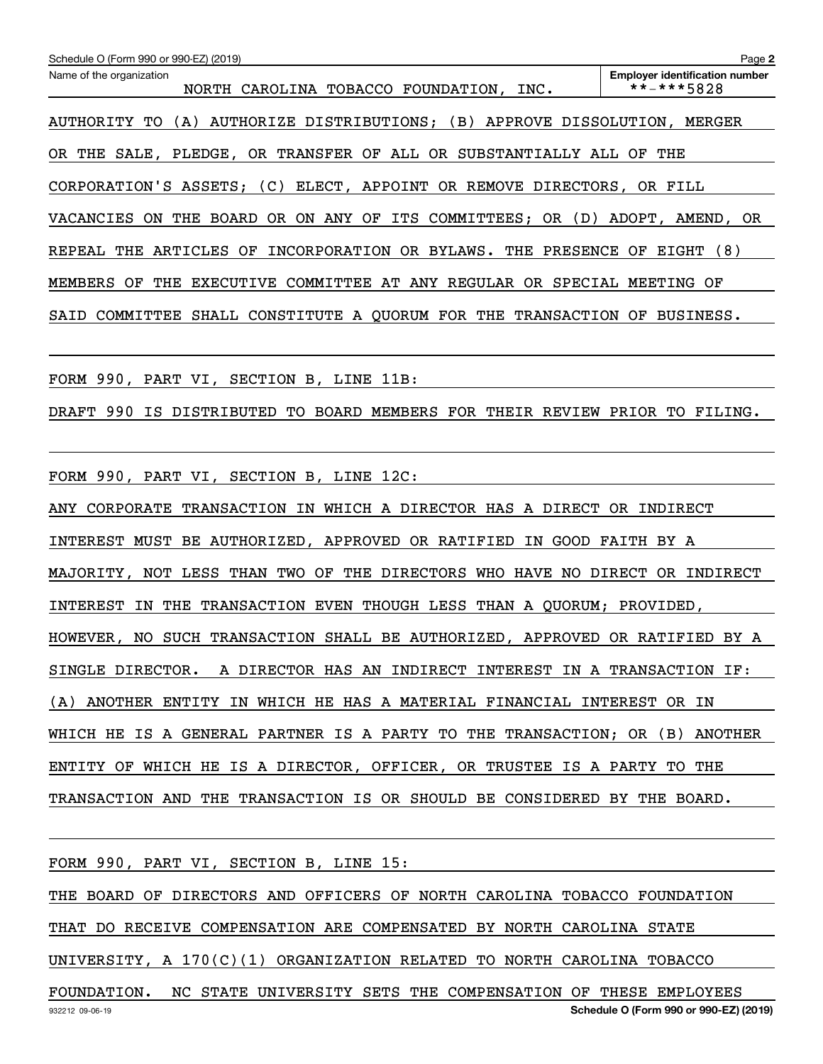Name of the organization: NORTH CAROLINA TOBACCO FOUNDATION, INC.

Employer identification number: **-***5828

AUTHORITY TO (A) AUTHORIZE DISTRIBUTIONS; (B) APPROVE DISSOLUTION, MERGER OR THE SALE, PLEDGE, OR TRANSFER OF ALL OR SUBSTANTIALLY ALL OF THE CORPORATION'S ASSETS; (C) ELECT, APPOINT OR REMOVE DIRECTORS, OR FILL VACANCIES ON THE BOARD OR ON ANY OF ITS COMMITTEES; OR (D) ADOPT, AMEND, OR REPEAL THE ARTICLES OF INCORPORATION OR BYLAWS. THE PRESENCE OF EIGHT (8) MEMBERS OF THE EXECUTIVE COMMITTEE AT ANY REGULAR OR SPECIAL MEETING OF SAID COMMITTEE SHALL CONSTITUTE A QUORUM FOR THE TRANSACTION OF BUSINESS.

FORM 990, PART VI, SECTION B, LINE 11B:

DRAFT 990 IS DISTRIBUTED TO BOARD MEMBERS FOR THEIR REVIEW PRIOR TO FILING.

FORM 990, PART VI, SECTION B, LINE 12C:

ANY CORPORATE TRANSACTION IN WHICH A DIRECTOR HAS A DIRECT OR INDIRECT INTEREST MUST BE AUTHORIZED, APPROVED OR RATIFIED IN GOOD FAITH BY A MAJORITY, NOT LESS THAN TWO OF THE DIRECTORS WHO HAVE NO DIRECT OR INDIRECT INTEREST IN THE TRANSACTION EVEN THOUGH LESS THAN A QUORUM; PROVIDED, HOWEVER, NO SUCH TRANSACTION SHALL BE AUTHORIZED, APPROVED OR RATIFIED BY A SINGLE DIRECTOR. A DIRECTOR HAS AN INDIRECT INTEREST IN A TRANSACTION IF: (A) ANOTHER ENTITY IN WHICH HE HAS A MATERIAL FINANCIAL INTEREST OR IN WHICH HE IS A GENERAL PARTNER IS A PARTY TO THE TRANSACTION; OR (B) ANOTHER ENTITY OF WHICH HE IS A DIRECTOR, OFFICER, OR TRUSTEE IS A PARTY TO THE TRANSACTION AND THE TRANSACTION IS OR SHOULD BE CONSIDERED BY THE BOARD.

FORM 990, PART VI, SECTION B, LINE 15:

THE BOARD OF DIRECTORS AND OFFICERS OF NORTH CAROLINA TOBACCO FOUNDATION THAT DO RECEIVE COMPENSATION ARE COMPENSATED BY NORTH CAROLINA STATE UNIVERSITY, A 170(C)(1) ORGANIZATION RELATED TO NORTH CAROLINA TOBACCO FOUNDATION. NC STATE UNIVERSITY SETS THE COMPENSATION OF THESE EMPLOYEES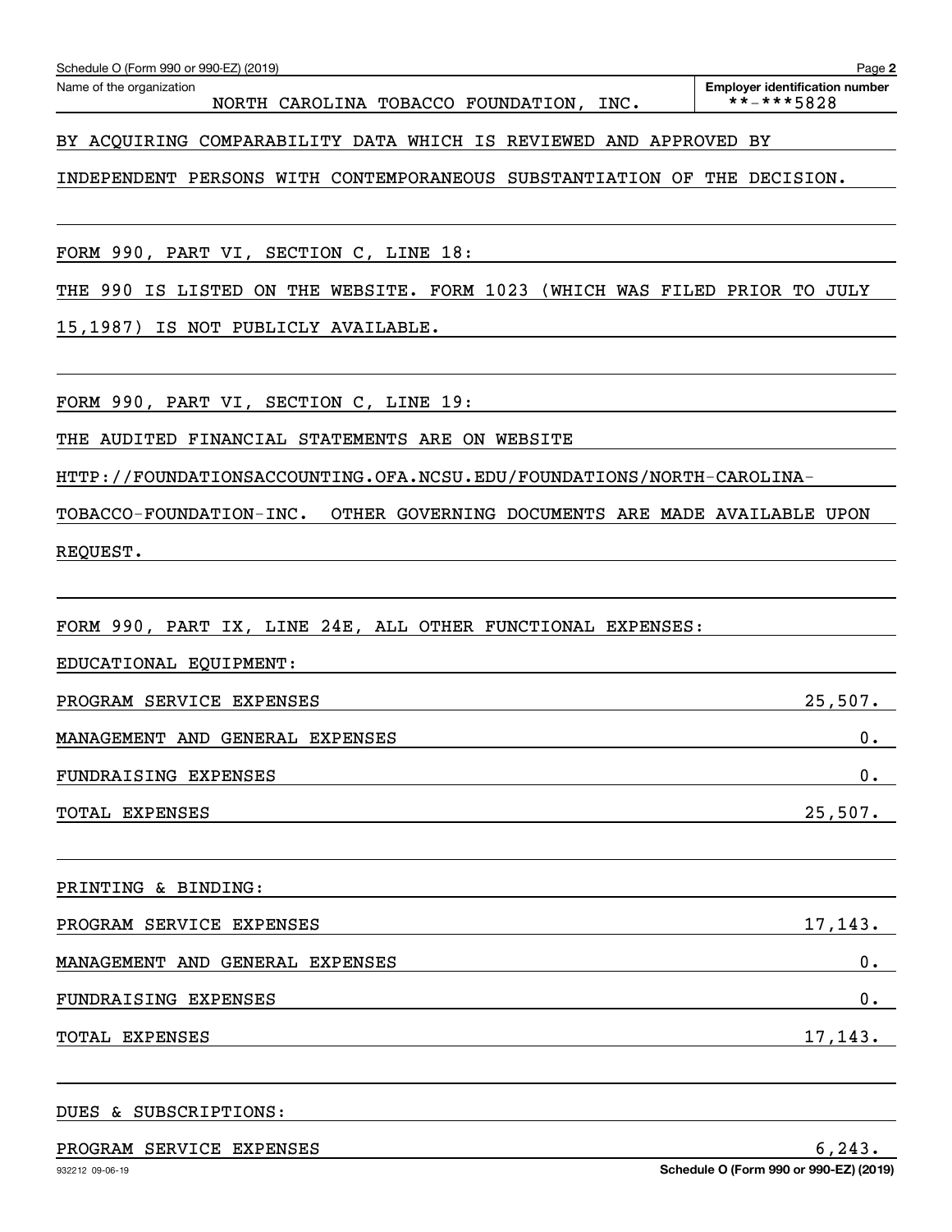Name of the organization: NORTH CAROLINA TOBACCO FOUNDATION, INC.

Employer identification number: **-***5828

BY ACQUIRING COMPARABILITY DATA WHICH IS REVIEWED AND APPROVED BY INDEPENDENT PERSONS WITH CONTEMPORANEOUS SUBSTANTIATION OF THE DECISION.

FORM 990, PART VI, SECTION C, LINE 18:

THE 990 IS LISTED ON THE WEBSITE. FORM 1023 (WHICH WAS FILED PRIOR TO JULY 15,1987) IS NOT PUBLICLY AVAILABLE.

FORM 990, PART VI, SECTION C, LINE 19:

THE AUDITED FINANCIAL STATEMENTS ARE ON WEBSITE HTTP://FOUNDATIONSACCOUNTING.OFA.NCSU.EDU/FOUNDATIONS/NORTH-CAROLINA-TOBACCO-FOUNDATION-INC. OTHER GOVERNING DOCUMENTS ARE MADE AVAILABLE UPON REQUEST.

FORM 990, PART IX, LINE 24E, ALL OTHER FUNCTIONAL EXPENSES:

EDUCATIONAL EQUIPMENT:

| | |
|---|---|
| PROGRAM SERVICE EXPENSES | 25,507. |
| MANAGEMENT AND GENERAL EXPENSES | 0. |
| FUNDRAISING EXPENSES | 0. |
| TOTAL EXPENSES | 25,507. |

PRINTING & BINDING:

| | |
|---|---|
| PROGRAM SERVICE EXPENSES | 17,143. |
| MANAGEMENT AND GENERAL EXPENSES | 0. |
| FUNDRAISING EXPENSES | 0. |
| TOTAL EXPENSES | 17,143. |

DUES & SUBSCRIPTIONS:

| | |
|---|---|
| PROGRAM SERVICE EXPENSES | 6,243. |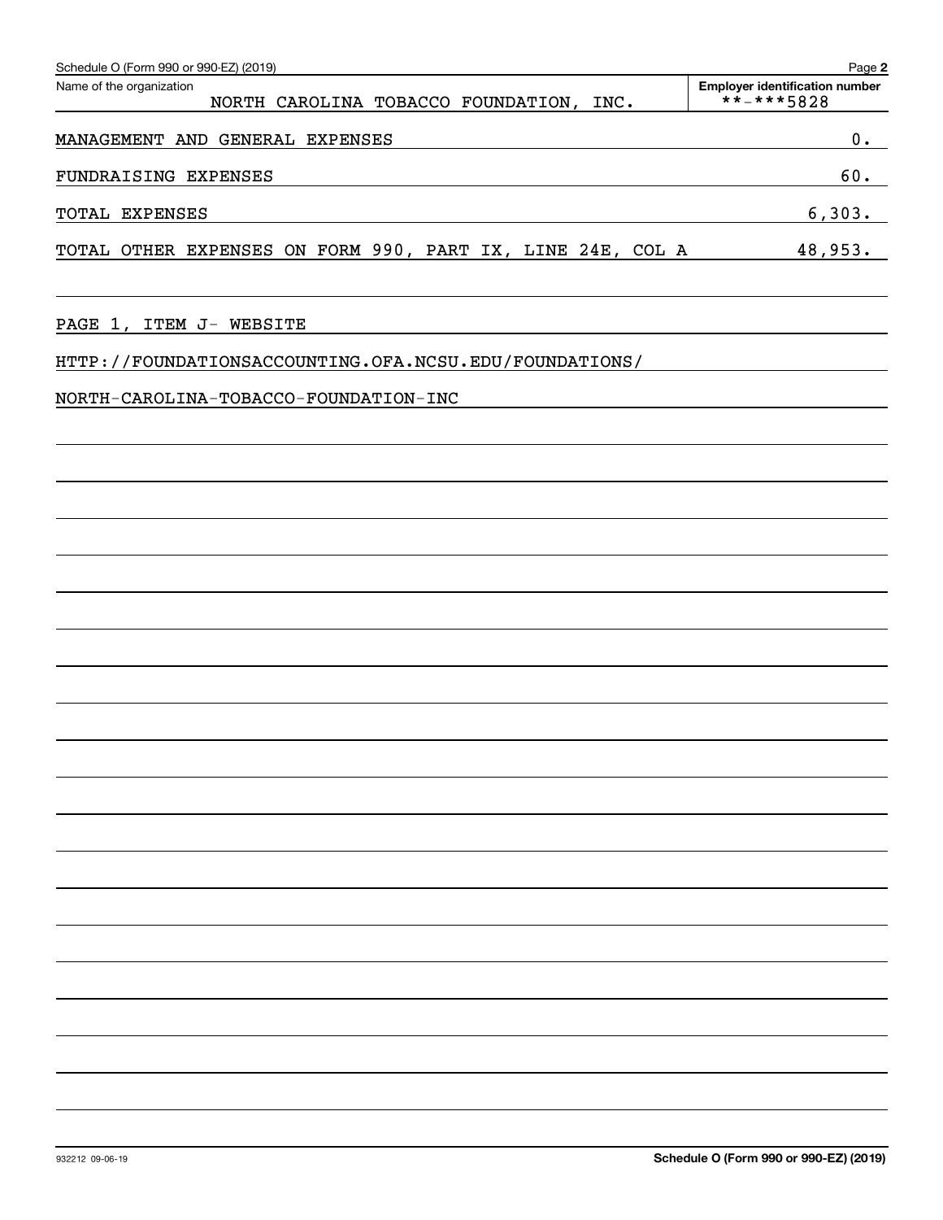Schedule O (Form 990 or 990-EZ) (2019)

Name of the organization: NORTH CAROLINA TOBACCO FOUNDATION, INC.

Employer identification number: **-***5828

| | |
|---|---|
| MANAGEMENT AND GENERAL EXPENSES | 0. |
| FUNDRAISING EXPENSES | 60. |
| TOTAL EXPENSES | 6,303. |
| TOTAL OTHER EXPENSES ON FORM 990, PART IX, LINE 24E, COL A | 48,953. |

PAGE 1, ITEM J- WEBSITE

HTTP://FOUNDATIONSACCOUNTING.OFA.NCSU.EDU/FOUNDATIONS/

NORTH-CAROLINA-TOBACCO-FOUNDATION-INC

932212 09-06-19

Schedule O (Form 990 or 990-EZ) (2019)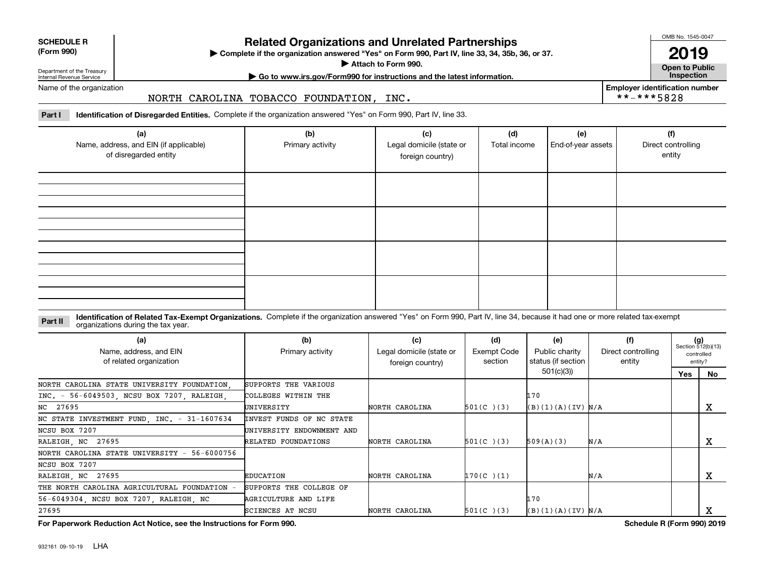**SCHEDULE R (Form 990)**

Department of the Treasury
Internal Revenue Service

# Related Organizations and Unrelated Partnerships

▶ Complete if the organization answered "Yes" on Form 990, Part IV, line 33, 34, 35b, 36, or 37.
▶ Attach to Form 990.
▶ Go to www.irs.gov/Form990 for instructions and the latest information.

OMB No. 1545-0047

**2019**

**Open to Public Inspection**

Name of the organization: NORTH CAROLINA TOBACCO FOUNDATION, INC.

Employer identification number: **-***5828

**Part I** **Identification of Disregarded Entities.** Complete if the organization answered "Yes" on Form 990, Part IV, line 33.

| (a) Name, address, and EIN (if applicable) of disregarded entity | (b) Primary activity | (c) Legal domicile (state or foreign country) | (d) Total income | (e) End-of-year assets | (f) Direct controlling entity |
|---|---|---|---|---|---|
| | | | | | |
| | | | | | |
| | | | | | |
| | | | | | |

**Part II** **Identification of Related Tax-Exempt Organizations.** Complete if the organization answered "Yes" on Form 990, Part IV, line 34, because it had one or more related tax-exempt organizations during the tax year.

| (a) Name, address, and EIN of related organization | (b) Primary activity | (c) Legal domicile (state or foreign country) | (d) Exempt Code section | (e) Public charity status (if section 501(c)(3)) | (f) Direct controlling entity | (g) Section 512(b)(13) controlled entity? Yes | No |
|---|---|---|---|---|---|---|---|
| NORTH CAROLINA STATE UNIVERSITY FOUNDATION, INC. - 56-6049503, NCSU BOX 7207, RALEIGH, NC 27695 | SUPPORTS THE VARIOUS COLLEGES WITHIN THE UNIVERSITY | NORTH CAROLINA | 501(C )(3) | 170 (B)(1)(A)(IV) | N/A | | X |
| NC STATE INVESTMENT FUND, INC. - 31-1607634 NCSU BOX 7207 RALEIGH, NC 27695 | INVEST FUNDS OF NC STATE UNIVERSITY ENDOWMENT AND RELATED FOUNDATIONS | NORTH CAROLINA | 501(C )(3) | 509(A)(3) | N/A | | X |
| NORTH CAROLINA STATE UNIVERSITY - 56-6000756 NCSU BOX 7207 RALEIGH, NC 27695 | EDUCATION | NORTH CAROLINA | 170(C )(1) | | N/A | | X |
| THE NORTH CAROLINA AGRICULTURAL FOUNDATION - 56-6049304, NCSU BOX 7207, RALEIGH, NC 27695 | SUPPORTS THE COLLEGE OF AGRICULTURE AND LIFE SCIENCES AT NCSU | NORTH CAROLINA | 501(C )(3) | 170 (B)(1)(A)(IV) | N/A | | X |

**For Paperwork Reduction Act Notice, see the Instructions for Form 990.** **Schedule R (Form 990) 2019**

932161 09-10-19 LHA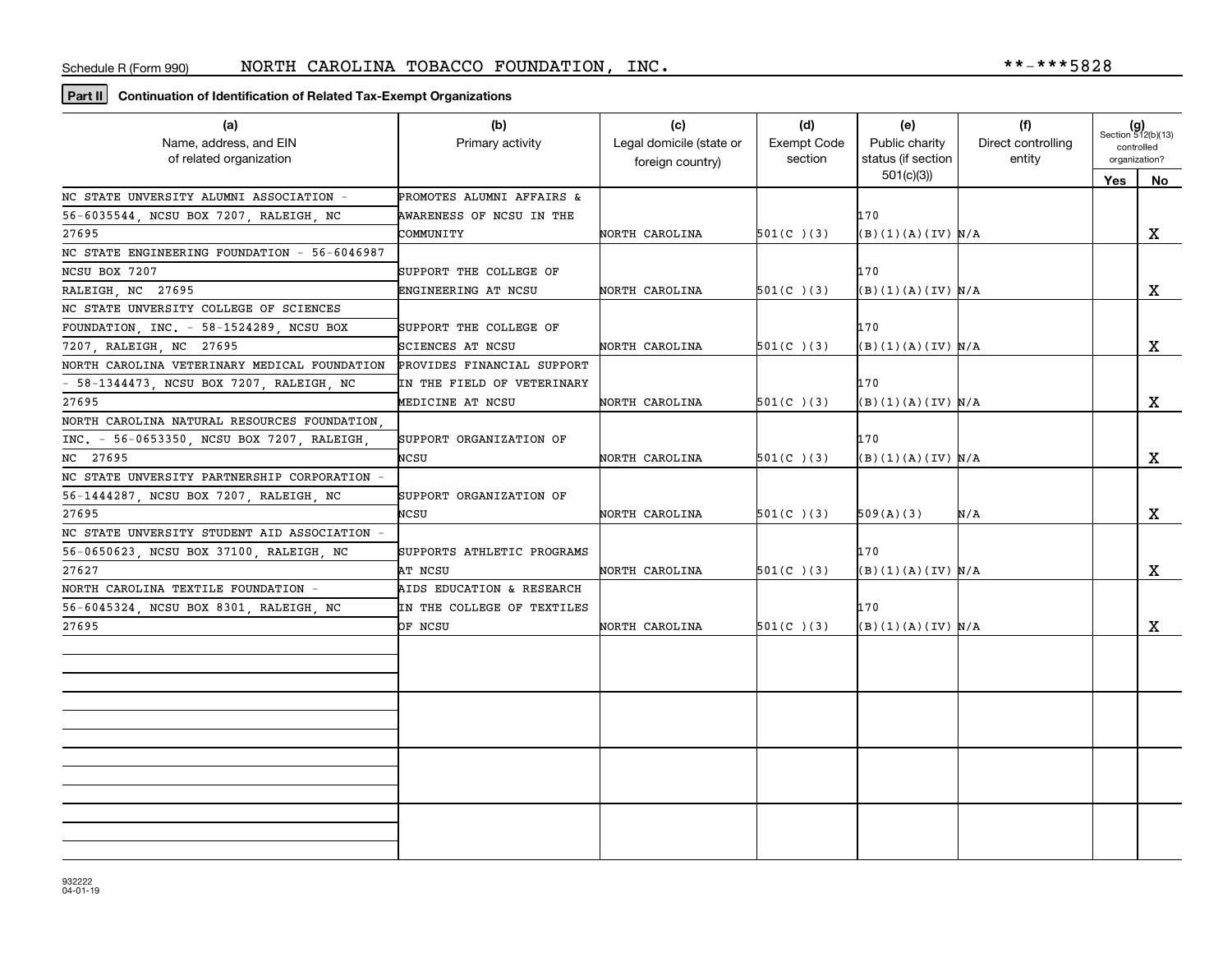Schedule R (Form 990) NORTH CAROLINA TOBACCO FOUNDATION, INC. **-***5828

**Part II** **Continuation of Identification of Related Tax-Exempt Organizations**

| (a) Name, address, and EIN of related organization | (b) Primary activity | (c) Legal domicile (state or foreign country) | (d) Exempt Code section | (e) Public charity status (if section 501(c)(3)) | (f) Direct controlling entity | (g) Section 512(b)(13) controlled organization? Yes | No |
|---|---|---|---|---|---|---|---|
| NC STATE UNVERSITY ALUMNI ASSOCIATION - 56-6035544, NCSU BOX 7207, RALEIGH, NC 27695 | PROMOTES ALUMNI AFFAIRS & AWARENESS OF NCSU IN THE COMMUNITY | NORTH CAROLINA | 501(C )(3) | 170 (B)(1)(A)(IV) | N/A | | X |
| NC STATE ENGINEERING FOUNDATION - 56-6046987 NCSU BOX 7207 RALEIGH, NC 27695 | SUPPORT THE COLLEGE OF ENGINEERING AT NCSU | NORTH CAROLINA | 501(C )(3) | 170 (B)(1)(A)(IV) | N/A | | X |
| NC STATE UNVERSITY COLLEGE OF SCIENCES FOUNDATION, INC. - 58-1524289, NCSU BOX 7207, RALEIGH, NC 27695 | SUPPORT THE COLLEGE OF SCIENCES AT NCSU | NORTH CAROLINA | 501(C )(3) | 170 (B)(1)(A)(IV) | N/A | | X |
| NORTH CAROLINA VETERINARY MEDICAL FOUNDATION - 58-1344473, NCSU BOX 7207, RALEIGH, NC 27695 | PROVIDES FINANCIAL SUPPORT IN THE FIELD OF VETERINARY MEDICINE AT NCSU | NORTH CAROLINA | 501(C )(3) | 170 (B)(1)(A)(IV) | N/A | | X |
| NORTH CAROLINA NATURAL RESOURCES FOUNDATION, INC. - 56-0653350, NCSU BOX 7207, RALEIGH, NC 27695 | SUPPORT ORGANIZATION OF NCSU | NORTH CAROLINA | 501(C )(3) | 170 (B)(1)(A)(IV) | N/A | | X |
| NC STATE UNVERSITY PARTNERSHIP CORPORATION - 56-1444287, NCSU BOX 7207, RALEIGH, NC 27695 | SUPPORT ORGANIZATION OF NCSU | NORTH CAROLINA | 501(C )(3) | 509(A)(3) | N/A | | X |
| NC STATE UNVERSITY STUDENT AID ASSOCIATION - 56-0650623, NCSU BOX 37100, RALEIGH, NC 27627 | SUPPORTS ATHLETIC PROGRAMS AT NCSU | NORTH CAROLINA | 501(C )(3) | 170 (B)(1)(A)(IV) | N/A | | X |
| NORTH CAROLINA TEXTILE FOUNDATION - 56-6045324, NCSU BOX 8301, RALEIGH, NC 27695 | AIDS EDUCATION & RESEARCH IN THE COLLEGE OF TEXTILES OF NCSU | NORTH CAROLINA | 501(C )(3) | 170 (B)(1)(A)(IV) | N/A | | X |
| | | | | | | | |
| | | | | | | | |
| | | | | | | | |
| | | | | | | | |

932222 04-01-19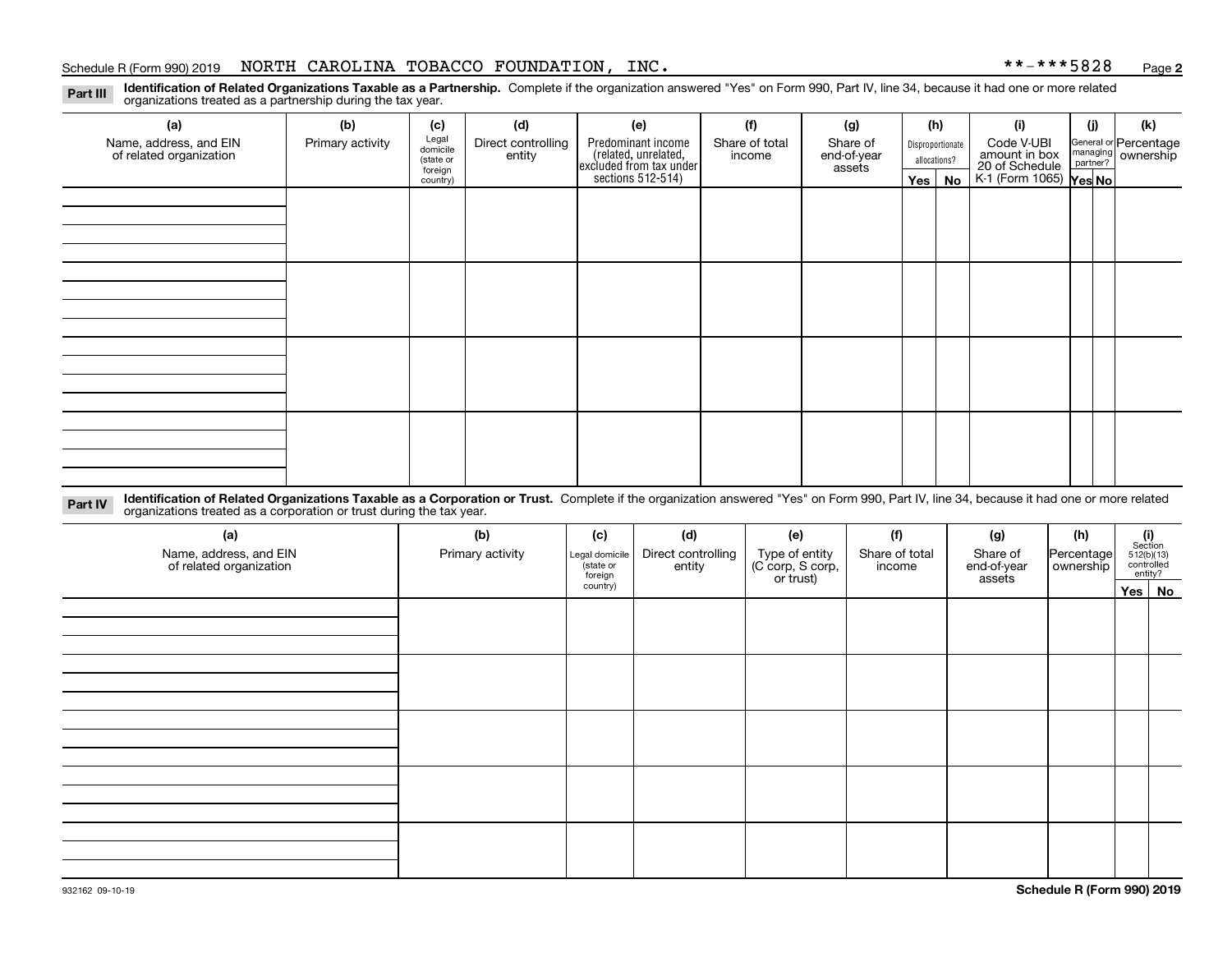Schedule R (Form 990) 2019 NORTH CAROLINA TOBACCO FOUNDATION, INC. **-***5828 Page 2

**Part III** **Identification of Related Organizations Taxable as a Partnership.** Complete if the organization answered "Yes" on Form 990, Part IV, line 34, because it had one or more related organizations treated as a partnership during the tax year.

| (a) Name, address, and EIN of related organization | (b) Primary activity | (c) Legal domicile (state or foreign country) | (d) Direct controlling entity | (e) Predominant income (related, unrelated, excluded from tax under sections 512-514) | (f) Share of total income | (g) Share of end-of-year assets | (h) Disproportionate allocations? | | (i) Code V-UBI amount in box 20 of Schedule K-1 (Form 1065) | (j) General or managing partner? | | (k) Percentage ownership |
|---|---|---|---|---|---|---|---|---|---|---|---|---|
| | | | | | | | Yes | No | | Yes | No | |
| | | | | | | | | | | | | |
| | | | | | | | | | | | | |
| | | | | | | | | | | | | |
| | | | | | | | | | | | | |

**Part IV** **Identification of Related Organizations Taxable as a Corporation or Trust.** Complete if the organization answered "Yes" on Form 990, Part IV, line 34, because it had one or more related organizations treated as a corporation or trust during the tax year.

| (a) Name, address, and EIN of related organization | (b) Primary activity | (c) Legal domicile (state or foreign country) | (d) Direct controlling entity | (e) Type of entity (C corp, S corp, or trust) | (f) Share of total income | (g) Share of end-of-year assets | (h) Percentage ownership | (i) Section 512(b)(13) controlled entity? | |
|---|---|---|---|---|---|---|---|---|---|
| | | | | | | | | Yes | No |
| | | | | | | | | | |
| | | | | | | | | | |
| | | | | | | | | | |
| | | | | | | | | | |
| | | | | | | | | | |

932162 09-10-19 **Schedule R (Form 990) 2019**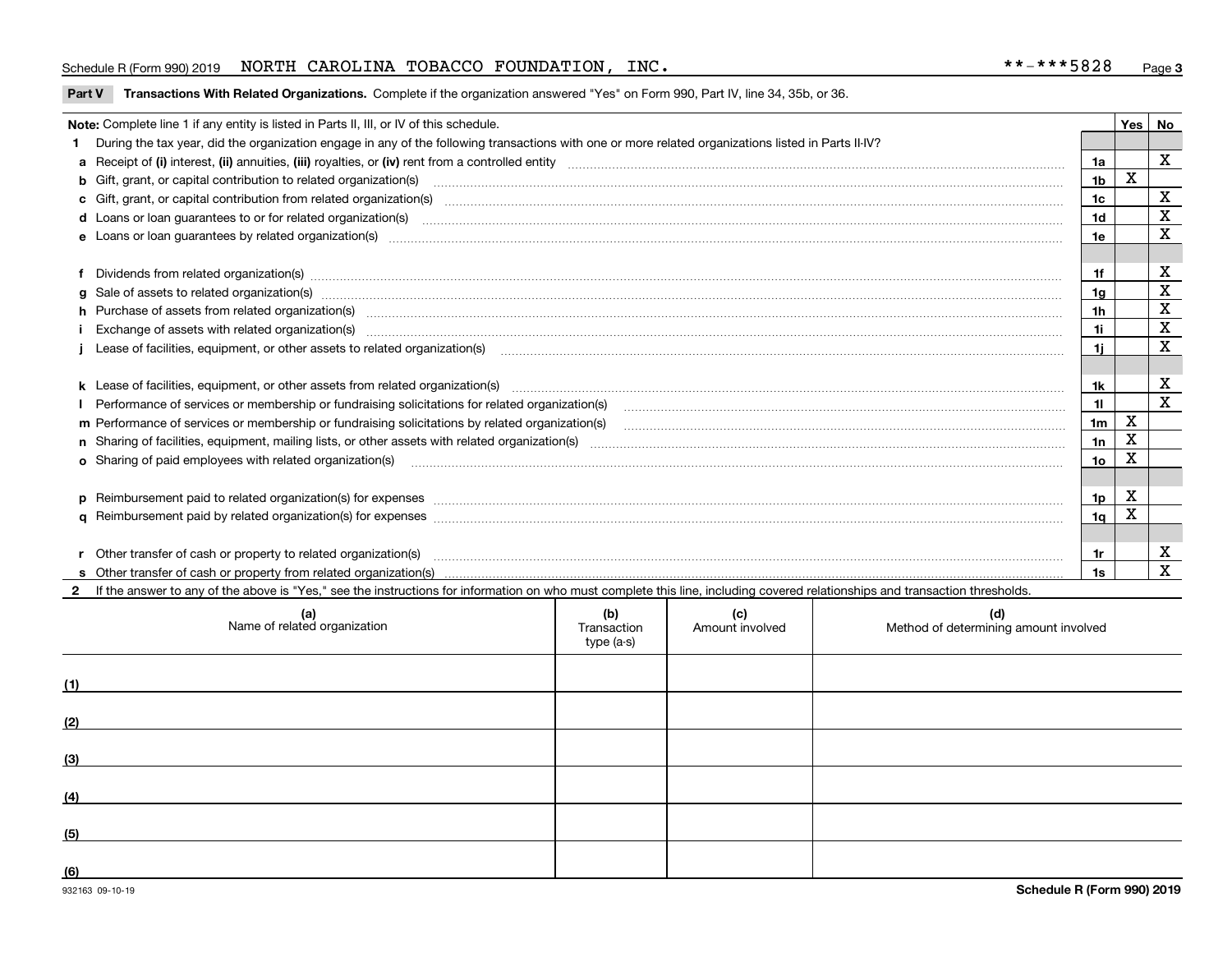Schedule R (Form 990) 2019 NORTH CAROLINA TOBACCO FOUNDATION, INC. **-***5828

**Part V Transactions With Related Organizations.** Complete if the organization answered "Yes" on Form 990, Part IV, line 34, 35b, or 36.

| Note: Complete line 1 if any entity is listed in Parts II, III, or IV of this schedule. | | Yes | No |
|---|---|---|---|
| **1** During the tax year, did the organization engage in any of the following transactions with one or more related organizations listed in Parts II-IV? | | | |
| **a** Receipt of **(i)** interest, **(ii)** annuities, **(iii)** royalties, or **(iv)** rent from a controlled entity | 1a | | X |
| **b** Gift, grant, or capital contribution to related organization(s) | 1b | X | |
| **c** Gift, grant, or capital contribution from related organization(s) | 1c | | X |
| **d** Loans or loan guarantees to or for related organization(s) | 1d | | X |
| **e** Loans or loan guarantees by related organization(s) | 1e | | X |
| **f** Dividends from related organization(s) | 1f | | X |
| **g** Sale of assets to related organization(s) | 1g | | X |
| **h** Purchase of assets from related organization(s) | 1h | | X |
| **i** Exchange of assets with related organization(s) | 1i | | X |
| **j** Lease of facilities, equipment, or other assets to related organization(s) | 1j | | X |
| **k** Lease of facilities, equipment, or other assets from related organization(s) | 1k | | X |
| **l** Performance of services or membership or fundraising solicitations for related organization(s) | 1l | | X |
| **m** Performance of services or membership or fundraising solicitations by related organization(s) | 1m | X | |
| **n** Sharing of facilities, equipment, mailing lists, or other assets with related organization(s) | 1n | X | |
| **o** Sharing of paid employees with related organization(s) | 1o | X | |
| **p** Reimbursement paid to related organization(s) for expenses | 1p | X | |
| **q** Reimbursement paid by related organization(s) for expenses | 1q | X | |
| **r** Other transfer of cash or property to related organization(s) | 1r | | X |
| **s** Other transfer of cash or property from related organization(s) | 1s | | X |

**2** If the answer to any of the above is "Yes," see the instructions for information on who must complete this line, including covered relationships and transaction thresholds.

| | (a) Name of related organization | (b) Transaction type (a-s) | (c) Amount involved | (d) Method of determining amount involved |
|---|---|---|---|---|
| (1) | | | | |
| (2) | | | | |
| (3) | | | | |
| (4) | | | | |
| (5) | | | | |
| (6) | | | | |

932163 09-10-19 **Schedule R (Form 990) 2019**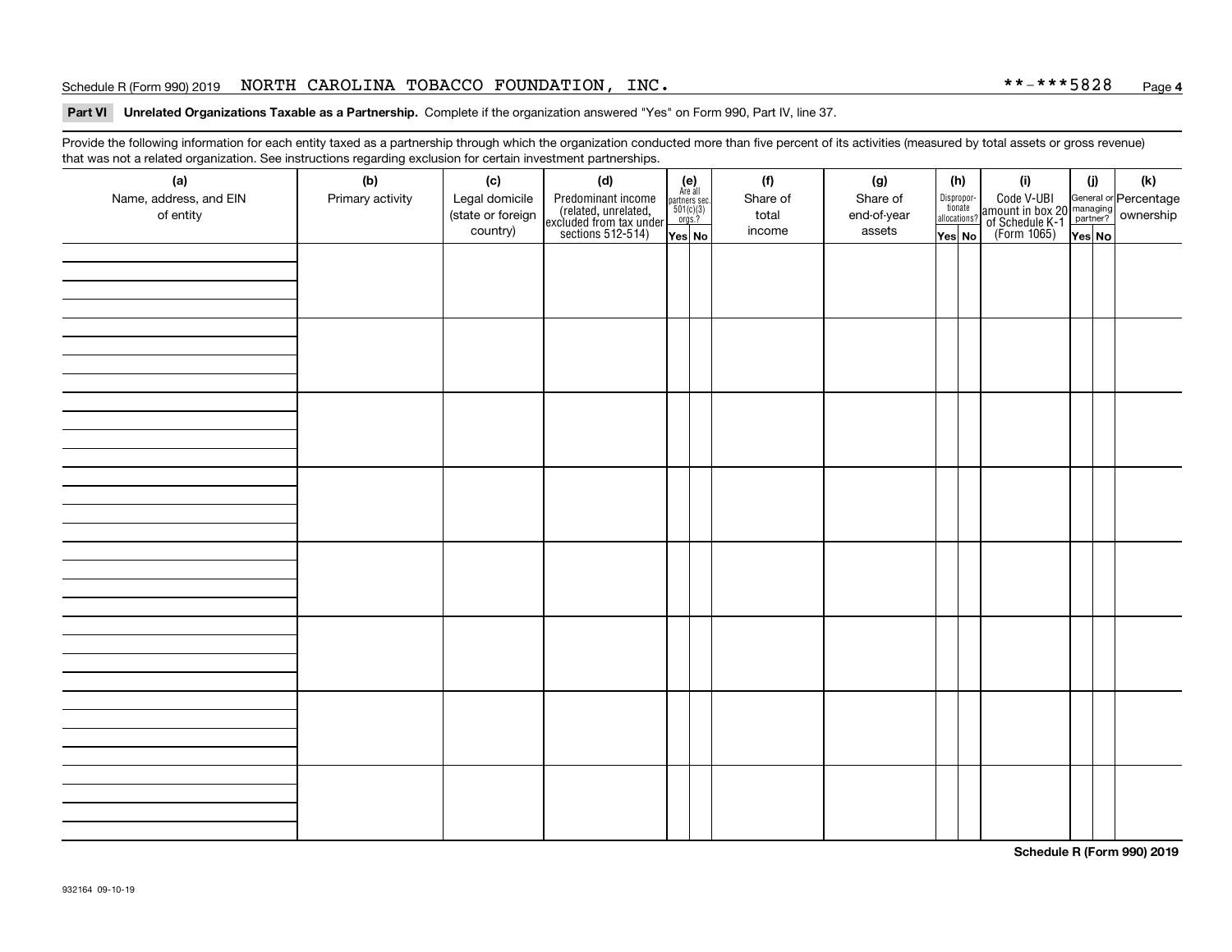## Part VI Unrelated Organizations Taxable as a Partnership. Complete if the organization answered "Yes" on Form 990, Part IV, line 37.

Provide the following information for each entity taxed as a partnership through which the organization conducted more than five percent of its activities (measured by total assets or gross revenue) that was not a related organization. See instructions regarding exclusion for certain investment partnerships.

| (a) Name, address, and EIN of entity | (b) Primary activity | (c) Legal domicile (state or foreign country) | (d) Predominant income (related, unrelated, excluded from tax under sections 512-514) | (e) Are all partners sec. 501(c)(3) orgs.? | | (f) Share of total income | (g) Share of end-of-year assets | (h) Disproportionate allocations? | | (i) Code V-UBI amount in box 20 of Schedule K-1 (Form 1065) | (j) General or managing partner? | | (k) Percentage ownership |
|---|---|---|---|---|---|---|---|---|---|---|---|---|---|
| | | | | Yes | No | | | Yes | No | | Yes | No | |
| | | | | | | | | | | | | | |
| | | | | | | | | | | | | | |
| | | | | | | | | | | | | | |
| | | | | | | | | | | | | | |
| | | | | | | | | | | | | | |
| | | | | | | | | | | | | | |
| | | | | | | | | | | | | | |
| | | | | | | | | | | | | | |

932164 09-10-19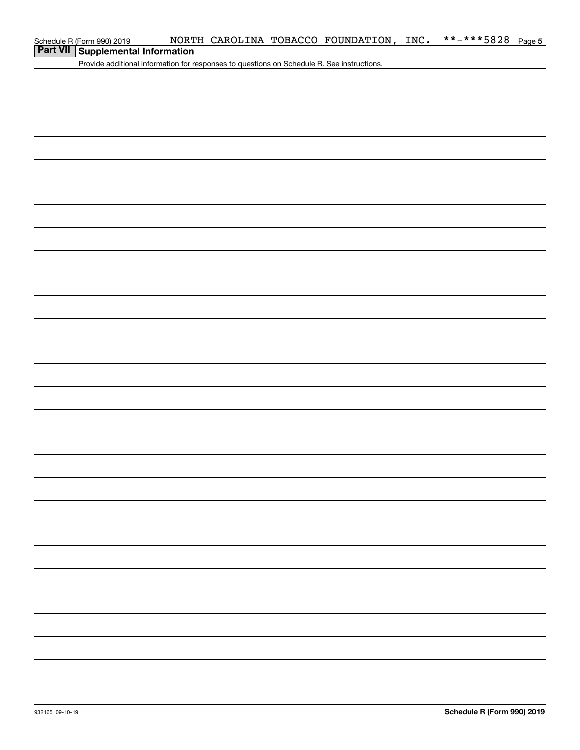Schedule R (Form 990) 2019 NORTH CAROLINA TOBACCO FOUNDATION, INC. **-***5828 Page 5

## Part VII Supplemental Information

Provide additional information for responses to questions on Schedule R. See instructions.

932165 09-10-19

**Schedule R (Form 990) 2019**